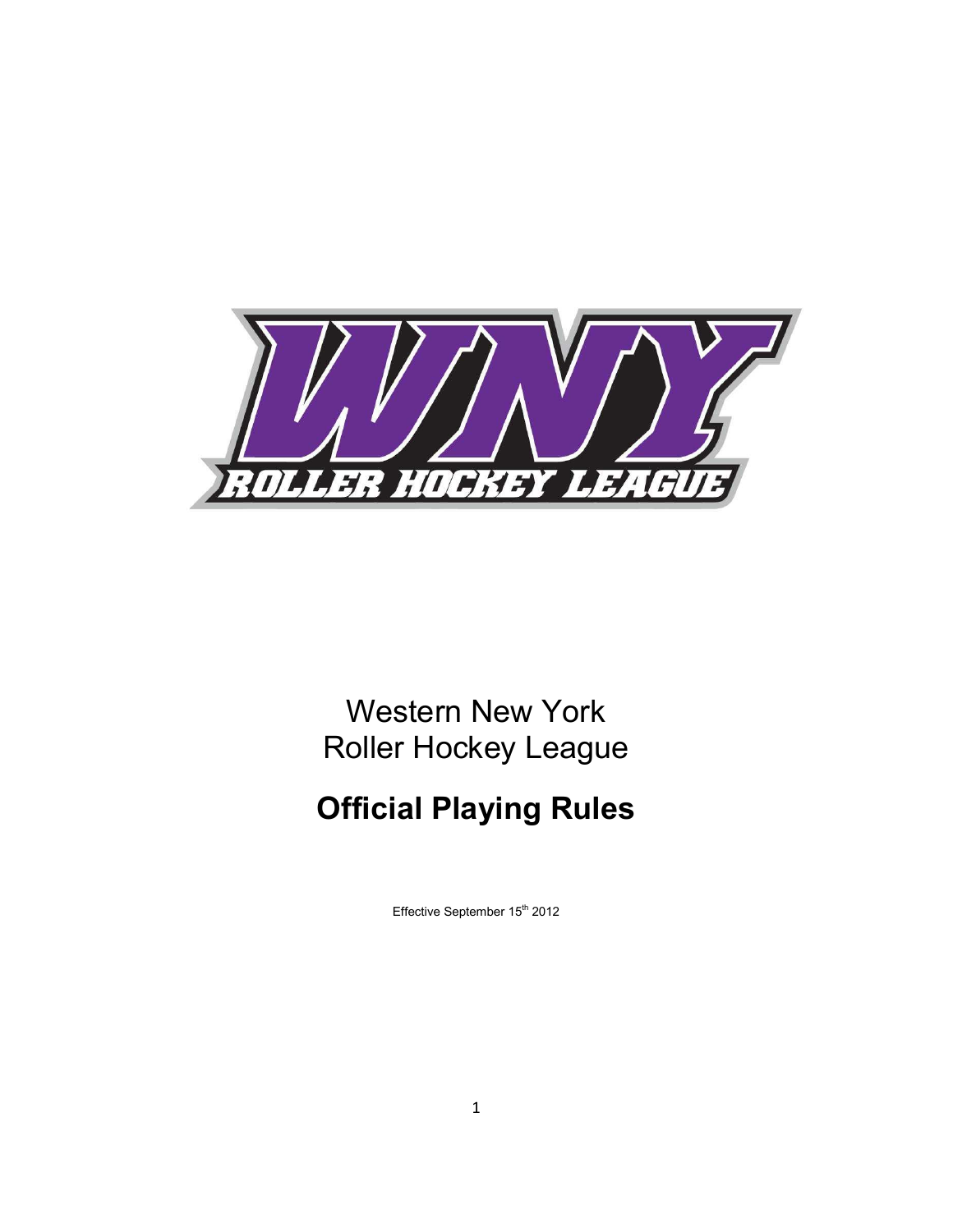Western New York
Roller Hockey League

# Official Playing Rules

Effective September 15th 2012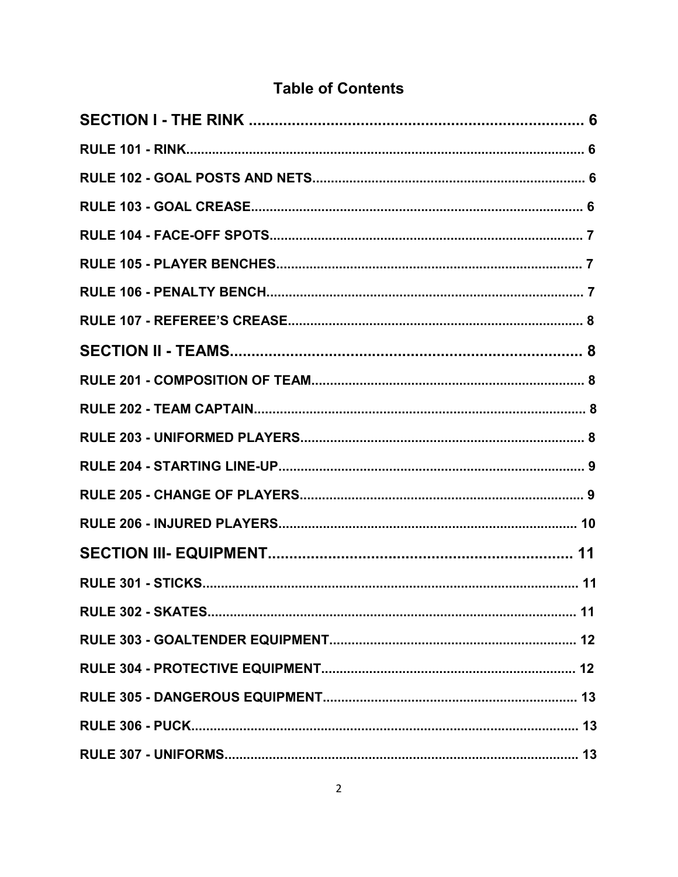# Table of Contents

**SECTION I - THE RINK ........................................................................ 6**

**RULE 101 - RINK.......................................................................................... 6**

**RULE 102 - GOAL POSTS AND NETS........................................................ 6**

**RULE 103 - GOAL CREASE........................................................................ 6**

**RULE 104 - FACE-OFF SPOTS.................................................................... 7**

**RULE 105 - PLAYER BENCHES................................................................... 7**

**RULE 106 - PENALTY BENCH...................................................................... 7**

**RULE 107 - REFEREE'S CREASE................................................................ 8**

**SECTION II - TEAMS.................................................................................. 8**

**RULE 201 - COMPOSITION OF TEAM......................................................... 8**

**RULE 202 - TEAM CAPTAIN......................................................................... 8**

**RULE 203 - UNIFORMED PLAYERS............................................................ 8**

**RULE 204 - STARTING LINE-UP.................................................................. 9**

**RULE 205 - CHANGE OF PLAYERS............................................................ 9**

**RULE 206 - INJURED PLAYERS................................................................. 10**

**SECTION III- EQUIPMENT........................................................................ 11**

**RULE 301 - STICKS..................................................................................... 11**

**RULE 302 - SKATES................................................................................... 11**

**RULE 303 - GOALTENDER EQUIPMENT.................................................. 12**

**RULE 304 - PROTECTIVE EQUIPMENT..................................................... 12**

**RULE 305 - DANGEROUS EQUIPMENT..................................................... 13**

**RULE 306 - PUCK........................................................................................ 13**

**RULE 307 - UNIFORMS............................................................................... 13**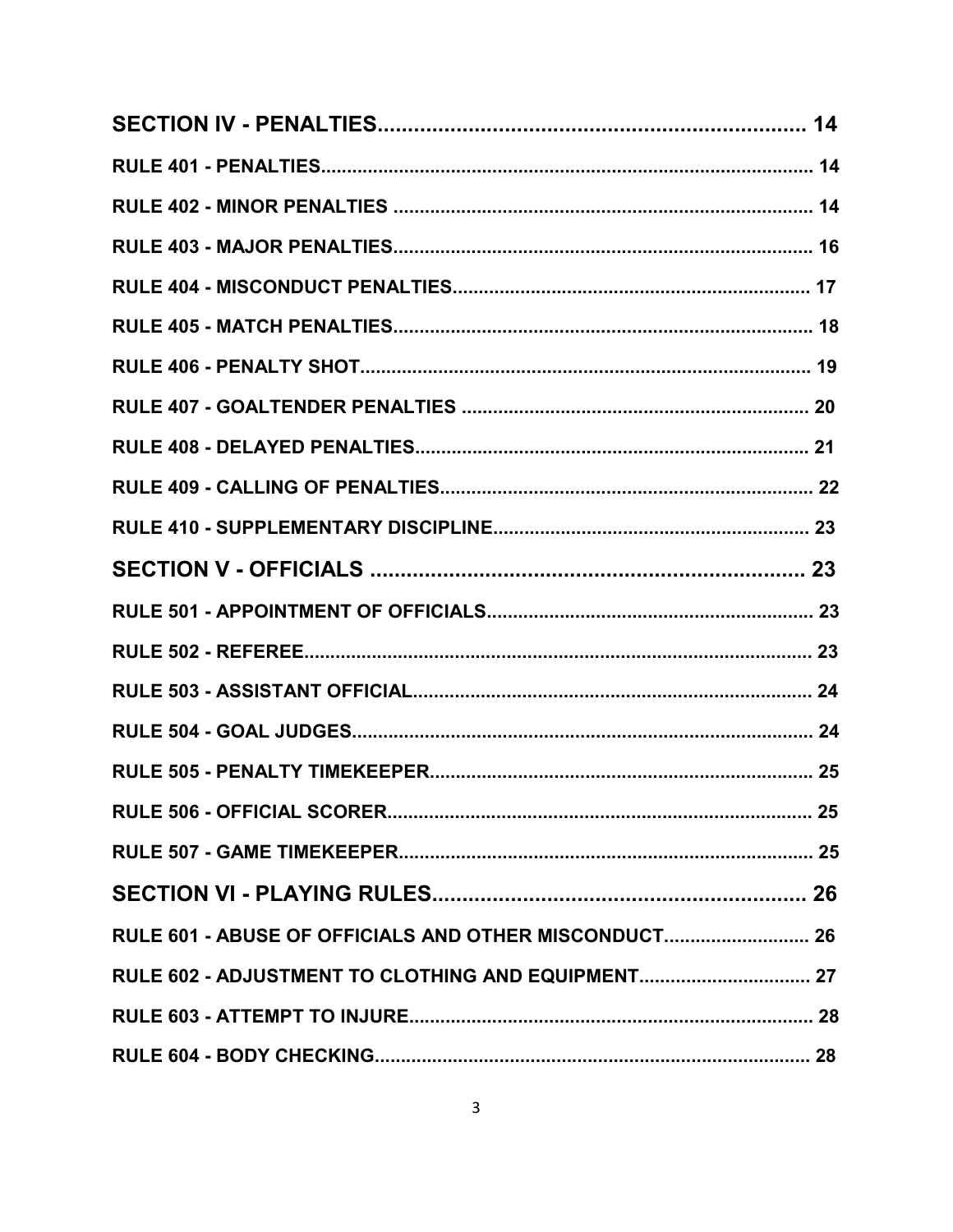**SECTION IV - PENALTIES........................................................................ 14**

**RULE 401 - PENALTIES.............................................................................................. 14**

**RULE 402 - MINOR PENALTIES ................................................................................ 14**

**RULE 403 - MAJOR PENALTIES................................................................................ 16**

**RULE 404 - MISCONDUCT PENALTIES................................................................... 17**

**RULE 405 - MATCH PENALTIES................................................................................ 18**

**RULE 406 - PENALTY SHOT...................................................................................... 19**

**RULE 407 - GOALTENDER PENALTIES .................................................................. 20**

**RULE 408 - DELAYED PENALTIES........................................................................... 21**

**RULE 409 - CALLING OF PENALTIES...................................................................... 22**

**RULE 410 - SUPPLEMENTARY DISCIPLINE............................................................ 23**

**SECTION V - OFFICIALS ........................................................................ 23**

**RULE 501 - APPOINTMENT OF OFFICIALS.............................................................. 23**

**RULE 502 - REFEREE................................................................................................. 23**

**RULE 503 - ASSISTANT OFFICIAL............................................................................ 24**

**RULE 504 - GOAL JUDGES........................................................................................ 24**

**RULE 505 - PENALTY TIMEKEEPER......................................................................... 25**

**RULE 506 - OFFICIAL SCORER................................................................................. 25**

**RULE 507 - GAME TIMEKEEPER............................................................................... 25**

**SECTION VI - PLAYING RULES.............................................................. 26**

**RULE 601 - ABUSE OF OFFICIALS AND OTHER MISCONDUCT............................ 26**

**RULE 602 - ADJUSTMENT TO CLOTHING AND EQUIPMENT................................. 27**

**RULE 603 - ATTEMPT TO INJURE............................................................................. 28**

**RULE 604 - BODY CHECKING................................................................................... 28**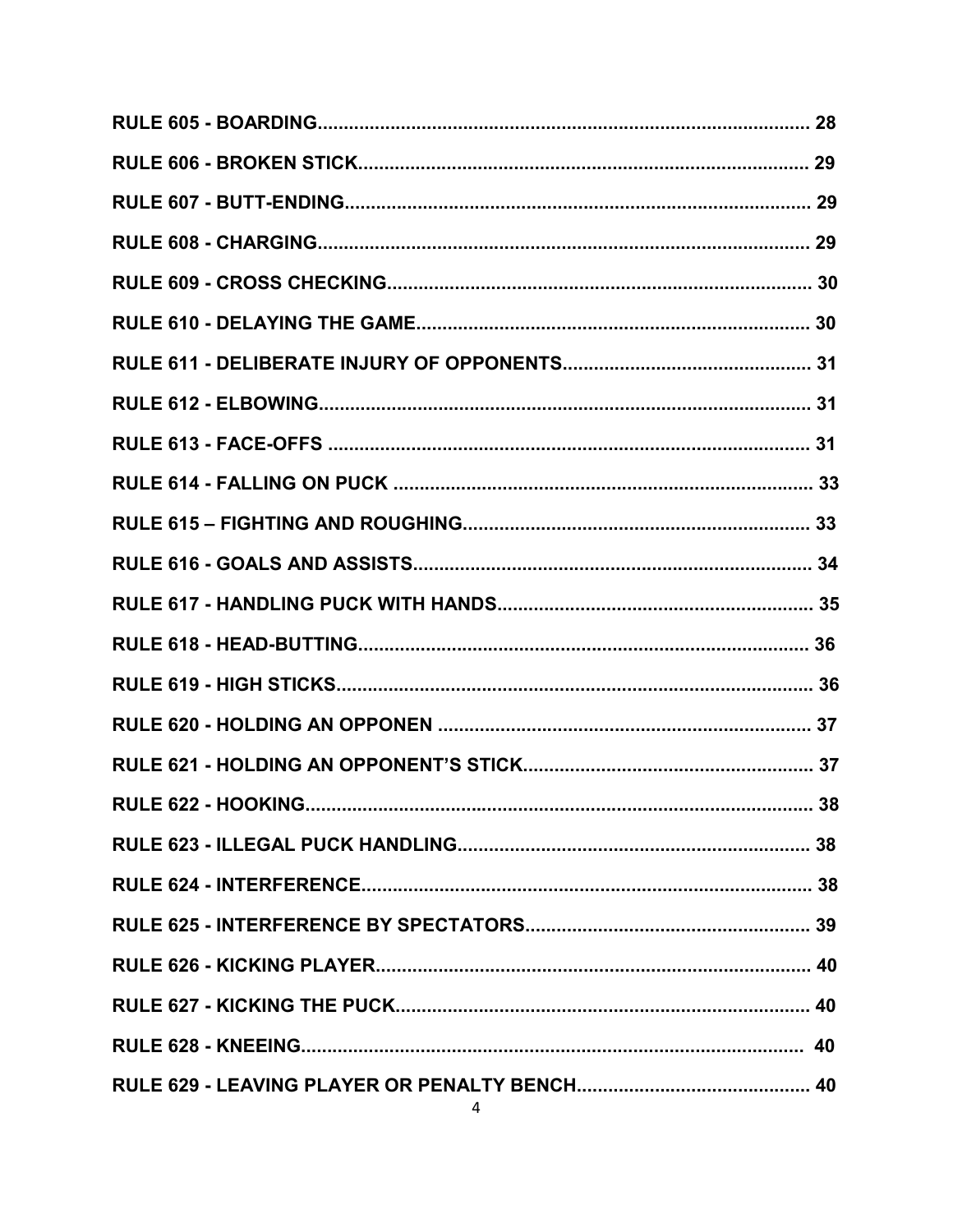**RULE 605 - BOARDING............................................................................................. 28**

**RULE 606 - BROKEN STICK...................................................................................... 29**

**RULE 607 - BUTT-ENDING......................................................................................... 29**

**RULE 608 - CHARGING.............................................................................................. 29**

**RULE 609 - CROSS CHECKING................................................................................. 30**

**RULE 610 - DELAYING THE GAME........................................................................... 30**

**RULE 611 - DELIBERATE INJURY OF OPPONENTS................................................ 31**

**RULE 612 - ELBOWING.............................................................................................. 31**

**RULE 613 - FACE-OFFS ............................................................................................. 31**

**RULE 614 - FALLING ON PUCK ................................................................................ 33**

**RULE 615 – FIGHTING AND ROUGHING.................................................................. 33**

**RULE 616 - GOALS AND ASSISTS............................................................................ 34**

**RULE 617 - HANDLING PUCK WITH HANDS............................................................ 35**

**RULE 618 - HEAD-BUTTING...................................................................................... 36**

**RULE 619 - HIGH STICKS........................................................................................... 36**

**RULE 620 - HOLDING AN OPPONEN ....................................................................... 37**

**RULE 621 - HOLDING AN OPPONENT'S STICK........................................................ 37**

**RULE 622 - HOOKING................................................................................................. 38**

**RULE 623 - ILLEGAL PUCK HANDLING................................................................... 38**

**RULE 624 - INTERFERENCE...................................................................................... 38**

**RULE 625 - INTERFERENCE BY SPECTATORS....................................................... 39**

**RULE 626 - KICKING PLAYER................................................................................... 40**

**RULE 627 - KICKING THE PUCK................................................................................ 40**

**RULE 628 - KNEEING................................................................................................. 40**

**RULE 629 - LEAVING PLAYER OR PENALTY BENCH............................................. 40**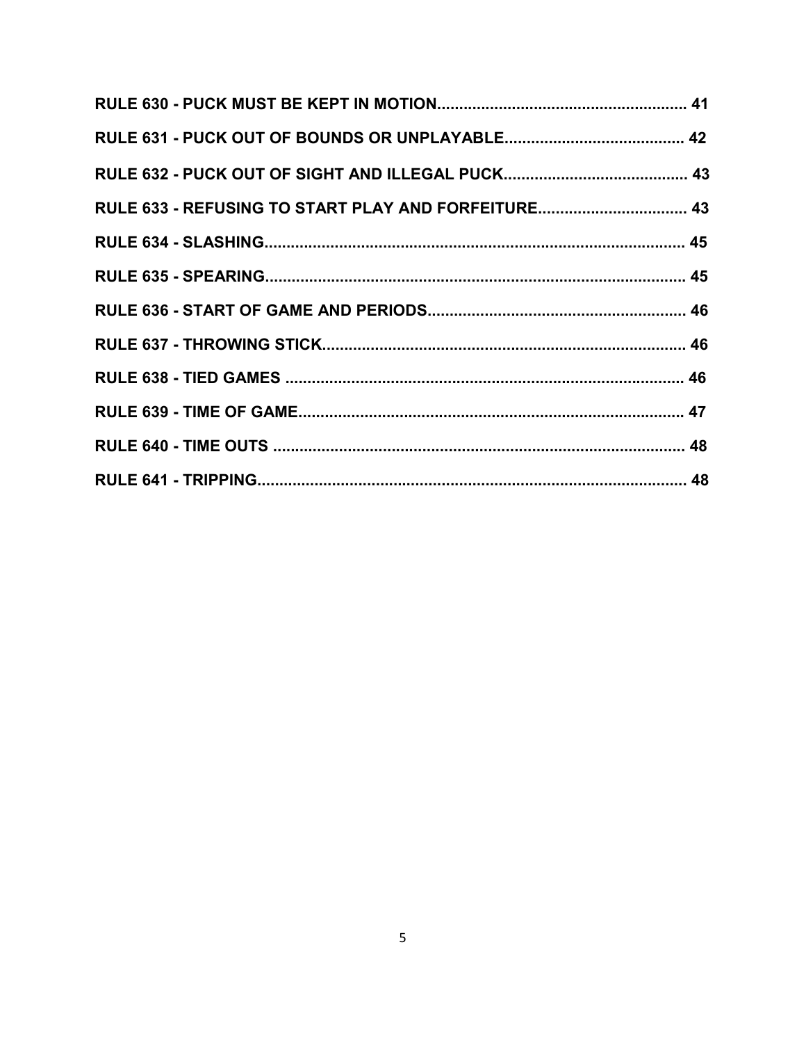**RULE 630 - PUCK MUST BE KEPT IN MOTION........................................................ 41**

**RULE 631 - PUCK OUT OF BOUNDS OR UNPLAYABLE........................................ 42**

**RULE 632 - PUCK OUT OF SIGHT AND ILLEGAL PUCK.......................................... 43**

**RULE 633 - REFUSING TO START PLAY AND FORFEITURE.................................. 43**

**RULE 634 - SLASHING.............................................................................................. 45**

**RULE 635 - SPEARING.............................................................................................. 45**

**RULE 636 - START OF GAME AND PERIODS.......................................................... 46**

**RULE 637 - THROWING STICK.................................................................................. 46**

**RULE 638 - TIED GAMES .......................................................................................... 46**

**RULE 639 - TIME OF GAME....................................................................................... 47**

**RULE 640 - TIME OUTS ............................................................................................. 48**

**RULE 641 - TRIPPING................................................................................................. 48**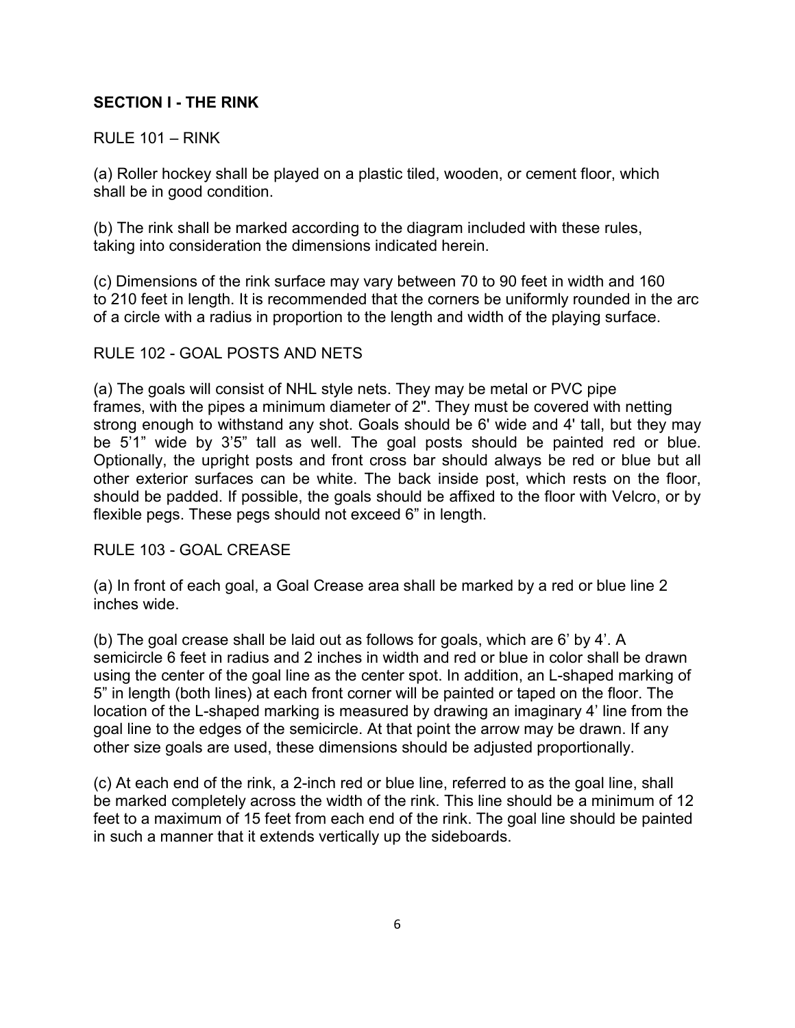## SECTION I - THE RINK

RULE 101 – RINK

(a) Roller hockey shall be played on a plastic tiled, wooden, or cement floor, which shall be in good condition.

(b) The rink shall be marked according to the diagram included with these rules, taking into consideration the dimensions indicated herein.

(c) Dimensions of the rink surface may vary between 70 to 90 feet in width and 160 to 210 feet in length. It is recommended that the corners be uniformly rounded in the arc of a circle with a radius in proportion to the length and width of the playing surface.

RULE 102 - GOAL POSTS AND NETS

(a) The goals will consist of NHL style nets. They may be metal or PVC pipe frames, with the pipes a minimum diameter of 2". They must be covered with netting strong enough to withstand any shot. Goals should be 6' wide and 4' tall, but they may be 5'1" wide by 3'5" tall as well. The goal posts should be painted red or blue. Optionally, the upright posts and front cross bar should always be red or blue but all other exterior surfaces can be white. The back inside post, which rests on the floor, should be padded. If possible, the goals should be affixed to the floor with Velcro, or by flexible pegs. These pegs should not exceed 6" in length.

RULE 103 - GOAL CREASE

(a) In front of each goal, a Goal Crease area shall be marked by a red or blue line 2 inches wide.

(b) The goal crease shall be laid out as follows for goals, which are 6' by 4'. A semicircle 6 feet in radius and 2 inches in width and red or blue in color shall be drawn using the center of the goal line as the center spot. In addition, an L-shaped marking of 5" in length (both lines) at each front corner will be painted or taped on the floor. The location of the L-shaped marking is measured by drawing an imaginary 4' line from the goal line to the edges of the semicircle. At that point the arrow may be drawn. If any other size goals are used, these dimensions should be adjusted proportionally.

(c) At each end of the rink, a 2-inch red or blue line, referred to as the goal line, shall be marked completely across the width of the rink. This line should be a minimum of 12 feet to a maximum of 15 feet from each end of the rink. The goal line should be painted in such a manner that it extends vertically up the sideboards.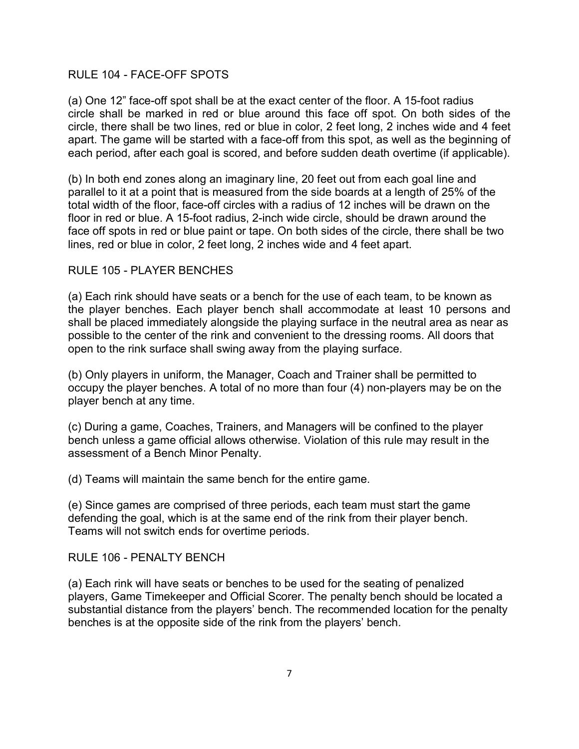## RULE 104 - FACE-OFF SPOTS

(a) One 12" face-off spot shall be at the exact center of the floor. A 15-foot radius circle shall be marked in red or blue around this face off spot. On both sides of the circle, there shall be two lines, red or blue in color, 2 feet long, 2 inches wide and 4 feet apart. The game will be started with a face-off from this spot, as well as the beginning of each period, after each goal is scored, and before sudden death overtime (if applicable).

(b) In both end zones along an imaginary line, 20 feet out from each goal line and parallel to it at a point that is measured from the side boards at a length of 25% of the total width of the floor, face-off circles with a radius of 12 inches will be drawn on the floor in red or blue. A 15-foot radius, 2-inch wide circle, should be drawn around the face off spots in red or blue paint or tape. On both sides of the circle, there shall be two lines, red or blue in color, 2 feet long, 2 inches wide and 4 feet apart.

## RULE 105 - PLAYER BENCHES

(a) Each rink should have seats or a bench for the use of each team, to be known as the player benches. Each player bench shall accommodate at least 10 persons and shall be placed immediately alongside the playing surface in the neutral area as near as possible to the center of the rink and convenient to the dressing rooms. All doors that open to the rink surface shall swing away from the playing surface.

(b) Only players in uniform, the Manager, Coach and Trainer shall be permitted to occupy the player benches. A total of no more than four (4) non-players may be on the player bench at any time.

(c) During a game, Coaches, Trainers, and Managers will be confined to the player bench unless a game official allows otherwise. Violation of this rule may result in the assessment of a Bench Minor Penalty.

(d) Teams will maintain the same bench for the entire game.

(e) Since games are comprised of three periods, each team must start the game defending the goal, which is at the same end of the rink from their player bench. Teams will not switch ends for overtime periods.

## RULE 106 - PENALTY BENCH

(a) Each rink will have seats or benches to be used for the seating of penalized players, Game Timekeeper and Official Scorer. The penalty bench should be located a substantial distance from the players' bench. The recommended location for the penalty benches is at the opposite side of the rink from the players' bench.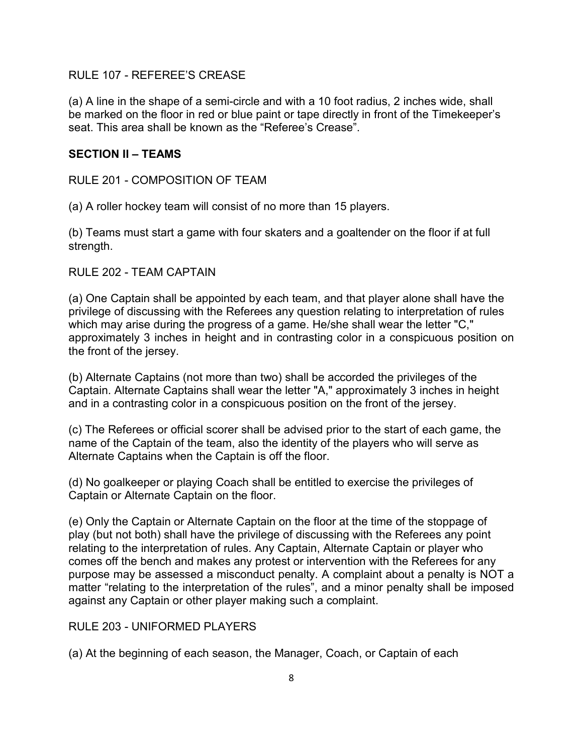RULE 107 - REFEREE'S CREASE

(a) A line in the shape of a semi-circle and with a 10 foot radius, 2 inches wide, shall be marked on the floor in red or blue paint or tape directly in front of the Timekeeper's seat. This area shall be known as the "Referee's Crease".

## SECTION II – TEAMS

RULE 201 - COMPOSITION OF TEAM

(a) A roller hockey team will consist of no more than 15 players.

(b) Teams must start a game with four skaters and a goaltender on the floor if at full strength.

RULE 202 - TEAM CAPTAIN

(a) One Captain shall be appointed by each team, and that player alone shall have the privilege of discussing with the Referees any question relating to interpretation of rules which may arise during the progress of a game. He/she shall wear the letter "C," approximately 3 inches in height and in contrasting color in a conspicuous position on the front of the jersey.

(b) Alternate Captains (not more than two) shall be accorded the privileges of the Captain. Alternate Captains shall wear the letter "A," approximately 3 inches in height and in a contrasting color in a conspicuous position on the front of the jersey.

(c) The Referees or official scorer shall be advised prior to the start of each game, the name of the Captain of the team, also the identity of the players who will serve as Alternate Captains when the Captain is off the floor.

(d) No goalkeeper or playing Coach shall be entitled to exercise the privileges of Captain or Alternate Captain on the floor.

(e) Only the Captain or Alternate Captain on the floor at the time of the stoppage of play (but not both) shall have the privilege of discussing with the Referees any point relating to the interpretation of rules. Any Captain, Alternate Captain or player who comes off the bench and makes any protest or intervention with the Referees for any purpose may be assessed a misconduct penalty. A complaint about a penalty is NOT a matter "relating to the interpretation of the rules", and a minor penalty shall be imposed against any Captain or other player making such a complaint.

RULE 203 - UNIFORMED PLAYERS

(a) At the beginning of each season, the Manager, Coach, or Captain of each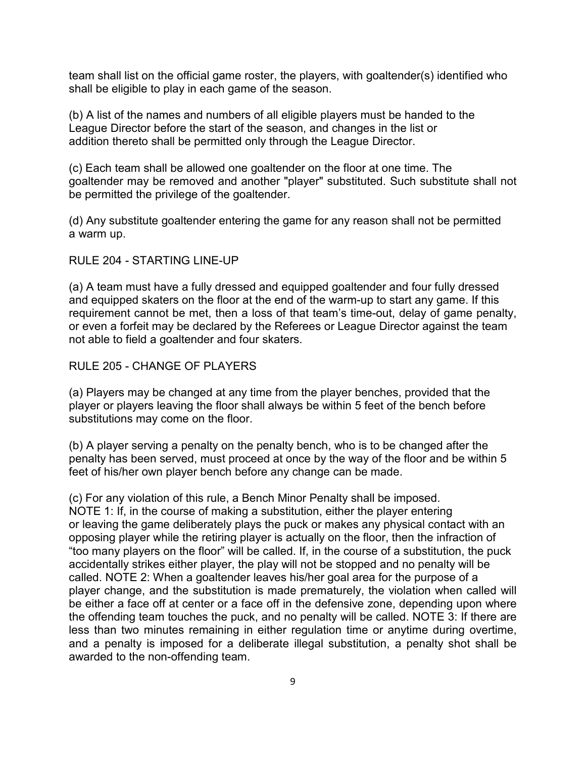team shall list on the official game roster, the players, with goaltender(s) identified who shall be eligible to play in each game of the season.

(b) A list of the names and numbers of all eligible players must be handed to the League Director before the start of the season, and changes in the list or addition thereto shall be permitted only through the League Director.

(c) Each team shall be allowed one goaltender on the floor at one time. The goaltender may be removed and another "player" substituted. Such substitute shall not be permitted the privilege of the goaltender.

(d) Any substitute goaltender entering the game for any reason shall not be permitted a warm up.

## RULE 204 - STARTING LINE-UP

(a) A team must have a fully dressed and equipped goaltender and four fully dressed and equipped skaters on the floor at the end of the warm-up to start any game. If this requirement cannot be met, then a loss of that team's time-out, delay of game penalty, or even a forfeit may be declared by the Referees or League Director against the team not able to field a goaltender and four skaters.

## RULE 205 - CHANGE OF PLAYERS

(a) Players may be changed at any time from the player benches, provided that the player or players leaving the floor shall always be within 5 feet of the bench before substitutions may come on the floor.

(b) A player serving a penalty on the penalty bench, who is to be changed after the penalty has been served, must proceed at once by the way of the floor and be within 5 feet of his/her own player bench before any change can be made.

(c) For any violation of this rule, a Bench Minor Penalty shall be imposed.
NOTE 1: If, in the course of making a substitution, either the player entering or leaving the game deliberately plays the puck or makes any physical contact with an opposing player while the retiring player is actually on the floor, then the infraction of "too many players on the floor" will be called. If, in the course of a substitution, the puck accidentally strikes either player, the play will not be stopped and no penalty will be called. NOTE 2: When a goaltender leaves his/her goal area for the purpose of a player change, and the substitution is made prematurely, the violation when called will be either a face off at center or a face off in the defensive zone, depending upon where the offending team touches the puck, and no penalty will be called. NOTE 3: If there are less than two minutes remaining in either regulation time or anytime during overtime, and a penalty is imposed for a deliberate illegal substitution, a penalty shot shall be awarded to the non-offending team.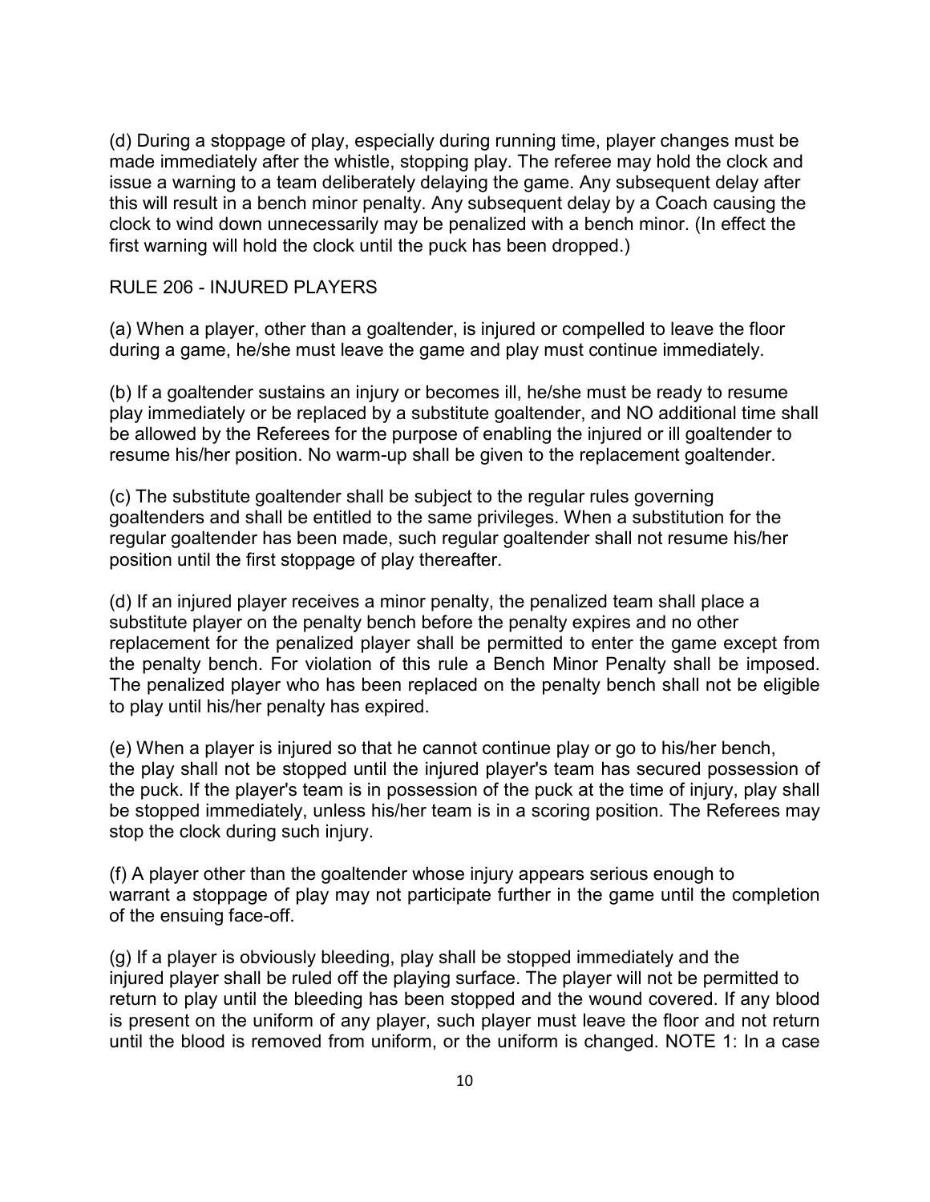(d) During a stoppage of play, especially during running time, player changes must be made immediately after the whistle, stopping play. The referee may hold the clock and issue a warning to a team deliberately delaying the game. Any subsequent delay after this will result in a bench minor penalty. Any subsequent delay by a Coach causing the clock to wind down unnecessarily may be penalized with a bench minor. (In effect the first warning will hold the clock until the puck has been dropped.)

## RULE 206 - INJURED PLAYERS

(a) When a player, other than a goaltender, is injured or compelled to leave the floor during a game, he/she must leave the game and play must continue immediately.

(b) If a goaltender sustains an injury or becomes ill, he/she must be ready to resume play immediately or be replaced by a substitute goaltender, and NO additional time shall be allowed by the Referees for the purpose of enabling the injured or ill goaltender to resume his/her position. No warm-up shall be given to the replacement goaltender.

(c) The substitute goaltender shall be subject to the regular rules governing goaltenders and shall be entitled to the same privileges. When a substitution for the regular goaltender has been made, such regular goaltender shall not resume his/her position until the first stoppage of play thereafter.

(d) If an injured player receives a minor penalty, the penalized team shall place a substitute player on the penalty bench before the penalty expires and no other replacement for the penalized player shall be permitted to enter the game except from the penalty bench. For violation of this rule a Bench Minor Penalty shall be imposed. The penalized player who has been replaced on the penalty bench shall not be eligible to play until his/her penalty has expired.

(e) When a player is injured so that he cannot continue play or go to his/her bench, the play shall not be stopped until the injured player's team has secured possession of the puck. If the player's team is in possession of the puck at the time of injury, play shall be stopped immediately, unless his/her team is in a scoring position. The Referees may stop the clock during such injury.

(f) A player other than the goaltender whose injury appears serious enough to warrant a stoppage of play may not participate further in the game until the completion of the ensuing face-off.

(g) If a player is obviously bleeding, play shall be stopped immediately and the injured player shall be ruled off the playing surface. The player will not be permitted to return to play until the bleeding has been stopped and the wound covered. If any blood is present on the uniform of any player, such player must leave the floor and not return until the blood is removed from uniform, or the uniform is changed. NOTE 1: In a case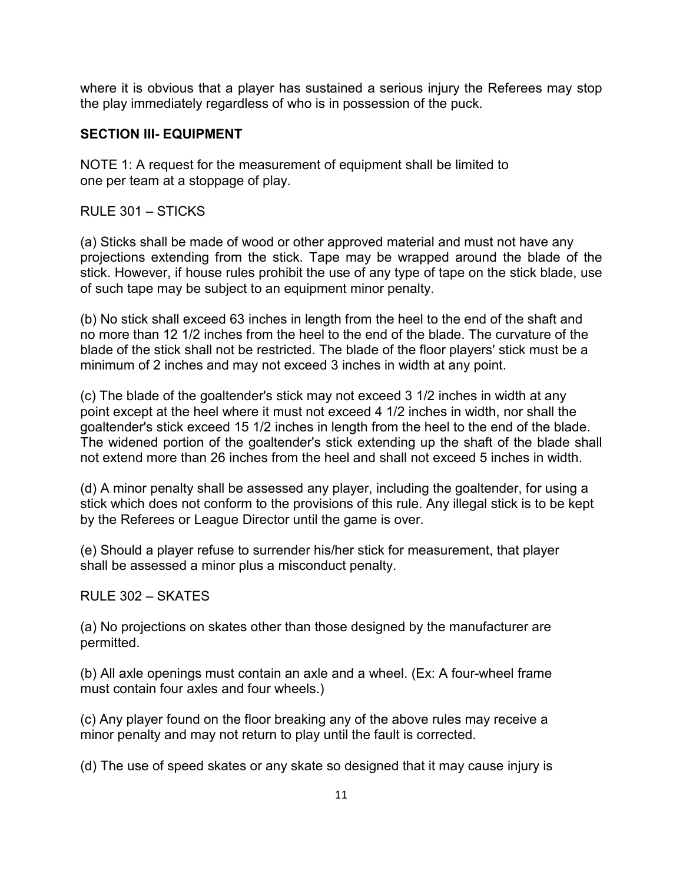where it is obvious that a player has sustained a serious injury the Referees may stop the play immediately regardless of who is in possession of the puck.

## SECTION III- EQUIPMENT

NOTE 1: A request for the measurement of equipment shall be limited to one per team at a stoppage of play.

RULE 301 – STICKS

(a) Sticks shall be made of wood or other approved material and must not have any projections extending from the stick. Tape may be wrapped around the blade of the stick. However, if house rules prohibit the use of any type of tape on the stick blade, use of such tape may be subject to an equipment minor penalty.

(b) No stick shall exceed 63 inches in length from the heel to the end of the shaft and no more than 12 1/2 inches from the heel to the end of the blade. The curvature of the blade of the stick shall not be restricted. The blade of the floor players' stick must be a minimum of 2 inches and may not exceed 3 inches in width at any point.

(c) The blade of the goaltender's stick may not exceed 3 1/2 inches in width at any point except at the heel where it must not exceed 4 1/2 inches in width, nor shall the goaltender's stick exceed 15 1/2 inches in length from the heel to the end of the blade. The widened portion of the goaltender's stick extending up the shaft of the blade shall not extend more than 26 inches from the heel and shall not exceed 5 inches in width.

(d) A minor penalty shall be assessed any player, including the goaltender, for using a stick which does not conform to the provisions of this rule. Any illegal stick is to be kept by the Referees or League Director until the game is over.

(e) Should a player refuse to surrender his/her stick for measurement, that player shall be assessed a minor plus a misconduct penalty.

RULE 302 – SKATES

(a) No projections on skates other than those designed by the manufacturer are permitted.

(b) All axle openings must contain an axle and a wheel. (Ex: A four-wheel frame must contain four axles and four wheels.)

(c) Any player found on the floor breaking any of the above rules may receive a minor penalty and may not return to play until the fault is corrected.

(d) The use of speed skates or any skate so designed that it may cause injury is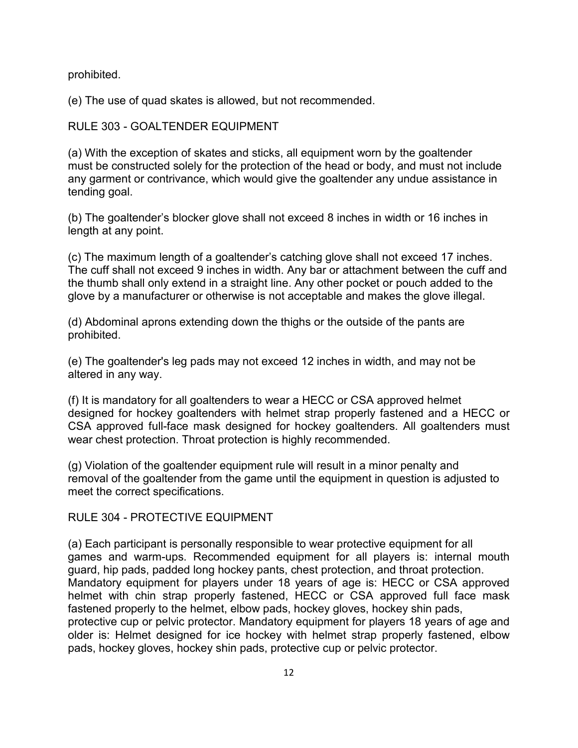prohibited.

(e) The use of quad skates is allowed, but not recommended.

## RULE 303 - GOALTENDER EQUIPMENT

(a) With the exception of skates and sticks, all equipment worn by the goaltender must be constructed solely for the protection of the head or body, and must not include any garment or contrivance, which would give the goaltender any undue assistance in tending goal.

(b) The goaltender's blocker glove shall not exceed 8 inches in width or 16 inches in length at any point.

(c) The maximum length of a goaltender's catching glove shall not exceed 17 inches. The cuff shall not exceed 9 inches in width. Any bar or attachment between the cuff and the thumb shall only extend in a straight line. Any other pocket or pouch added to the glove by a manufacturer or otherwise is not acceptable and makes the glove illegal.

(d) Abdominal aprons extending down the thighs or the outside of the pants are prohibited.

(e) The goaltender's leg pads may not exceed 12 inches in width, and may not be altered in any way.

(f) It is mandatory for all goaltenders to wear a HECC or CSA approved helmet designed for hockey goaltenders with helmet strap properly fastened and a HECC or CSA approved full-face mask designed for hockey goaltenders. All goaltenders must wear chest protection. Throat protection is highly recommended.

(g) Violation of the goaltender equipment rule will result in a minor penalty and removal of the goaltender from the game until the equipment in question is adjusted to meet the correct specifications.

## RULE 304 - PROTECTIVE EQUIPMENT

(a) Each participant is personally responsible to wear protective equipment for all games and warm-ups. Recommended equipment for all players is: internal mouth guard, hip pads, padded long hockey pants, chest protection, and throat protection. Mandatory equipment for players under 18 years of age is: HECC or CSA approved helmet with chin strap properly fastened, HECC or CSA approved full face mask fastened properly to the helmet, elbow pads, hockey gloves, hockey shin pads, protective cup or pelvic protector. Mandatory equipment for players 18 years of age and older is: Helmet designed for ice hockey with helmet strap properly fastened, elbow pads, hockey gloves, hockey shin pads, protective cup or pelvic protector.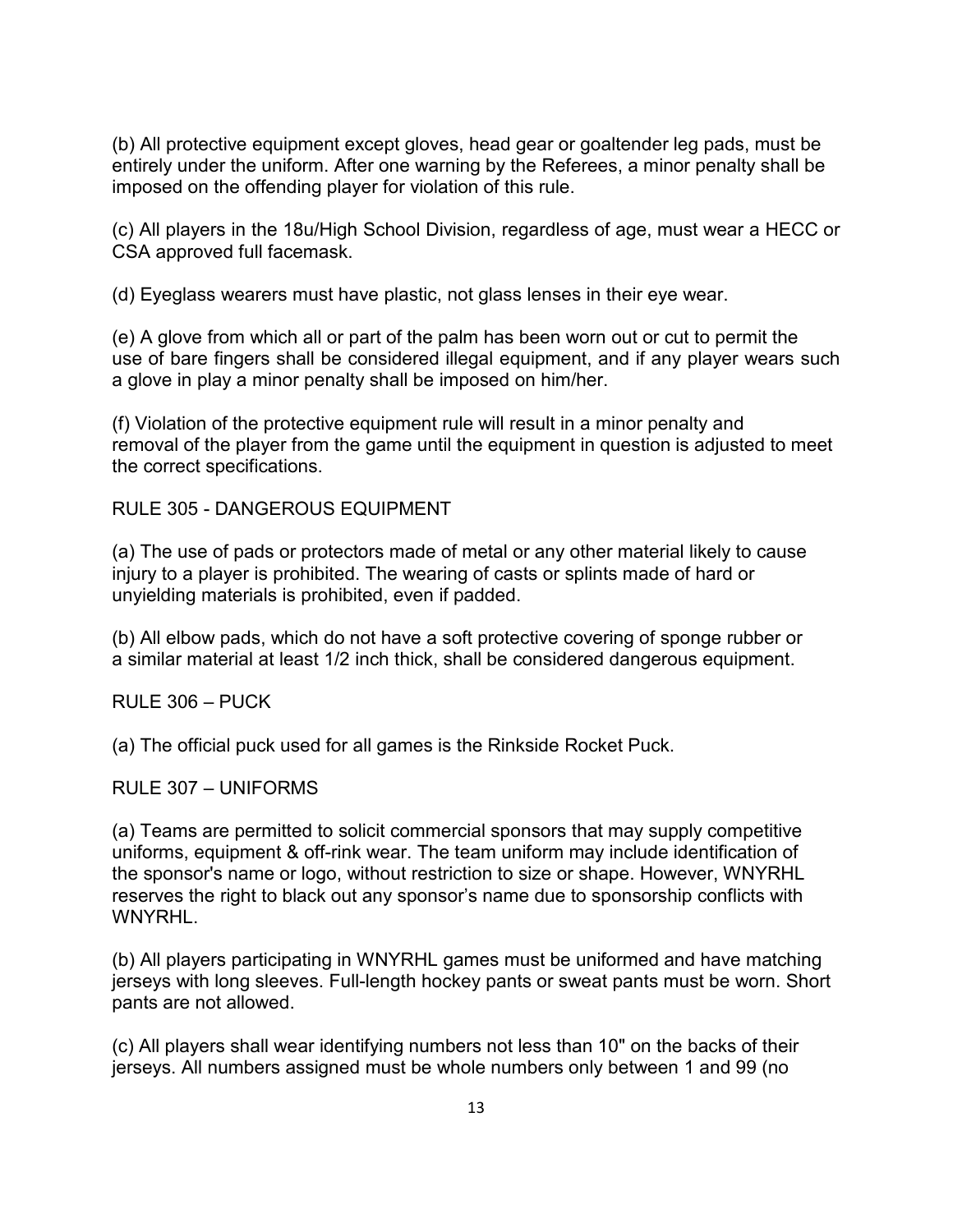(b) All protective equipment except gloves, head gear or goaltender leg pads, must be entirely under the uniform. After one warning by the Referees, a minor penalty shall be imposed on the offending player for violation of this rule.

(c) All players in the 18u/High School Division, regardless of age, must wear a HECC or CSA approved full facemask.

(d) Eyeglass wearers must have plastic, not glass lenses in their eye wear.

(e) A glove from which all or part of the palm has been worn out or cut to permit the use of bare fingers shall be considered illegal equipment, and if any player wears such a glove in play a minor penalty shall be imposed on him/her.

(f) Violation of the protective equipment rule will result in a minor penalty and removal of the player from the game until the equipment in question is adjusted to meet the correct specifications.

## RULE 305 - DANGEROUS EQUIPMENT

(a) The use of pads or protectors made of metal or any other material likely to cause injury to a player is prohibited. The wearing of casts or splints made of hard or unyielding materials is prohibited, even if padded.

(b) All elbow pads, which do not have a soft protective covering of sponge rubber or a similar material at least 1/2 inch thick, shall be considered dangerous equipment.

## RULE 306 – PUCK

(a) The official puck used for all games is the Rinkside Rocket Puck.

## RULE 307 – UNIFORMS

(a) Teams are permitted to solicit commercial sponsors that may supply competitive uniforms, equipment & off-rink wear. The team uniform may include identification of the sponsor's name or logo, without restriction to size or shape. However, WNYRHL reserves the right to black out any sponsor's name due to sponsorship conflicts with WNYRHL.

(b) All players participating in WNYRHL games must be uniformed and have matching jerseys with long sleeves. Full-length hockey pants or sweat pants must be worn. Short pants are not allowed.

(c) All players shall wear identifying numbers not less than 10" on the backs of their jerseys. All numbers assigned must be whole numbers only between 1 and 99 (no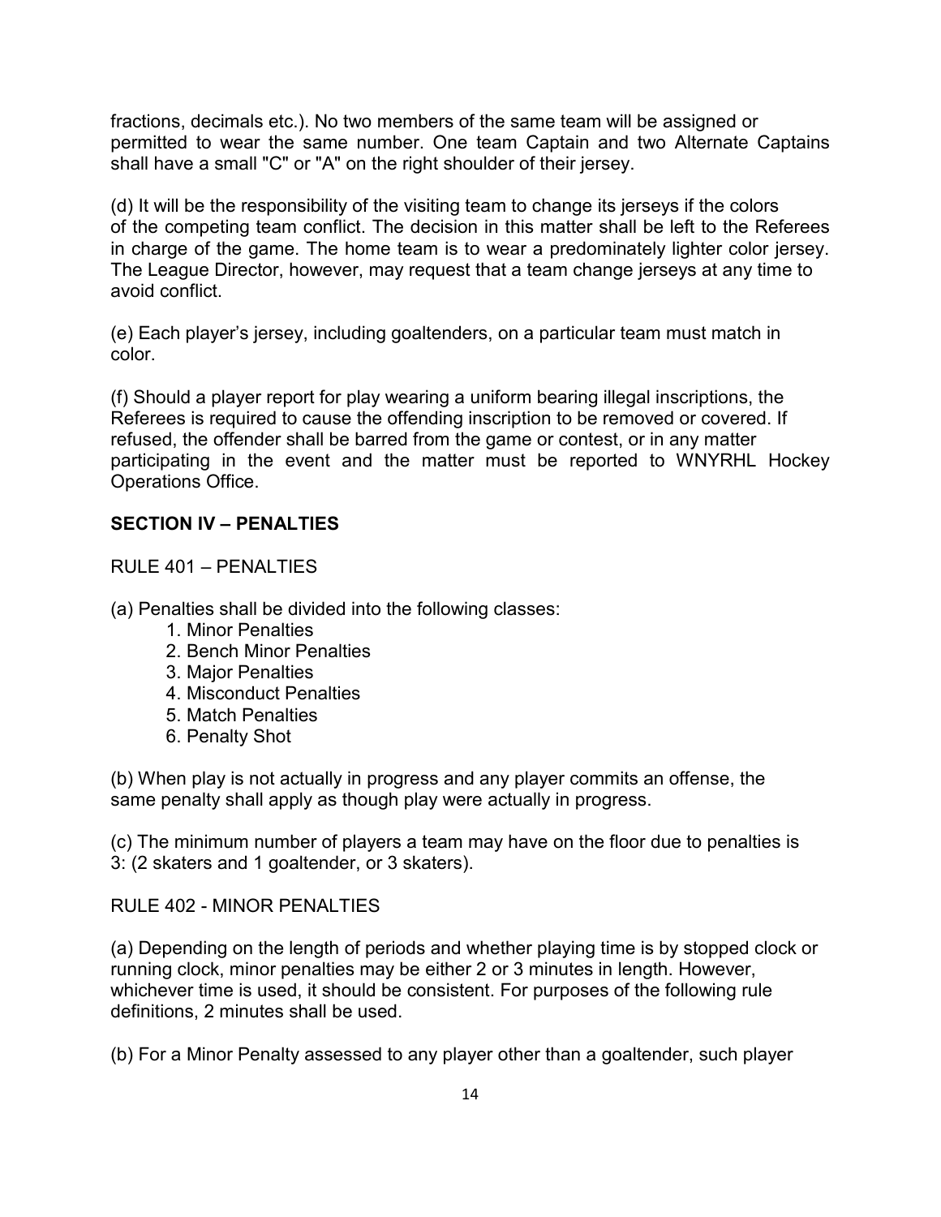fractions, decimals etc.). No two members of the same team will be assigned or permitted to wear the same number. One team Captain and two Alternate Captains shall have a small "C" or "A" on the right shoulder of their jersey.

(d) It will be the responsibility of the visiting team to change its jerseys if the colors of the competing team conflict. The decision in this matter shall be left to the Referees in charge of the game. The home team is to wear a predominately lighter color jersey. The League Director, however, may request that a team change jerseys at any time to avoid conflict.

(e) Each player's jersey, including goaltenders, on a particular team must match in color.

(f) Should a player report for play wearing a uniform bearing illegal inscriptions, the Referees is required to cause the offending inscription to be removed or covered. If refused, the offender shall be barred from the game or contest, or in any matter participating in the event and the matter must be reported to WNYRHL Hockey Operations Office.

## SECTION IV – PENALTIES

RULE 401 – PENALTIES

(a) Penalties shall be divided into the following classes:

1. Minor Penalties
2. Bench Minor Penalties
3. Major Penalties
4. Misconduct Penalties
5. Match Penalties
6. Penalty Shot

(b) When play is not actually in progress and any player commits an offense, the same penalty shall apply as though play were actually in progress.

(c) The minimum number of players a team may have on the floor due to penalties is 3: (2 skaters and 1 goaltender, or 3 skaters).

RULE 402 - MINOR PENALTIES

(a) Depending on the length of periods and whether playing time is by stopped clock or running clock, minor penalties may be either 2 or 3 minutes in length. However, whichever time is used, it should be consistent. For purposes of the following rule definitions, 2 minutes shall be used.

(b) For a Minor Penalty assessed to any player other than a goaltender, such player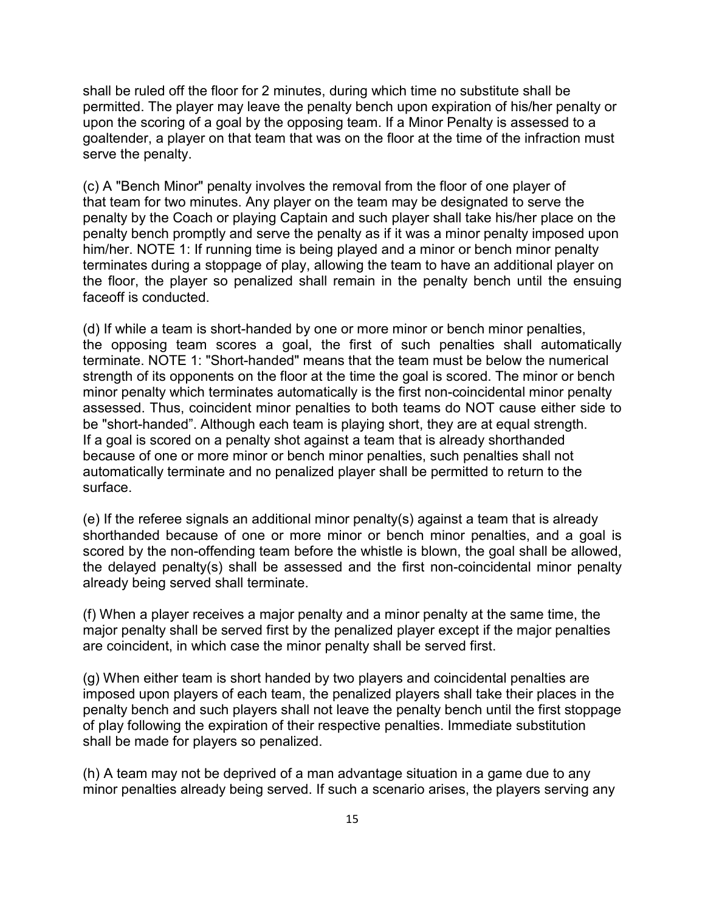shall be ruled off the floor for 2 minutes, during which time no substitute shall be permitted. The player may leave the penalty bench upon expiration of his/her penalty or upon the scoring of a goal by the opposing team. If a Minor Penalty is assessed to a goaltender, a player on that team that was on the floor at the time of the infraction must serve the penalty.

(c) A "Bench Minor" penalty involves the removal from the floor of one player of that team for two minutes. Any player on the team may be designated to serve the penalty by the Coach or playing Captain and such player shall take his/her place on the penalty bench promptly and serve the penalty as if it was a minor penalty imposed upon him/her. NOTE 1: If running time is being played and a minor or bench minor penalty terminates during a stoppage of play, allowing the team to have an additional player on the floor, the player so penalized shall remain in the penalty bench until the ensuing faceoff is conducted.

(d) If while a team is short-handed by one or more minor or bench minor penalties, the opposing team scores a goal, the first of such penalties shall automatically terminate. NOTE 1: "Short-handed" means that the team must be below the numerical strength of its opponents on the floor at the time the goal is scored. The minor or bench minor penalty which terminates automatically is the first non-coincidental minor penalty assessed. Thus, coincident minor penalties to both teams do NOT cause either side to be "short-handed". Although each team is playing short, they are at equal strength. If a goal is scored on a penalty shot against a team that is already shorthanded because of one or more minor or bench minor penalties, such penalties shall not automatically terminate and no penalized player shall be permitted to return to the surface.

(e) If the referee signals an additional minor penalty(s) against a team that is already shorthanded because of one or more minor or bench minor penalties, and a goal is scored by the non-offending team before the whistle is blown, the goal shall be allowed, the delayed penalty(s) shall be assessed and the first non-coincidental minor penalty already being served shall terminate.

(f) When a player receives a major penalty and a minor penalty at the same time, the major penalty shall be served first by the penalized player except if the major penalties are coincident, in which case the minor penalty shall be served first.

(g) When either team is short handed by two players and coincidental penalties are imposed upon players of each team, the penalized players shall take their places in the penalty bench and such players shall not leave the penalty bench until the first stoppage of play following the expiration of their respective penalties. Immediate substitution shall be made for players so penalized.

(h) A team may not be deprived of a man advantage situation in a game due to any minor penalties already being served. If such a scenario arises, the players serving any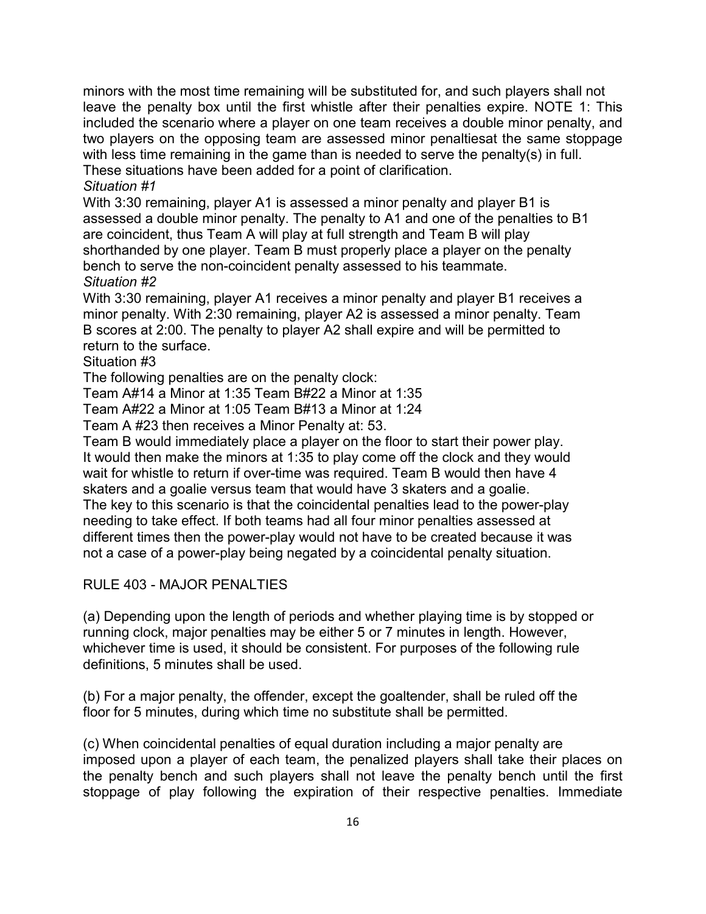minors with the most time remaining will be substituted for, and such players shall not leave the penalty box until the first whistle after their penalties expire. NOTE 1: This included the scenario where a player on one team receives a double minor penalty, and two players on the opposing team are assessed minor penaltiesat the same stoppage with less time remaining in the game than is needed to serve the penalty(s) in full. These situations have been added for a point of clarification.

*Situation #1*

With 3:30 remaining, player A1 is assessed a minor penalty and player B1 is assessed a double minor penalty. The penalty to A1 and one of the penalties to B1 are coincident, thus Team A will play at full strength and Team B will play shorthanded by one player. Team B must properly place a player on the penalty bench to serve the non-coincident penalty assessed to his teammate.

*Situation #2*

With 3:30 remaining, player A1 receives a minor penalty and player B1 receives a minor penalty. With 2:30 remaining, player A2 is assessed a minor penalty. Team B scores at 2:00. The penalty to player A2 shall expire and will be permitted to return to the surface.

Situation #3

The following penalties are on the penalty clock:

Team A#14 a Minor at 1:35 Team B#22 a Minor at 1:35

Team A#22 a Minor at 1:05 Team B#13 a Minor at 1:24

Team A #23 then receives a Minor Penalty at: 53.

Team B would immediately place a player on the floor to start their power play. It would then make the minors at 1:35 to play come off the clock and they would wait for whistle to return if over-time was required. Team B would then have 4 skaters and a goalie versus team that would have 3 skaters and a goalie. The key to this scenario is that the coincidental penalties lead to the power-play needing to take effect. If both teams had all four minor penalties assessed at different times then the power-play would not have to be created because it was not a case of a power-play being negated by a coincidental penalty situation.

## RULE 403 - MAJOR PENALTIES

(a) Depending upon the length of periods and whether playing time is by stopped or running clock, major penalties may be either 5 or 7 minutes in length. However, whichever time is used, it should be consistent. For purposes of the following rule definitions, 5 minutes shall be used.

(b) For a major penalty, the offender, except the goaltender, shall be ruled off the floor for 5 minutes, during which time no substitute shall be permitted.

(c) When coincidental penalties of equal duration including a major penalty are imposed upon a player of each team, the penalized players shall take their places on the penalty bench and such players shall not leave the penalty bench until the first stoppage of play following the expiration of their respective penalties. Immediate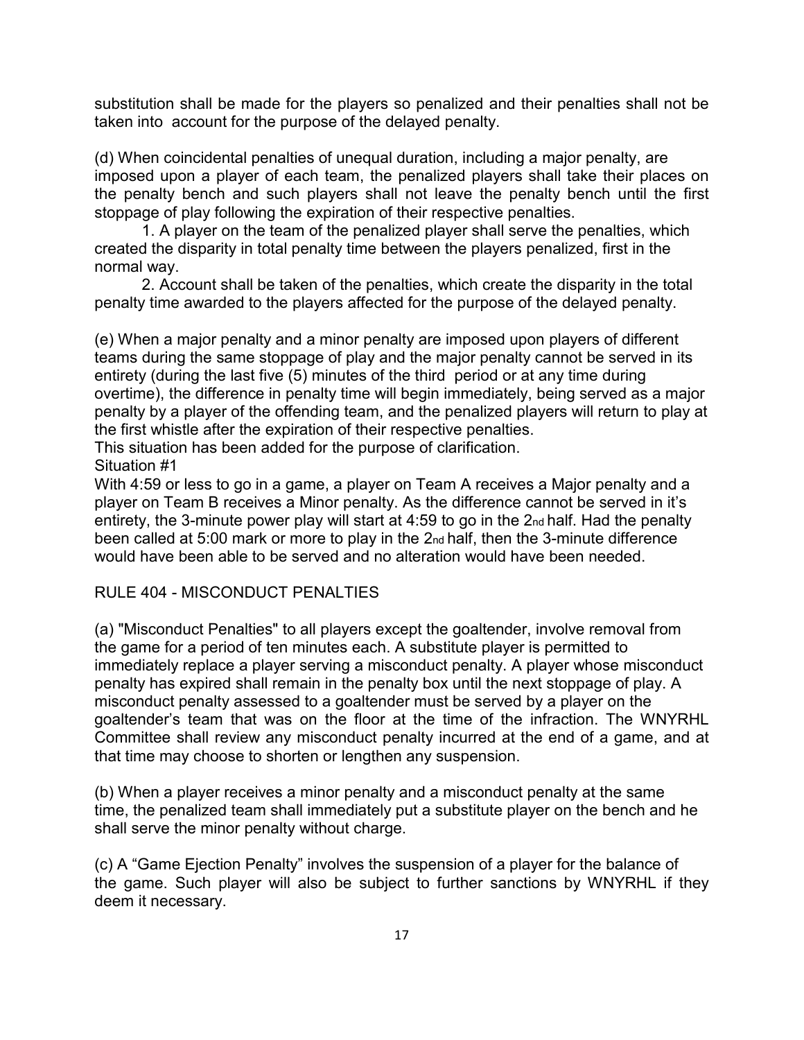substitution shall be made for the players so penalized and their penalties shall not be taken into account for the purpose of the delayed penalty.

(d) When coincidental penalties of unequal duration, including a major penalty, are imposed upon a player of each team, the penalized players shall take their places on the penalty bench and such players shall not leave the penalty bench until the first stoppage of play following the expiration of their respective penalties.

1. A player on the team of the penalized player shall serve the penalties, which created the disparity in total penalty time between the players penalized, first in the normal way.

2. Account shall be taken of the penalties, which create the disparity in the total penalty time awarded to the players affected for the purpose of the delayed penalty.

(e) When a major penalty and a minor penalty are imposed upon players of different teams during the same stoppage of play and the major penalty cannot be served in its entirety (during the last five (5) minutes of the third period or at any time during overtime), the difference in penalty time will begin immediately, being served as a major penalty by a player of the offending team, and the penalized players will return to play at the first whistle after the expiration of their respective penalties.

This situation has been added for the purpose of clarification.

Situation #1

With 4:59 or less to go in a game, a player on Team A receives a Major penalty and a player on Team B receives a Minor penalty. As the difference cannot be served in it's entirety, the 3-minute power play will start at 4:59 to go in the 2nd half. Had the penalty been called at 5:00 mark or more to play in the 2nd half, then the 3-minute difference would have been able to be served and no alteration would have been needed.

## RULE 404 - MISCONDUCT PENALTIES

(a) "Misconduct Penalties" to all players except the goaltender, involve removal from the game for a period of ten minutes each. A substitute player is permitted to immediately replace a player serving a misconduct penalty. A player whose misconduct penalty has expired shall remain in the penalty box until the next stoppage of play. A misconduct penalty assessed to a goaltender must be served by a player on the goaltender's team that was on the floor at the time of the infraction. The WNYRHL Committee shall review any misconduct penalty incurred at the end of a game, and at that time may choose to shorten or lengthen any suspension.

(b) When a player receives a minor penalty and a misconduct penalty at the same time, the penalized team shall immediately put a substitute player on the bench and he shall serve the minor penalty without charge.

(c) A "Game Ejection Penalty" involves the suspension of a player for the balance of the game. Such player will also be subject to further sanctions by WNYRHL if they deem it necessary.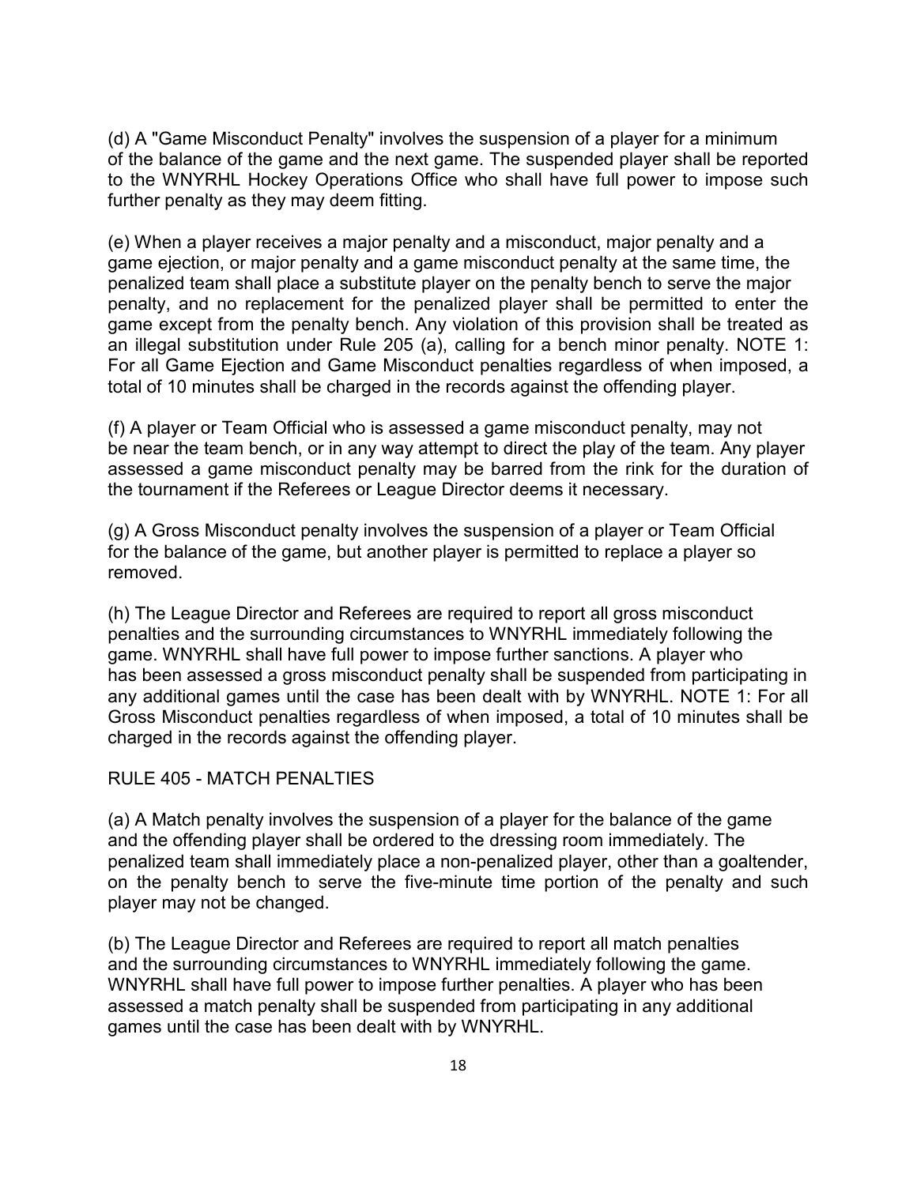(d) A "Game Misconduct Penalty" involves the suspension of a player for a minimum of the balance of the game and the next game. The suspended player shall be reported to the WNYRHL Hockey Operations Office who shall have full power to impose such further penalty as they may deem fitting.

(e) When a player receives a major penalty and a misconduct, major penalty and a game ejection, or major penalty and a game misconduct penalty at the same time, the penalized team shall place a substitute player on the penalty bench to serve the major penalty, and no replacement for the penalized player shall be permitted to enter the game except from the penalty bench. Any violation of this provision shall be treated as an illegal substitution under Rule 205 (a), calling for a bench minor penalty. NOTE 1: For all Game Ejection and Game Misconduct penalties regardless of when imposed, a total of 10 minutes shall be charged in the records against the offending player.

(f) A player or Team Official who is assessed a game misconduct penalty, may not be near the team bench, or in any way attempt to direct the play of the team. Any player assessed a game misconduct penalty may be barred from the rink for the duration of the tournament if the Referees or League Director deems it necessary.

(g) A Gross Misconduct penalty involves the suspension of a player or Team Official for the balance of the game, but another player is permitted to replace a player so removed.

(h) The League Director and Referees are required to report all gross misconduct penalties and the surrounding circumstances to WNYRHL immediately following the game. WNYRHL shall have full power to impose further sanctions. A player who has been assessed a gross misconduct penalty shall be suspended from participating in any additional games until the case has been dealt with by WNYRHL. NOTE 1: For all Gross Misconduct penalties regardless of when imposed, a total of 10 minutes shall be charged in the records against the offending player.

## RULE 405 - MATCH PENALTIES

(a) A Match penalty involves the suspension of a player for the balance of the game and the offending player shall be ordered to the dressing room immediately. The penalized team shall immediately place a non-penalized player, other than a goaltender, on the penalty bench to serve the five-minute time portion of the penalty and such player may not be changed.

(b) The League Director and Referees are required to report all match penalties and the surrounding circumstances to WNYRHL immediately following the game. WNYRHL shall have full power to impose further penalties. A player who has been assessed a match penalty shall be suspended from participating in any additional games until the case has been dealt with by WNYRHL.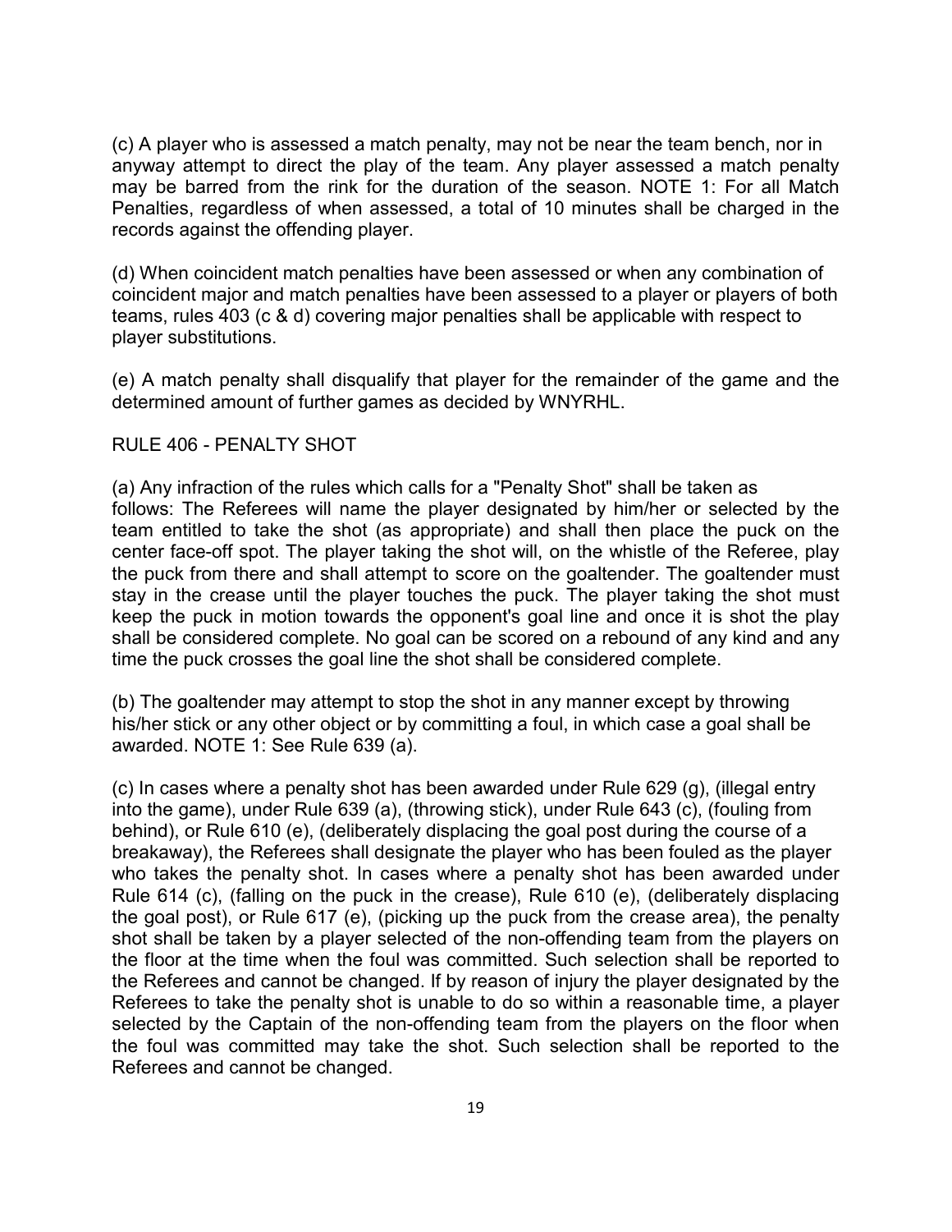(c) A player who is assessed a match penalty, may not be near the team bench, nor in anyway attempt to direct the play of the team. Any player assessed a match penalty may be barred from the rink for the duration of the season. NOTE 1: For all Match Penalties, regardless of when assessed, a total of 10 minutes shall be charged in the records against the offending player.

(d) When coincident match penalties have been assessed or when any combination of coincident major and match penalties have been assessed to a player or players of both teams, rules 403 (c & d) covering major penalties shall be applicable with respect to player substitutions.

(e) A match penalty shall disqualify that player for the remainder of the game and the determined amount of further games as decided by WNYRHL.

## RULE 406 - PENALTY SHOT

(a) Any infraction of the rules which calls for a "Penalty Shot" shall be taken as follows: The Referees will name the player designated by him/her or selected by the team entitled to take the shot (as appropriate) and shall then place the puck on the center face-off spot. The player taking the shot will, on the whistle of the Referee, play the puck from there and shall attempt to score on the goaltender. The goaltender must stay in the crease until the player touches the puck. The player taking the shot must keep the puck in motion towards the opponent's goal line and once it is shot the play shall be considered complete. No goal can be scored on a rebound of any kind and any time the puck crosses the goal line the shot shall be considered complete.

(b) The goaltender may attempt to stop the shot in any manner except by throwing his/her stick or any other object or by committing a foul, in which case a goal shall be awarded. NOTE 1: See Rule 639 (a).

(c) In cases where a penalty shot has been awarded under Rule 629 (g), (illegal entry into the game), under Rule 639 (a), (throwing stick), under Rule 643 (c), (fouling from behind), or Rule 610 (e), (deliberately displacing the goal post during the course of a breakaway), the Referees shall designate the player who has been fouled as the player who takes the penalty shot. In cases where a penalty shot has been awarded under Rule 614 (c), (falling on the puck in the crease), Rule 610 (e), (deliberately displacing the goal post), or Rule 617 (e), (picking up the puck from the crease area), the penalty shot shall be taken by a player selected of the non-offending team from the players on the floor at the time when the foul was committed. Such selection shall be reported to the Referees and cannot be changed. If by reason of injury the player designated by the Referees to take the penalty shot is unable to do so within a reasonable time, a player selected by the Captain of the non-offending team from the players on the floor when the foul was committed may take the shot. Such selection shall be reported to the Referees and cannot be changed.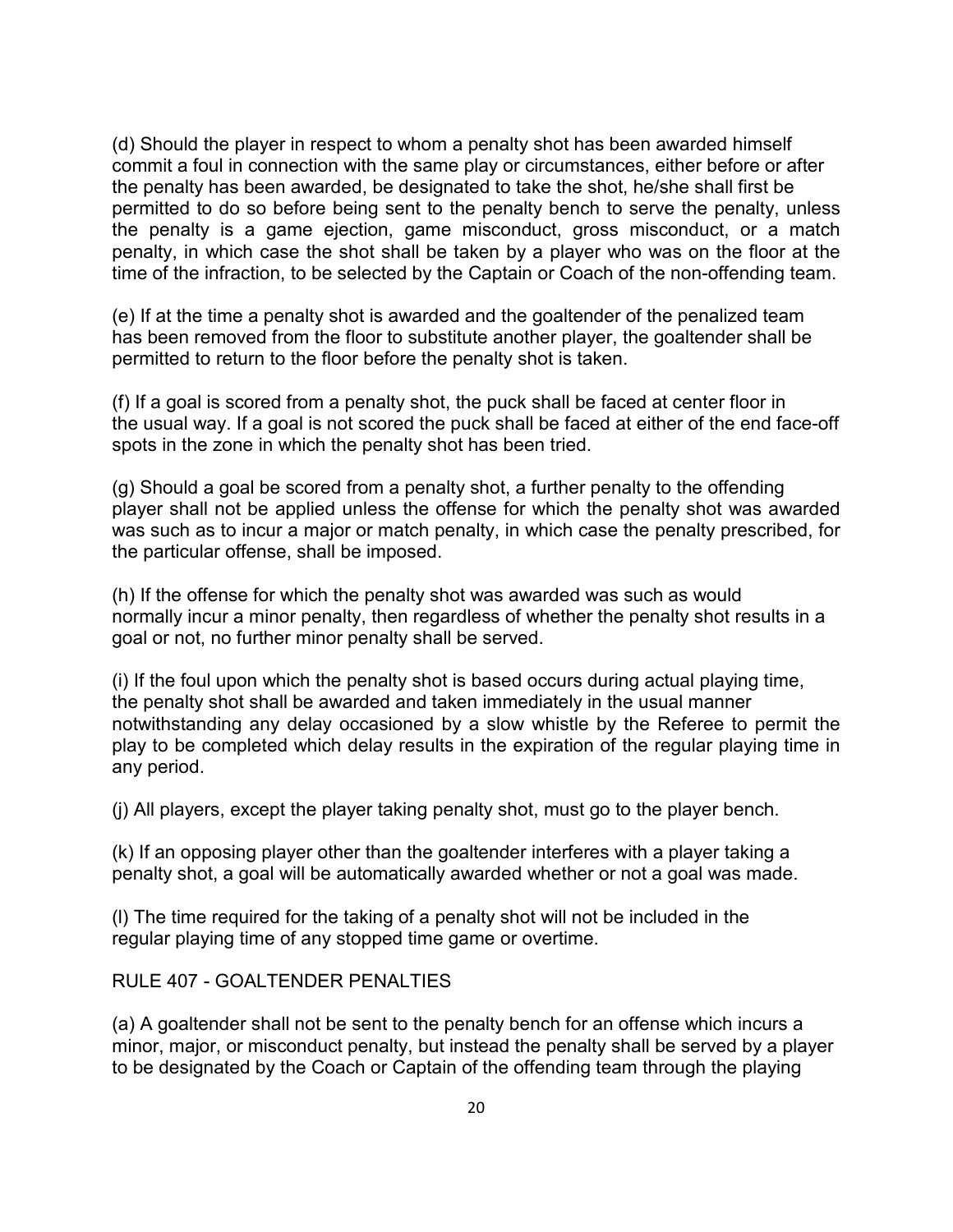(d) Should the player in respect to whom a penalty shot has been awarded himself commit a foul in connection with the same play or circumstances, either before or after the penalty has been awarded, be designated to take the shot, he/she shall first be permitted to do so before being sent to the penalty bench to serve the penalty, unless the penalty is a game ejection, game misconduct, gross misconduct, or a match penalty, in which case the shot shall be taken by a player who was on the floor at the time of the infraction, to be selected by the Captain or Coach of the non-offending team.

(e) If at the time a penalty shot is awarded and the goaltender of the penalized team has been removed from the floor to substitute another player, the goaltender shall be permitted to return to the floor before the penalty shot is taken.

(f) If a goal is scored from a penalty shot, the puck shall be faced at center floor in the usual way. If a goal is not scored the puck shall be faced at either of the end face-off spots in the zone in which the penalty shot has been tried.

(g) Should a goal be scored from a penalty shot, a further penalty to the offending player shall not be applied unless the offense for which the penalty shot was awarded was such as to incur a major or match penalty, in which case the penalty prescribed, for the particular offense, shall be imposed.

(h) If the offense for which the penalty shot was awarded was such as would normally incur a minor penalty, then regardless of whether the penalty shot results in a goal or not, no further minor penalty shall be served.

(i) If the foul upon which the penalty shot is based occurs during actual playing time, the penalty shot shall be awarded and taken immediately in the usual manner notwithstanding any delay occasioned by a slow whistle by the Referee to permit the play to be completed which delay results in the expiration of the regular playing time in any period.

(j) All players, except the player taking penalty shot, must go to the player bench.

(k) If an opposing player other than the goaltender interferes with a player taking a penalty shot, a goal will be automatically awarded whether or not a goal was made.

(l) The time required for the taking of a penalty shot will not be included in the regular playing time of any stopped time game or overtime.

## RULE 407 - GOALTENDER PENALTIES

(a) A goaltender shall not be sent to the penalty bench for an offense which incurs a minor, major, or misconduct penalty, but instead the penalty shall be served by a player to be designated by the Coach or Captain of the offending team through the playing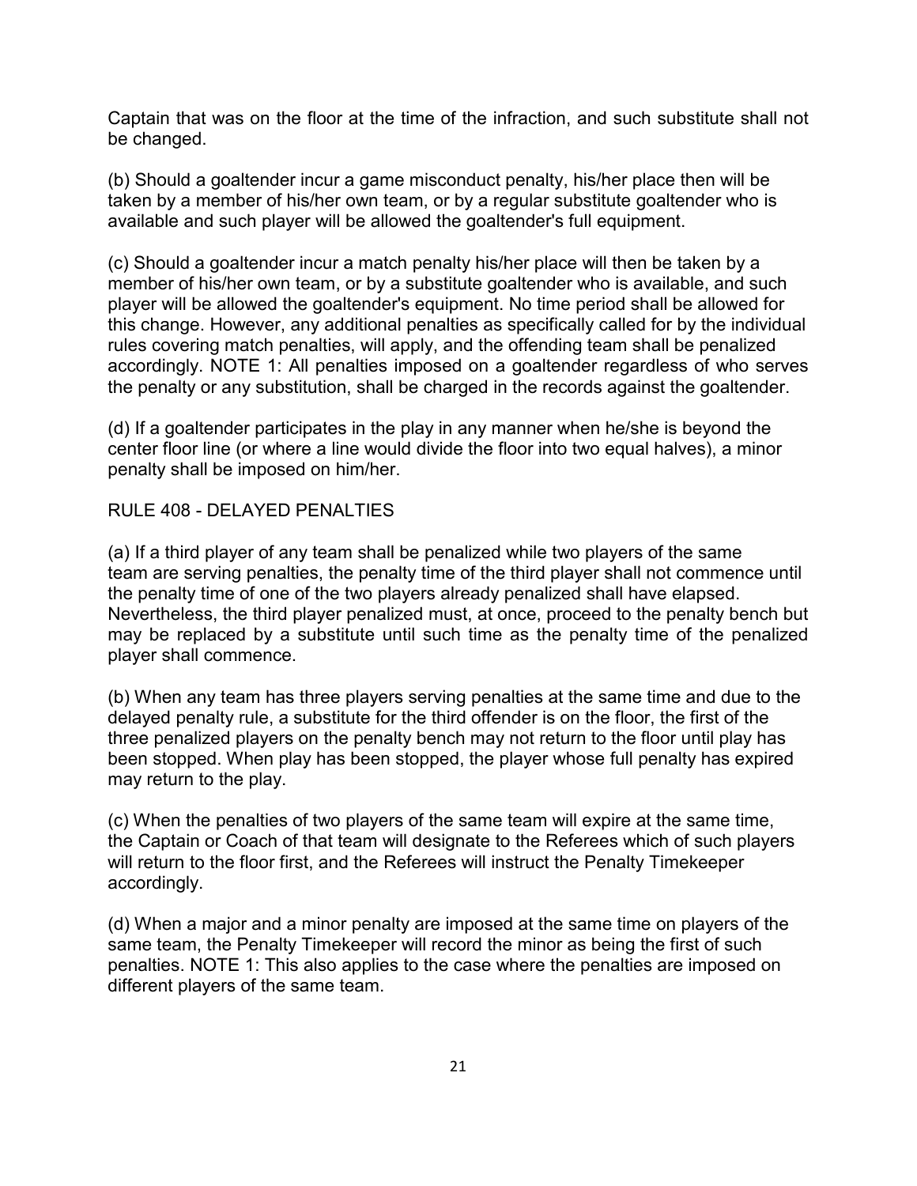Captain that was on the floor at the time of the infraction, and such substitute shall not be changed.

(b) Should a goaltender incur a game misconduct penalty, his/her place then will be taken by a member of his/her own team, or by a regular substitute goaltender who is available and such player will be allowed the goaltender's full equipment.

(c) Should a goaltender incur a match penalty his/her place will then be taken by a member of his/her own team, or by a substitute goaltender who is available, and such player will be allowed the goaltender's equipment. No time period shall be allowed for this change. However, any additional penalties as specifically called for by the individual rules covering match penalties, will apply, and the offending team shall be penalized accordingly. NOTE 1: All penalties imposed on a goaltender regardless of who serves the penalty or any substitution, shall be charged in the records against the goaltender.

(d) If a goaltender participates in the play in any manner when he/she is beyond the center floor line (or where a line would divide the floor into two equal halves), a minor penalty shall be imposed on him/her.

## RULE 408 - DELAYED PENALTIES

(a) If a third player of any team shall be penalized while two players of the same team are serving penalties, the penalty time of the third player shall not commence until the penalty time of one of the two players already penalized shall have elapsed. Nevertheless, the third player penalized must, at once, proceed to the penalty bench but may be replaced by a substitute until such time as the penalty time of the penalized player shall commence.

(b) When any team has three players serving penalties at the same time and due to the delayed penalty rule, a substitute for the third offender is on the floor, the first of the three penalized players on the penalty bench may not return to the floor until play has been stopped. When play has been stopped, the player whose full penalty has expired may return to the play.

(c) When the penalties of two players of the same team will expire at the same time, the Captain or Coach of that team will designate to the Referees which of such players will return to the floor first, and the Referees will instruct the Penalty Timekeeper accordingly.

(d) When a major and a minor penalty are imposed at the same time on players of the same team, the Penalty Timekeeper will record the minor as being the first of such penalties. NOTE 1: This also applies to the case where the penalties are imposed on different players of the same team.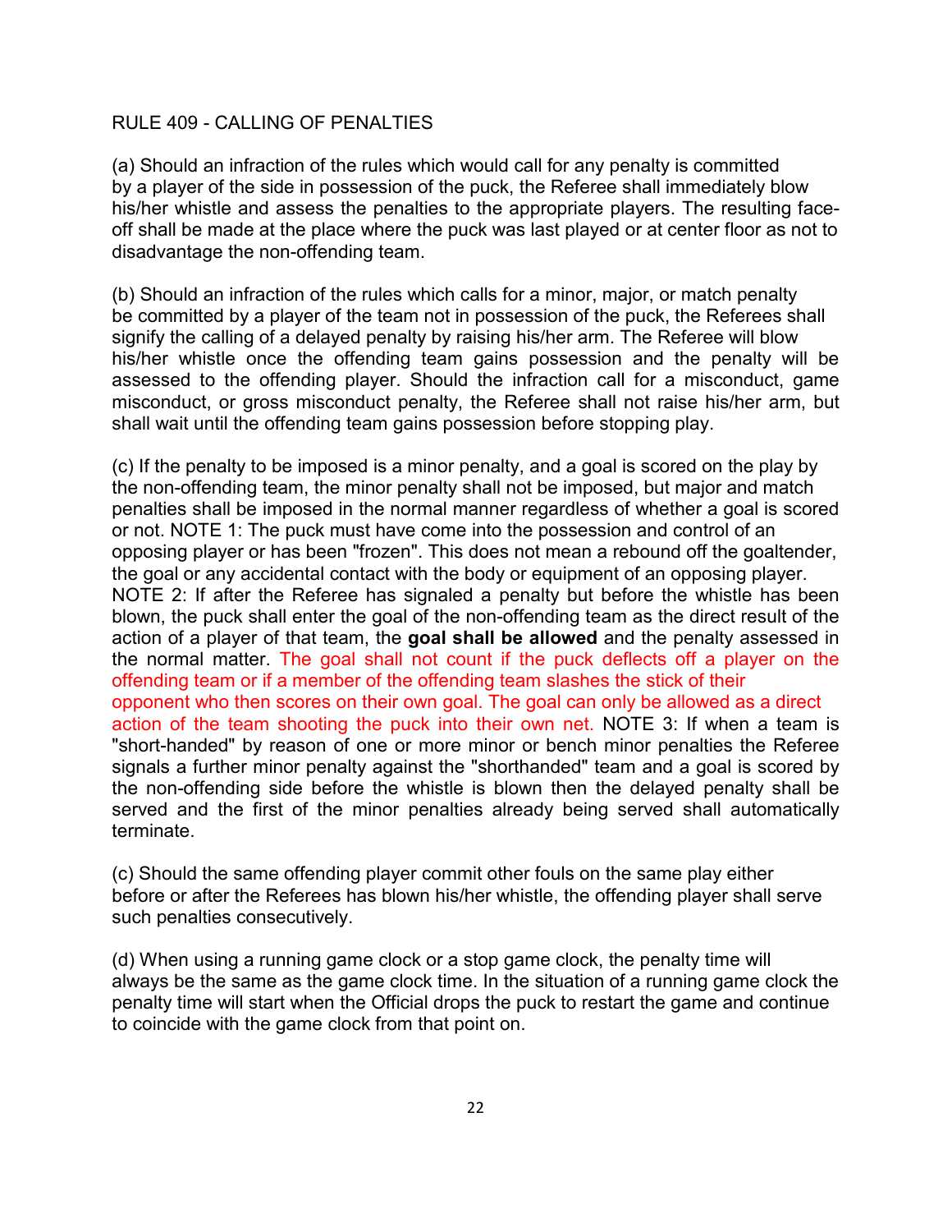RULE 409 - CALLING OF PENALTIES

(a) Should an infraction of the rules which would call for any penalty is committed by a player of the side in possession of the puck, the Referee shall immediately blow his/her whistle and assess the penalties to the appropriate players. The resulting face-off shall be made at the place where the puck was last played or at center floor as not to disadvantage the non-offending team.

(b) Should an infraction of the rules which calls for a minor, major, or match penalty be committed by a player of the team not in possession of the puck, the Referees shall signify the calling of a delayed penalty by raising his/her arm. The Referee will blow his/her whistle once the offending team gains possession and the penalty will be assessed to the offending player. Should the infraction call for a misconduct, game misconduct, or gross misconduct penalty, the Referee shall not raise his/her arm, but shall wait until the offending team gains possession before stopping play.

(c) If the penalty to be imposed is a minor penalty, and a goal is scored on the play by the non-offending team, the minor penalty shall not be imposed, but major and match penalties shall be imposed in the normal manner regardless of whether a goal is scored or not. NOTE 1: The puck must have come into the possession and control of an opposing player or has been "frozen". This does not mean a rebound off the goaltender, the goal or any accidental contact with the body or equipment of an opposing player. NOTE 2: If after the Referee has signaled a penalty but before the whistle has been blown, the puck shall enter the goal of the non-offending team as the direct result of the action of a player of that team, the **goal shall be allowed** and the penalty assessed in the normal matter. The goal shall not count if the puck deflects off a player on the offending team or if a member of the offending team slashes the stick of their opponent who then scores on their own goal. The goal can only be allowed as a direct action of the team shooting the puck into their own net. NOTE 3: If when a team is "short-handed" by reason of one or more minor or bench minor penalties the Referee signals a further minor penalty against the "shorthanded" team and a goal is scored by the non-offending side before the whistle is blown then the delayed penalty shall be served and the first of the minor penalties already being served shall automatically terminate.

(c) Should the same offending player commit other fouls on the same play either before or after the Referees has blown his/her whistle, the offending player shall serve such penalties consecutively.

(d) When using a running game clock or a stop game clock, the penalty time will always be the same as the game clock time. In the situation of a running game clock the penalty time will start when the Official drops the puck to restart the game and continue to coincide with the game clock from that point on.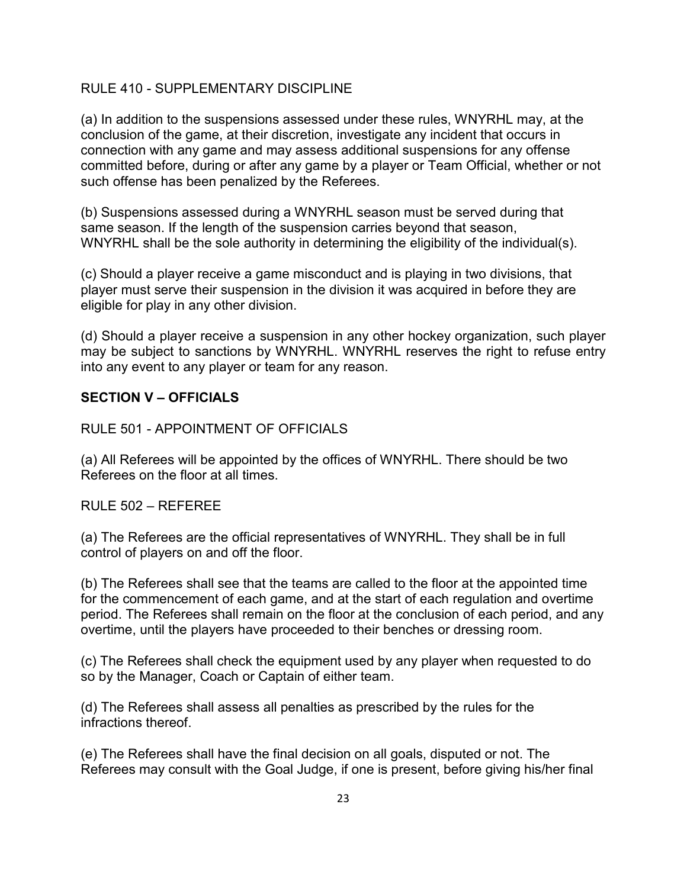RULE 410 - SUPPLEMENTARY DISCIPLINE

(a) In addition to the suspensions assessed under these rules, WNYRHL may, at the conclusion of the game, at their discretion, investigate any incident that occurs in connection with any game and may assess additional suspensions for any offense committed before, during or after any game by a player or Team Official, whether or not such offense has been penalized by the Referees.

(b) Suspensions assessed during a WNYRHL season must be served during that same season. If the length of the suspension carries beyond that season, WNYRHL shall be the sole authority in determining the eligibility of the individual(s).

(c) Should a player receive a game misconduct and is playing in two divisions, that player must serve their suspension in the division it was acquired in before they are eligible for play in any other division.

(d) Should a player receive a suspension in any other hockey organization, such player may be subject to sanctions by WNYRHL. WNYRHL reserves the right to refuse entry into any event to any player or team for any reason.

## SECTION V – OFFICIALS

RULE 501 - APPOINTMENT OF OFFICIALS

(a) All Referees will be appointed by the offices of WNYRHL. There should be two Referees on the floor at all times.

RULE 502 – REFEREE

(a) The Referees are the official representatives of WNYRHL. They shall be in full control of players on and off the floor.

(b) The Referees shall see that the teams are called to the floor at the appointed time for the commencement of each game, and at the start of each regulation and overtime period. The Referees shall remain on the floor at the conclusion of each period, and any overtime, until the players have proceeded to their benches or dressing room.

(c) The Referees shall check the equipment used by any player when requested to do so by the Manager, Coach or Captain of either team.

(d) The Referees shall assess all penalties as prescribed by the rules for the infractions thereof.

(e) The Referees shall have the final decision on all goals, disputed or not. The Referees may consult with the Goal Judge, if one is present, before giving his/her final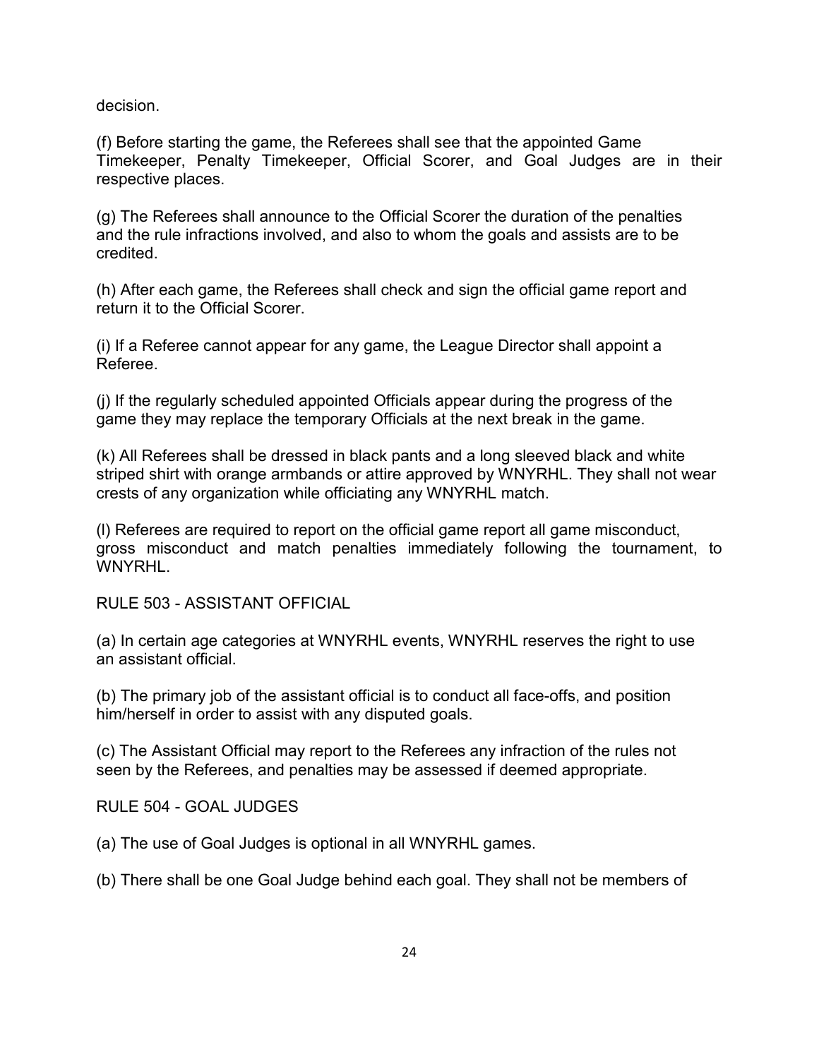decision.

(f) Before starting the game, the Referees shall see that the appointed Game Timekeeper, Penalty Timekeeper, Official Scorer, and Goal Judges are in their respective places.

(g) The Referees shall announce to the Official Scorer the duration of the penalties and the rule infractions involved, and also to whom the goals and assists are to be credited.

(h) After each game, the Referees shall check and sign the official game report and return it to the Official Scorer.

(i) If a Referee cannot appear for any game, the League Director shall appoint a Referee.

(j) If the regularly scheduled appointed Officials appear during the progress of the game they may replace the temporary Officials at the next break in the game.

(k) All Referees shall be dressed in black pants and a long sleeved black and white striped shirt with orange armbands or attire approved by WNYRHL. They shall not wear crests of any organization while officiating any WNYRHL match.

(l) Referees are required to report on the official game report all game misconduct, gross misconduct and match penalties immediately following the tournament, to WNYRHL.

RULE 503 - ASSISTANT OFFICIAL

(a) In certain age categories at WNYRHL events, WNYRHL reserves the right to use an assistant official.

(b) The primary job of the assistant official is to conduct all face-offs, and position him/herself in order to assist with any disputed goals.

(c) The Assistant Official may report to the Referees any infraction of the rules not seen by the Referees, and penalties may be assessed if deemed appropriate.

RULE 504 - GOAL JUDGES

(a) The use of Goal Judges is optional in all WNYRHL games.

(b) There shall be one Goal Judge behind each goal. They shall not be members of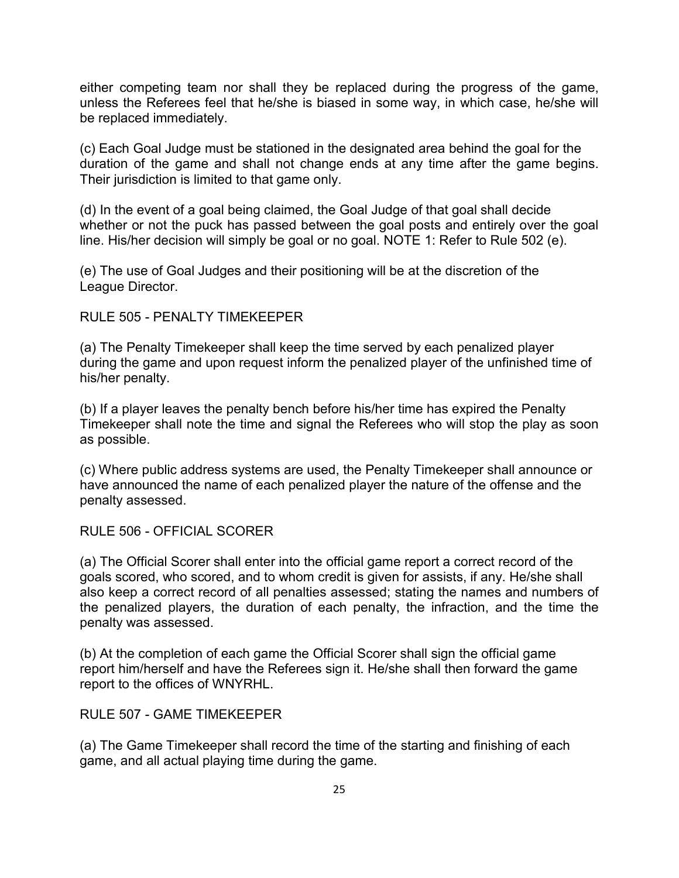either competing team nor shall they be replaced during the progress of the game, unless the Referees feel that he/she is biased in some way, in which case, he/she will be replaced immediately.

(c) Each Goal Judge must be stationed in the designated area behind the goal for the duration of the game and shall not change ends at any time after the game begins. Their jurisdiction is limited to that game only.

(d) In the event of a goal being claimed, the Goal Judge of that goal shall decide whether or not the puck has passed between the goal posts and entirely over the goal line. His/her decision will simply be goal or no goal. NOTE 1: Refer to Rule 502 (e).

(e) The use of Goal Judges and their positioning will be at the discretion of the League Director.

## RULE 505 - PENALTY TIMEKEEPER

(a) The Penalty Timekeeper shall keep the time served by each penalized player during the game and upon request inform the penalized player of the unfinished time of his/her penalty.

(b) If a player leaves the penalty bench before his/her time has expired the Penalty Timekeeper shall note the time and signal the Referees who will stop the play as soon as possible.

(c) Where public address systems are used, the Penalty Timekeeper shall announce or have announced the name of each penalized player the nature of the offense and the penalty assessed.

## RULE 506 - OFFICIAL SCORER

(a) The Official Scorer shall enter into the official game report a correct record of the goals scored, who scored, and to whom credit is given for assists, if any. He/she shall also keep a correct record of all penalties assessed; stating the names and numbers of the penalized players, the duration of each penalty, the infraction, and the time the penalty was assessed.

(b) At the completion of each game the Official Scorer shall sign the official game report him/herself and have the Referees sign it. He/she shall then forward the game report to the offices of WNYRHL.

## RULE 507 - GAME TIMEKEEPER

(a) The Game Timekeeper shall record the time of the starting and finishing of each game, and all actual playing time during the game.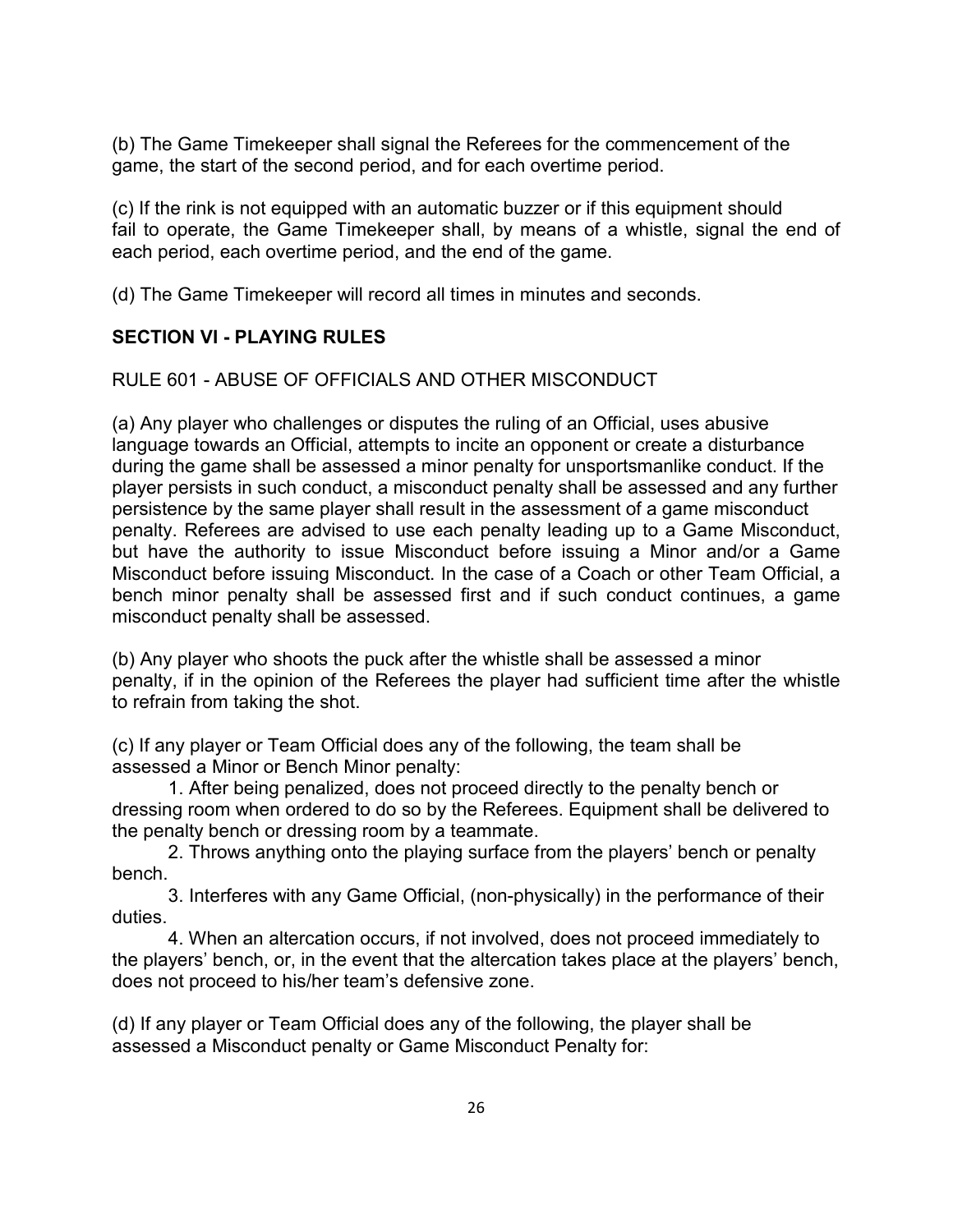(b) The Game Timekeeper shall signal the Referees for the commencement of the game, the start of the second period, and for each overtime period.

(c) If the rink is not equipped with an automatic buzzer or if this equipment should fail to operate, the Game Timekeeper shall, by means of a whistle, signal the end of each period, each overtime period, and the end of the game.

(d) The Game Timekeeper will record all times in minutes and seconds.

## SECTION VI - PLAYING RULES

RULE 601 - ABUSE OF OFFICIALS AND OTHER MISCONDUCT

(a) Any player who challenges or disputes the ruling of an Official, uses abusive language towards an Official, attempts to incite an opponent or create a disturbance during the game shall be assessed a minor penalty for unsportsmanlike conduct. If the player persists in such conduct, a misconduct penalty shall be assessed and any further persistence by the same player shall result in the assessment of a game misconduct penalty. Referees are advised to use each penalty leading up to a Game Misconduct, but have the authority to issue Misconduct before issuing a Minor and/or a Game Misconduct before issuing Misconduct. In the case of a Coach or other Team Official, a bench minor penalty shall be assessed first and if such conduct continues, a game misconduct penalty shall be assessed.

(b) Any player who shoots the puck after the whistle shall be assessed a minor penalty, if in the opinion of the Referees the player had sufficient time after the whistle to refrain from taking the shot.

(c) If any player or Team Official does any of the following, the team shall be assessed a Minor or Bench Minor penalty:

1. After being penalized, does not proceed directly to the penalty bench or dressing room when ordered to do so by the Referees. Equipment shall be delivered to the penalty bench or dressing room by a teammate.
2. Throws anything onto the playing surface from the players' bench or penalty bench.
3. Interferes with any Game Official, (non-physically) in the performance of their duties.
4. When an altercation occurs, if not involved, does not proceed immediately to the players' bench, or, in the event that the altercation takes place at the players' bench, does not proceed to his/her team's defensive zone.

(d) If any player or Team Official does any of the following, the player shall be assessed a Misconduct penalty or Game Misconduct Penalty for: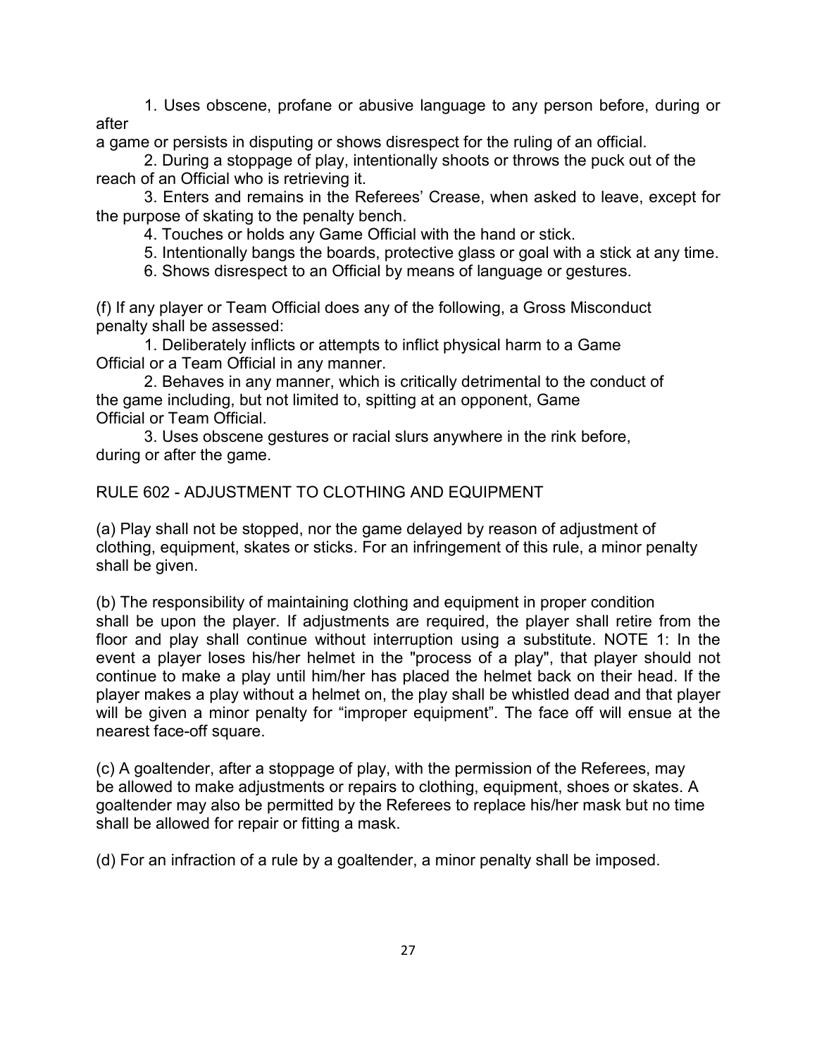1. Uses obscene, profane or abusive language to any person before, during or after a game or persists in disputing or shows disrespect for the ruling of an official.

2. During a stoppage of play, intentionally shoots or throws the puck out of the reach of an Official who is retrieving it.

3. Enters and remains in the Referees' Crease, when asked to leave, except for the purpose of skating to the penalty bench.

4. Touches or holds any Game Official with the hand or stick.

5. Intentionally bangs the boards, protective glass or goal with a stick at any time.

6. Shows disrespect to an Official by means of language or gestures.

(f) If any player or Team Official does any of the following, a Gross Misconduct penalty shall be assessed:

1. Deliberately inflicts or attempts to inflict physical harm to a Game Official or a Team Official in any manner.

2. Behaves in any manner, which is critically detrimental to the conduct of the game including, but not limited to, spitting at an opponent, Game Official or Team Official.

3. Uses obscene gestures or racial slurs anywhere in the rink before, during or after the game.

## RULE 602 - ADJUSTMENT TO CLOTHING AND EQUIPMENT

(a) Play shall not be stopped, nor the game delayed by reason of adjustment of clothing, equipment, skates or sticks. For an infringement of this rule, a minor penalty shall be given.

(b) The responsibility of maintaining clothing and equipment in proper condition shall be upon the player. If adjustments are required, the player shall retire from the floor and play shall continue without interruption using a substitute. NOTE 1: In the event a player loses his/her helmet in the "process of a play", that player should not continue to make a play until him/her has placed the helmet back on their head. If the player makes a play without a helmet on, the play shall be whistled dead and that player will be given a minor penalty for "improper equipment". The face off will ensue at the nearest face-off square.

(c) A goaltender, after a stoppage of play, with the permission of the Referees, may be allowed to make adjustments or repairs to clothing, equipment, shoes or skates. A goaltender may also be permitted by the Referees to replace his/her mask but no time shall be allowed for repair or fitting a mask.

(d) For an infraction of a rule by a goaltender, a minor penalty shall be imposed.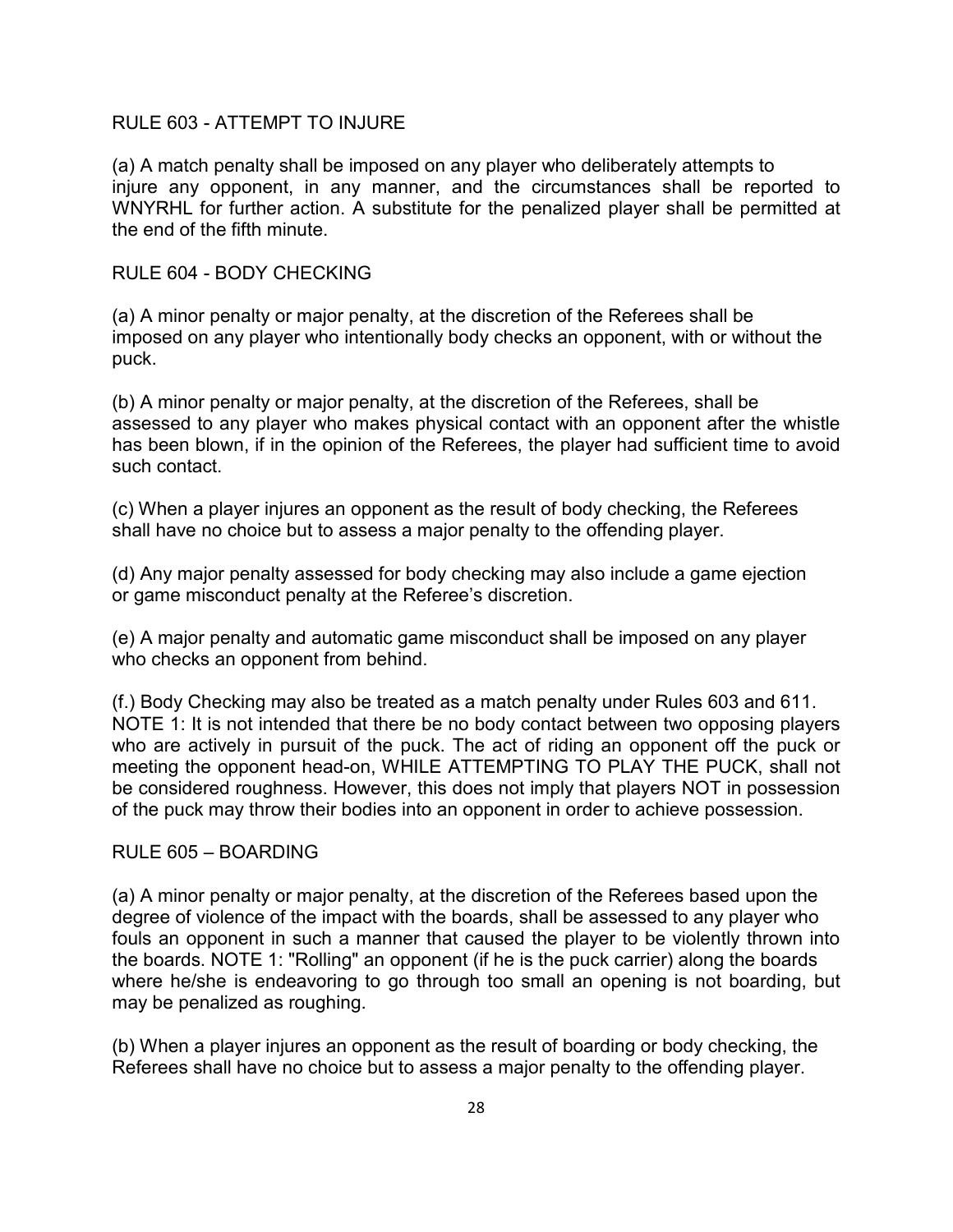## RULE 603 - ATTEMPT TO INJURE

(a) A match penalty shall be imposed on any player who deliberately attempts to injure any opponent, in any manner, and the circumstances shall be reported to WNYRHL for further action. A substitute for the penalized player shall be permitted at the end of the fifth minute.

## RULE 604 - BODY CHECKING

(a) A minor penalty or major penalty, at the discretion of the Referees shall be imposed on any player who intentionally body checks an opponent, with or without the puck.

(b) A minor penalty or major penalty, at the discretion of the Referees, shall be assessed to any player who makes physical contact with an opponent after the whistle has been blown, if in the opinion of the Referees, the player had sufficient time to avoid such contact.

(c) When a player injures an opponent as the result of body checking, the Referees shall have no choice but to assess a major penalty to the offending player.

(d) Any major penalty assessed for body checking may also include a game ejection or game misconduct penalty at the Referee's discretion.

(e) A major penalty and automatic game misconduct shall be imposed on any player who checks an opponent from behind.

(f.) Body Checking may also be treated as a match penalty under Rules 603 and 611. NOTE 1: It is not intended that there be no body contact between two opposing players who are actively in pursuit of the puck. The act of riding an opponent off the puck or meeting the opponent head-on, WHILE ATTEMPTING TO PLAY THE PUCK, shall not be considered roughness. However, this does not imply that players NOT in possession of the puck may throw their bodies into an opponent in order to achieve possession.

## RULE 605 – BOARDING

(a) A minor penalty or major penalty, at the discretion of the Referees based upon the degree of violence of the impact with the boards, shall be assessed to any player who fouls an opponent in such a manner that caused the player to be violently thrown into the boards. NOTE 1: "Rolling" an opponent (if he is the puck carrier) along the boards where he/she is endeavoring to go through too small an opening is not boarding, but may be penalized as roughing.

(b) When a player injures an opponent as the result of boarding or body checking, the Referees shall have no choice but to assess a major penalty to the offending player.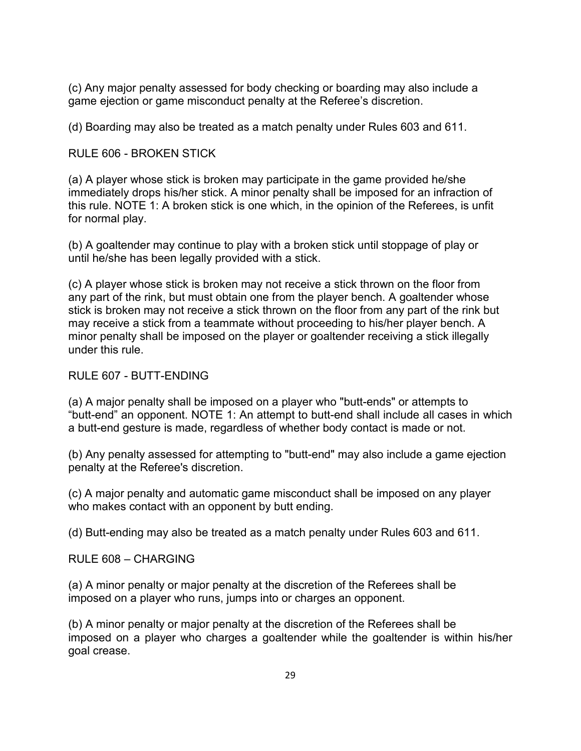(c) Any major penalty assessed for body checking or boarding may also include a game ejection or game misconduct penalty at the Referee's discretion.

(d) Boarding may also be treated as a match penalty under Rules 603 and 611.

## RULE 606 - BROKEN STICK

(a) A player whose stick is broken may participate in the game provided he/she immediately drops his/her stick. A minor penalty shall be imposed for an infraction of this rule. NOTE 1: A broken stick is one which, in the opinion of the Referees, is unfit for normal play.

(b) A goaltender may continue to play with a broken stick until stoppage of play or until he/she has been legally provided with a stick.

(c) A player whose stick is broken may not receive a stick thrown on the floor from any part of the rink, but must obtain one from the player bench. A goaltender whose stick is broken may not receive a stick thrown on the floor from any part of the rink but may receive a stick from a teammate without proceeding to his/her player bench. A minor penalty shall be imposed on the player or goaltender receiving a stick illegally under this rule.

## RULE 607 - BUTT-ENDING

(a) A major penalty shall be imposed on a player who "butt-ends" or attempts to "butt-end" an opponent. NOTE 1: An attempt to butt-end shall include all cases in which a butt-end gesture is made, regardless of whether body contact is made or not.

(b) Any penalty assessed for attempting to "butt-end" may also include a game ejection penalty at the Referee's discretion.

(c) A major penalty and automatic game misconduct shall be imposed on any player who makes contact with an opponent by butt ending.

(d) Butt-ending may also be treated as a match penalty under Rules 603 and 611.

## RULE 608 – CHARGING

(a) A minor penalty or major penalty at the discretion of the Referees shall be imposed on a player who runs, jumps into or charges an opponent.

(b) A minor penalty or major penalty at the discretion of the Referees shall be imposed on a player who charges a goaltender while the goaltender is within his/her goal crease.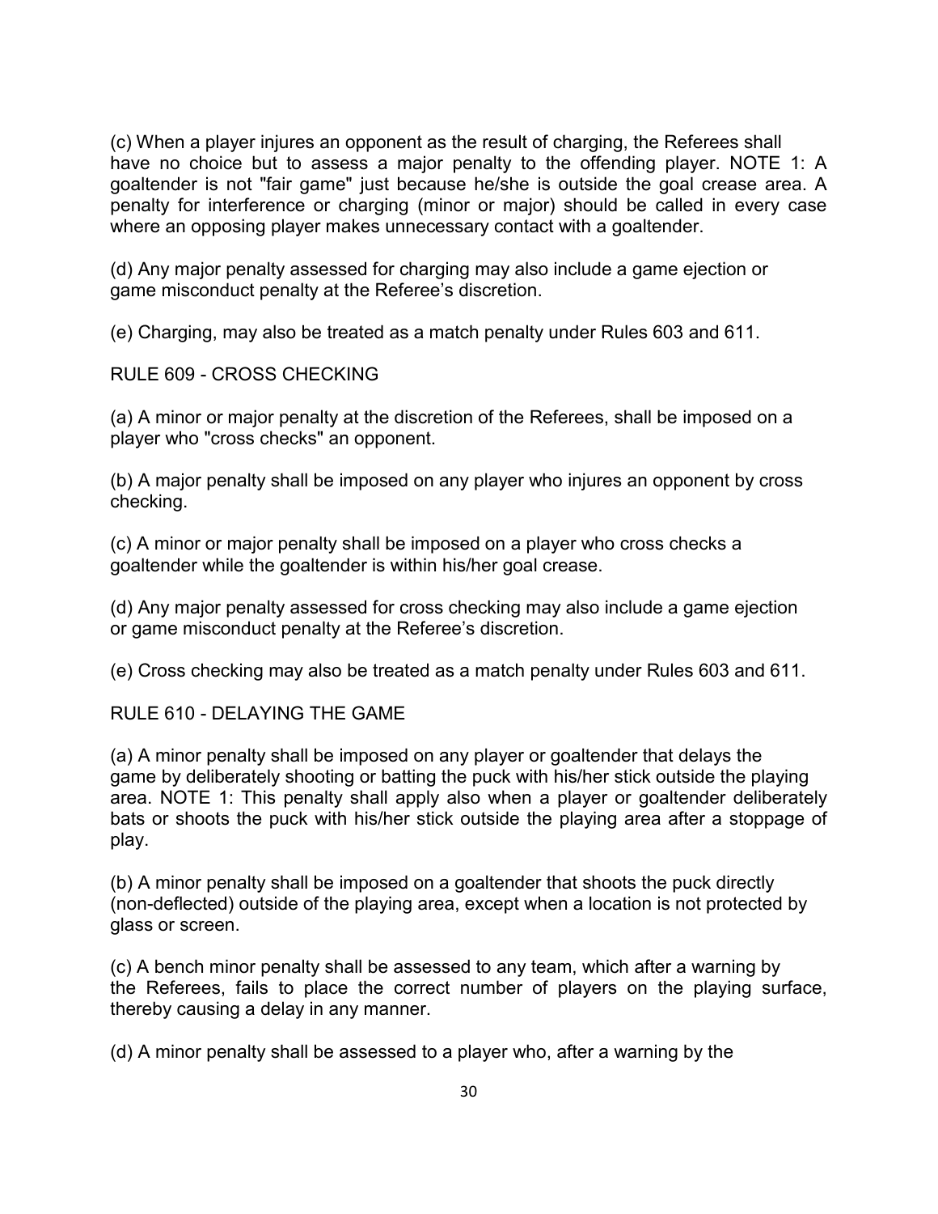(c) When a player injures an opponent as the result of charging, the Referees shall have no choice but to assess a major penalty to the offending player. NOTE 1: A goaltender is not "fair game" just because he/she is outside the goal crease area. A penalty for interference or charging (minor or major) should be called in every case where an opposing player makes unnecessary contact with a goaltender.

(d) Any major penalty assessed for charging may also include a game ejection or game misconduct penalty at the Referee's discretion.

(e) Charging, may also be treated as a match penalty under Rules 603 and 611.

## RULE 609 - CROSS CHECKING

(a) A minor or major penalty at the discretion of the Referees, shall be imposed on a player who "cross checks" an opponent.

(b) A major penalty shall be imposed on any player who injures an opponent by cross checking.

(c) A minor or major penalty shall be imposed on a player who cross checks a goaltender while the goaltender is within his/her goal crease.

(d) Any major penalty assessed for cross checking may also include a game ejection or game misconduct penalty at the Referee's discretion.

(e) Cross checking may also be treated as a match penalty under Rules 603 and 611.

## RULE 610 - DELAYING THE GAME

(a) A minor penalty shall be imposed on any player or goaltender that delays the game by deliberately shooting or batting the puck with his/her stick outside the playing area. NOTE 1: This penalty shall apply also when a player or goaltender deliberately bats or shoots the puck with his/her stick outside the playing area after a stoppage of play.

(b) A minor penalty shall be imposed on a goaltender that shoots the puck directly (non-deflected) outside of the playing area, except when a location is not protected by glass or screen.

(c) A bench minor penalty shall be assessed to any team, which after a warning by the Referees, fails to place the correct number of players on the playing surface, thereby causing a delay in any manner.

(d) A minor penalty shall be assessed to a player who, after a warning by the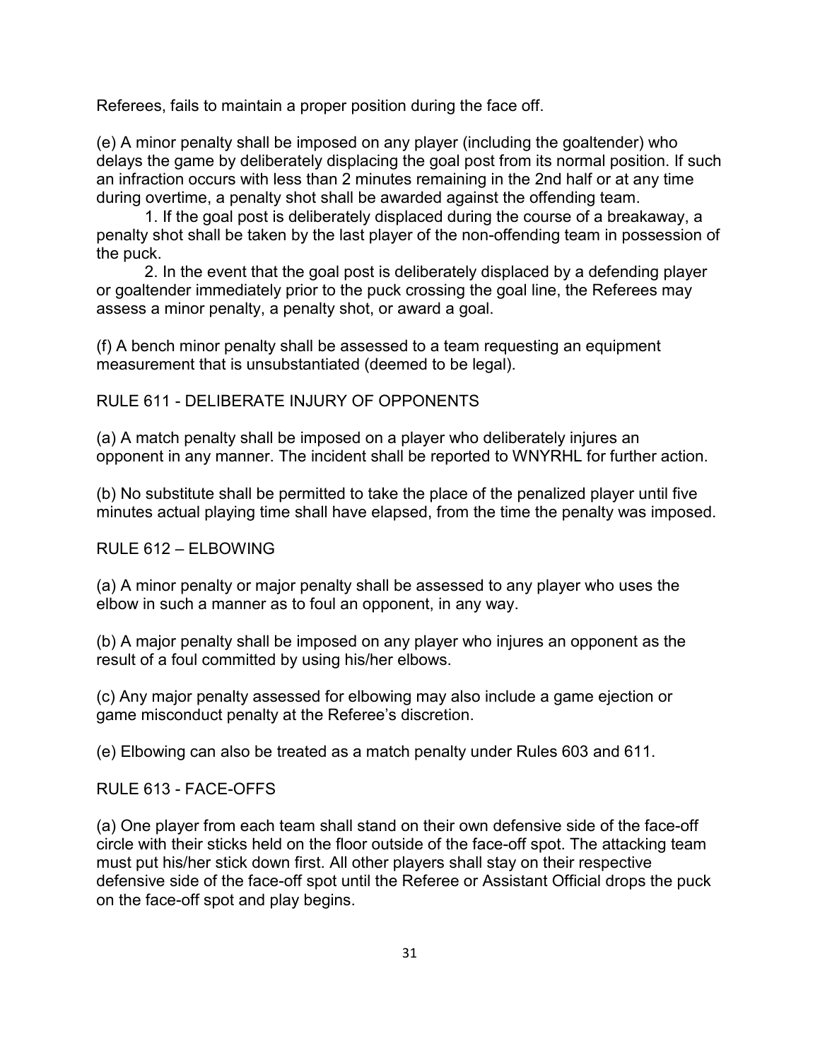Referees, fails to maintain a proper position during the face off.

(e) A minor penalty shall be imposed on any player (including the goaltender) who delays the game by deliberately displacing the goal post from its normal position. If such an infraction occurs with less than 2 minutes remaining in the 2nd half or at any time during overtime, a penalty shot shall be awarded against the offending team.

1. If the goal post is deliberately displaced during the course of a breakaway, a penalty shot shall be taken by the last player of the non-offending team in possession of the puck.

2. In the event that the goal post is deliberately displaced by a defending player or goaltender immediately prior to the puck crossing the goal line, the Referees may assess a minor penalty, a penalty shot, or award a goal.

(f) A bench minor penalty shall be assessed to a team requesting an equipment measurement that is unsubstantiated (deemed to be legal).

## RULE 611 - DELIBERATE INJURY OF OPPONENTS

(a) A match penalty shall be imposed on a player who deliberately injures an opponent in any manner. The incident shall be reported to WNYRHL for further action.

(b) No substitute shall be permitted to take the place of the penalized player until five minutes actual playing time shall have elapsed, from the time the penalty was imposed.

## RULE 612 – ELBOWING

(a) A minor penalty or major penalty shall be assessed to any player who uses the elbow in such a manner as to foul an opponent, in any way.

(b) A major penalty shall be imposed on any player who injures an opponent as the result of a foul committed by using his/her elbows.

(c) Any major penalty assessed for elbowing may also include a game ejection or game misconduct penalty at the Referee's discretion.

(e) Elbowing can also be treated as a match penalty under Rules 603 and 611.

## RULE 613 - FACE-OFFS

(a) One player from each team shall stand on their own defensive side of the face-off circle with their sticks held on the floor outside of the face-off spot. The attacking team must put his/her stick down first. All other players shall stay on their respective defensive side of the face-off spot until the Referee or Assistant Official drops the puck on the face-off spot and play begins.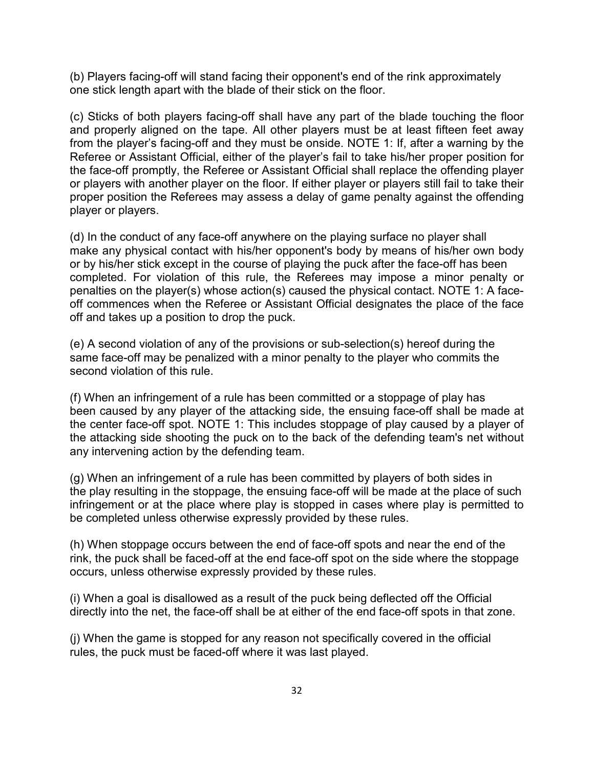(b) Players facing-off will stand facing their opponent's end of the rink approximately one stick length apart with the blade of their stick on the floor.

(c) Sticks of both players facing-off shall have any part of the blade touching the floor and properly aligned on the tape. All other players must be at least fifteen feet away from the player's facing-off and they must be onside. NOTE 1: If, after a warning by the Referee or Assistant Official, either of the player's fail to take his/her proper position for the face-off promptly, the Referee or Assistant Official shall replace the offending player or players with another player on the floor. If either player or players still fail to take their proper position the Referees may assess a delay of game penalty against the offending player or players.

(d) In the conduct of any face-off anywhere on the playing surface no player shall make any physical contact with his/her opponent's body by means of his/her own body or by his/her stick except in the course of playing the puck after the face-off has been completed. For violation of this rule, the Referees may impose a minor penalty or penalties on the player(s) whose action(s) caused the physical contact. NOTE 1: A face-off commences when the Referee or Assistant Official designates the place of the face off and takes up a position to drop the puck.

(e) A second violation of any of the provisions or sub-selection(s) hereof during the same face-off may be penalized with a minor penalty to the player who commits the second violation of this rule.

(f) When an infringement of a rule has been committed or a stoppage of play has been caused by any player of the attacking side, the ensuing face-off shall be made at the center face-off spot. NOTE 1: This includes stoppage of play caused by a player of the attacking side shooting the puck on to the back of the defending team's net without any intervening action by the defending team.

(g) When an infringement of a rule has been committed by players of both sides in the play resulting in the stoppage, the ensuing face-off will be made at the place of such infringement or at the place where play is stopped in cases where play is permitted to be completed unless otherwise expressly provided by these rules.

(h) When stoppage occurs between the end of face-off spots and near the end of the rink, the puck shall be faced-off at the end face-off spot on the side where the stoppage occurs, unless otherwise expressly provided by these rules.

(i) When a goal is disallowed as a result of the puck being deflected off the Official directly into the net, the face-off shall be at either of the end face-off spots in that zone.

(j) When the game is stopped for any reason not specifically covered in the official rules, the puck must be faced-off where it was last played.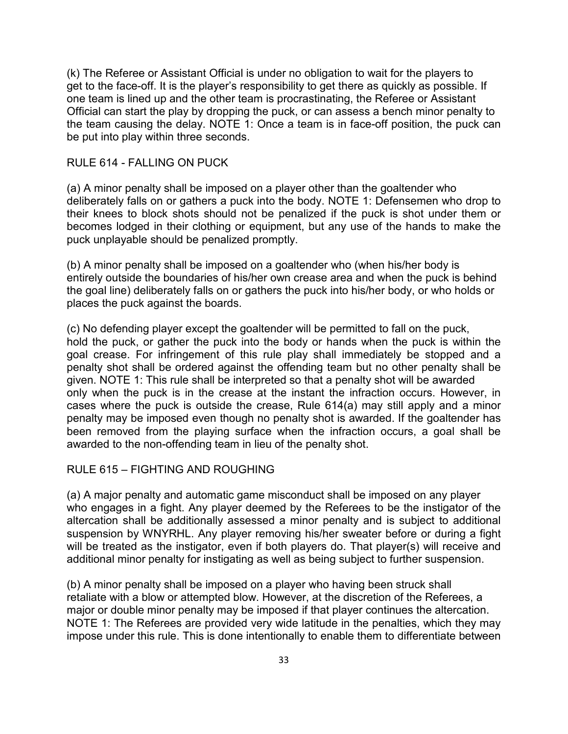(k) The Referee or Assistant Official is under no obligation to wait for the players to get to the face-off. It is the player's responsibility to get there as quickly as possible. If one team is lined up and the other team is procrastinating, the Referee or Assistant Official can start the play by dropping the puck, or can assess a bench minor penalty to the team causing the delay. NOTE 1: Once a team is in face-off position, the puck can be put into play within three seconds.

## RULE 614 - FALLING ON PUCK

(a) A minor penalty shall be imposed on a player other than the goaltender who deliberately falls on or gathers a puck into the body. NOTE 1: Defensemen who drop to their knees to block shots should not be penalized if the puck is shot under them or becomes lodged in their clothing or equipment, but any use of the hands to make the puck unplayable should be penalized promptly.

(b) A minor penalty shall be imposed on a goaltender who (when his/her body is entirely outside the boundaries of his/her own crease area and when the puck is behind the goal line) deliberately falls on or gathers the puck into his/her body, or who holds or places the puck against the boards.

(c) No defending player except the goaltender will be permitted to fall on the puck, hold the puck, or gather the puck into the body or hands when the puck is within the goal crease. For infringement of this rule play shall immediately be stopped and a penalty shot shall be ordered against the offending team but no other penalty shall be given. NOTE 1: This rule shall be interpreted so that a penalty shot will be awarded only when the puck is in the crease at the instant the infraction occurs. However, in cases where the puck is outside the crease, Rule 614(a) may still apply and a minor penalty may be imposed even though no penalty shot is awarded. If the goaltender has been removed from the playing surface when the infraction occurs, a goal shall be awarded to the non-offending team in lieu of the penalty shot.

## RULE 615 – FIGHTING AND ROUGHING

(a) A major penalty and automatic game misconduct shall be imposed on any player who engages in a fight. Any player deemed by the Referees to be the instigator of the altercation shall be additionally assessed a minor penalty and is subject to additional suspension by WNYRHL. Any player removing his/her sweater before or during a fight will be treated as the instigator, even if both players do. That player(s) will receive and additional minor penalty for instigating as well as being subject to further suspension.

(b) A minor penalty shall be imposed on a player who having been struck shall retaliate with a blow or attempted blow. However, at the discretion of the Referees, a major or double minor penalty may be imposed if that player continues the altercation. NOTE 1: The Referees are provided very wide latitude in the penalties, which they may impose under this rule. This is done intentionally to enable them to differentiate between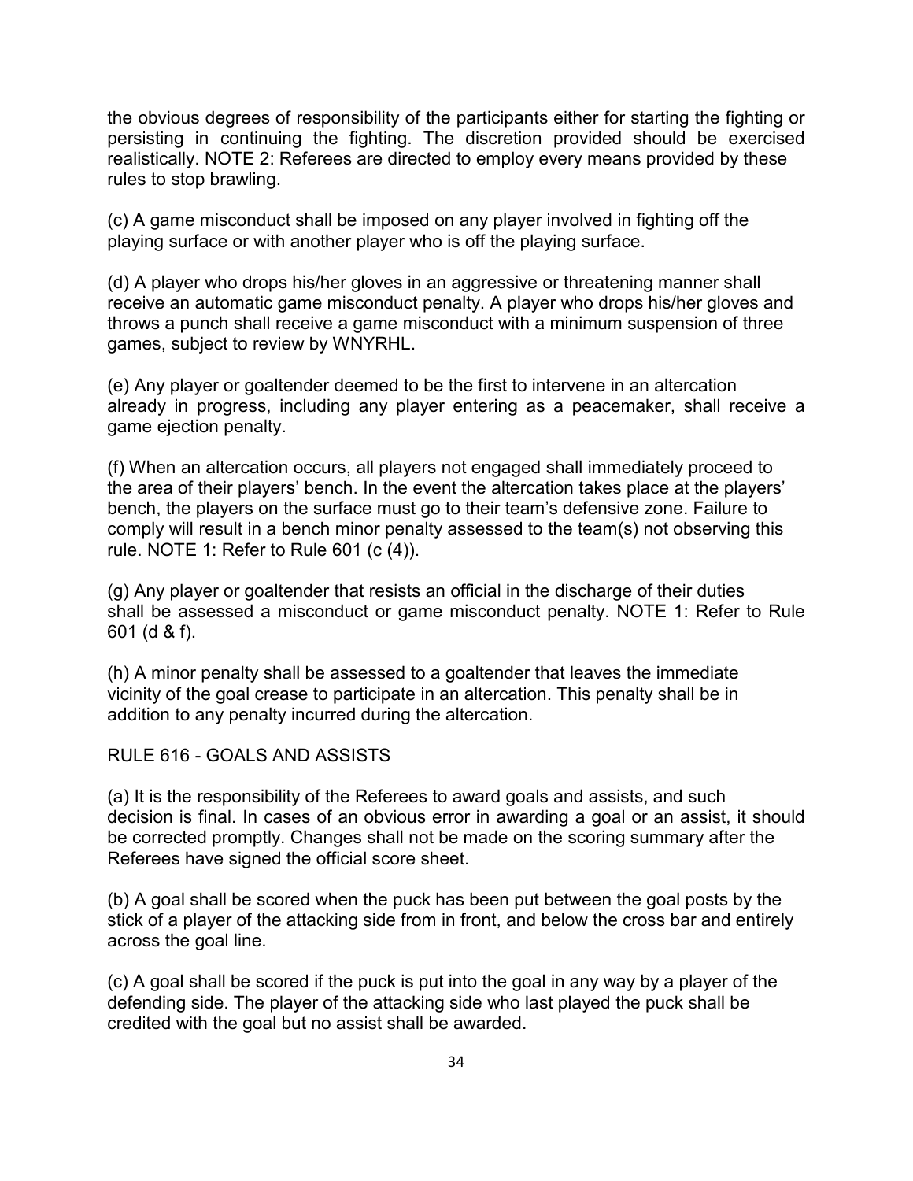the obvious degrees of responsibility of the participants either for starting the fighting or persisting in continuing the fighting. The discretion provided should be exercised realistically. NOTE 2: Referees are directed to employ every means provided by these rules to stop brawling.

(c) A game misconduct shall be imposed on any player involved in fighting off the playing surface or with another player who is off the playing surface.

(d) A player who drops his/her gloves in an aggressive or threatening manner shall receive an automatic game misconduct penalty. A player who drops his/her gloves and throws a punch shall receive a game misconduct with a minimum suspension of three games, subject to review by WNYRHL.

(e) Any player or goaltender deemed to be the first to intervene in an altercation already in progress, including any player entering as a peacemaker, shall receive a game ejection penalty.

(f) When an altercation occurs, all players not engaged shall immediately proceed to the area of their players' bench. In the event the altercation takes place at the players' bench, the players on the surface must go to their team's defensive zone. Failure to comply will result in a bench minor penalty assessed to the team(s) not observing this rule. NOTE 1: Refer to Rule 601 (c (4)).

(g) Any player or goaltender that resists an official in the discharge of their duties shall be assessed a misconduct or game misconduct penalty. NOTE 1: Refer to Rule 601 (d & f).

(h) A minor penalty shall be assessed to a goaltender that leaves the immediate vicinity of the goal crease to participate in an altercation. This penalty shall be in addition to any penalty incurred during the altercation.

## RULE 616 - GOALS AND ASSISTS

(a) It is the responsibility of the Referees to award goals and assists, and such decision is final. In cases of an obvious error in awarding a goal or an assist, it should be corrected promptly. Changes shall not be made on the scoring summary after the Referees have signed the official score sheet.

(b) A goal shall be scored when the puck has been put between the goal posts by the stick of a player of the attacking side from in front, and below the cross bar and entirely across the goal line.

(c) A goal shall be scored if the puck is put into the goal in any way by a player of the defending side. The player of the attacking side who last played the puck shall be credited with the goal but no assist shall be awarded.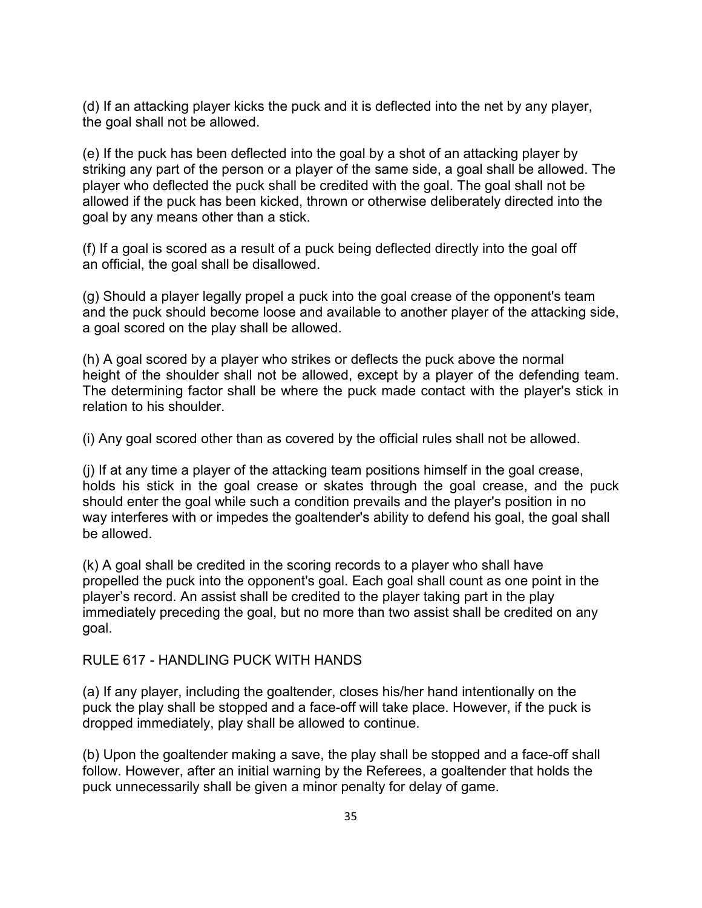(d) If an attacking player kicks the puck and it is deflected into the net by any player, the goal shall not be allowed.

(e) If the puck has been deflected into the goal by a shot of an attacking player by striking any part of the person or a player of the same side, a goal shall be allowed. The player who deflected the puck shall be credited with the goal. The goal shall not be allowed if the puck has been kicked, thrown or otherwise deliberately directed into the goal by any means other than a stick.

(f) If a goal is scored as a result of a puck being deflected directly into the goal off an official, the goal shall be disallowed.

(g) Should a player legally propel a puck into the goal crease of the opponent's team and the puck should become loose and available to another player of the attacking side, a goal scored on the play shall be allowed.

(h) A goal scored by a player who strikes or deflects the puck above the normal height of the shoulder shall not be allowed, except by a player of the defending team. The determining factor shall be where the puck made contact with the player's stick in relation to his shoulder.

(i) Any goal scored other than as covered by the official rules shall not be allowed.

(j) If at any time a player of the attacking team positions himself in the goal crease, holds his stick in the goal crease or skates through the goal crease, and the puck should enter the goal while such a condition prevails and the player's position in no way interferes with or impedes the goaltender's ability to defend his goal, the goal shall be allowed.

(k) A goal shall be credited in the scoring records to a player who shall have propelled the puck into the opponent's goal. Each goal shall count as one point in the player's record. An assist shall be credited to the player taking part in the play immediately preceding the goal, but no more than two assist shall be credited on any goal.

## RULE 617 - HANDLING PUCK WITH HANDS

(a) If any player, including the goaltender, closes his/her hand intentionally on the puck the play shall be stopped and a face-off will take place. However, if the puck is dropped immediately, play shall be allowed to continue.

(b) Upon the goaltender making a save, the play shall be stopped and a face-off shall follow. However, after an initial warning by the Referees, a goaltender that holds the puck unnecessarily shall be given a minor penalty for delay of game.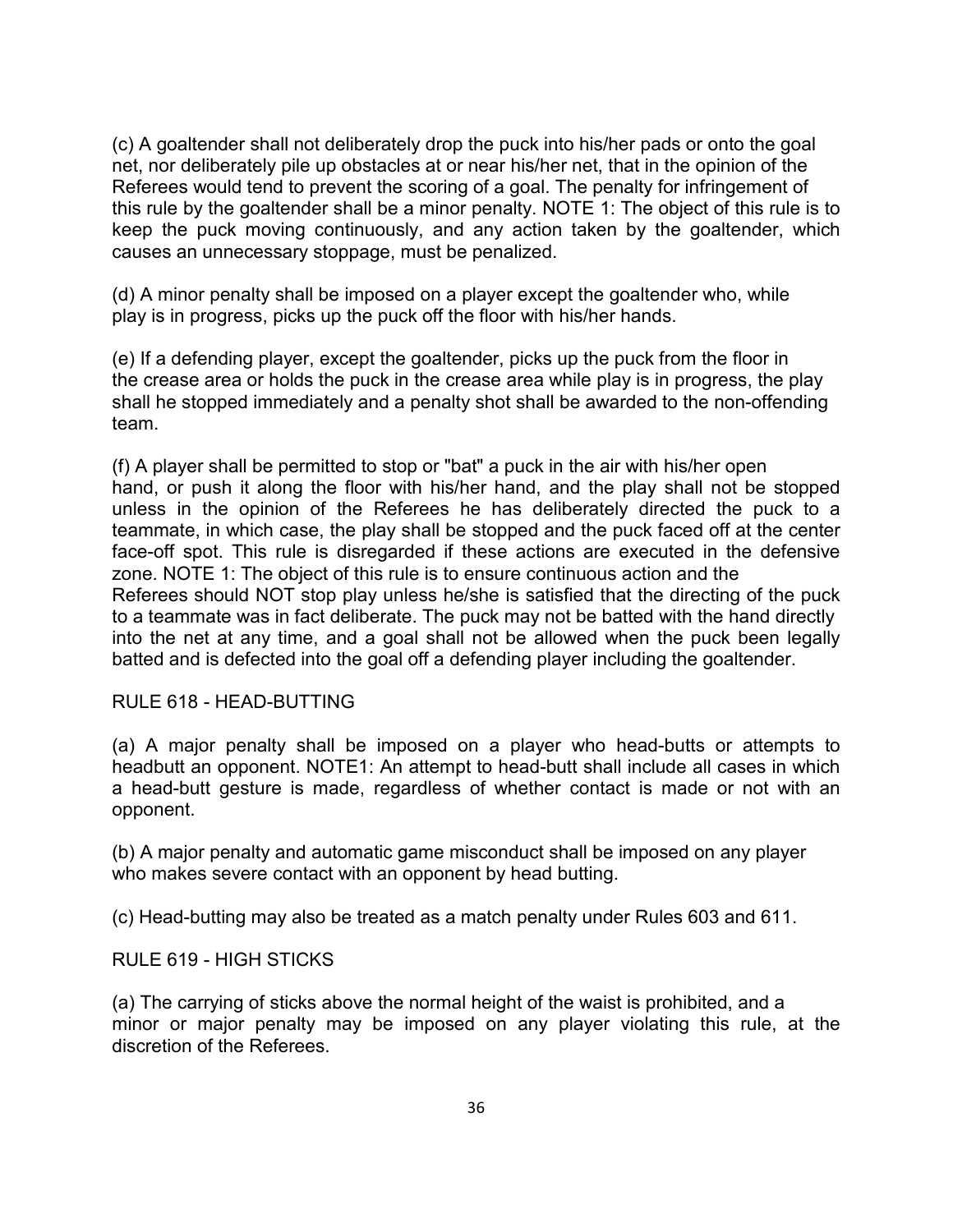(c) A goaltender shall not deliberately drop the puck into his/her pads or onto the goal net, nor deliberately pile up obstacles at or near his/her net, that in the opinion of the Referees would tend to prevent the scoring of a goal. The penalty for infringement of this rule by the goaltender shall be a minor penalty. NOTE 1: The object of this rule is to keep the puck moving continuously, and any action taken by the goaltender, which causes an unnecessary stoppage, must be penalized.

(d) A minor penalty shall be imposed on a player except the goaltender who, while play is in progress, picks up the puck off the floor with his/her hands.

(e) If a defending player, except the goaltender, picks up the puck from the floor in the crease area or holds the puck in the crease area while play is in progress, the play shall he stopped immediately and a penalty shot shall be awarded to the non-offending team.

(f) A player shall be permitted to stop or "bat" a puck in the air with his/her open hand, or push it along the floor with his/her hand, and the play shall not be stopped unless in the opinion of the Referees he has deliberately directed the puck to a teammate, in which case, the play shall be stopped and the puck faced off at the center face-off spot. This rule is disregarded if these actions are executed in the defensive zone. NOTE 1: The object of this rule is to ensure continuous action and the Referees should NOT stop play unless he/she is satisfied that the directing of the puck to a teammate was in fact deliberate. The puck may not be batted with the hand directly into the net at any time, and a goal shall not be allowed when the puck been legally batted and is defected into the goal off a defending player including the goaltender.

## RULE 618 - HEAD-BUTTING

(a) A major penalty shall be imposed on a player who head-butts or attempts to headbutt an opponent. NOTE1: An attempt to head-butt shall include all cases in which a head-butt gesture is made, regardless of whether contact is made or not with an opponent.

(b) A major penalty and automatic game misconduct shall be imposed on any player who makes severe contact with an opponent by head butting.

(c) Head-butting may also be treated as a match penalty under Rules 603 and 611.

## RULE 619 - HIGH STICKS

(a) The carrying of sticks above the normal height of the waist is prohibited, and a minor or major penalty may be imposed on any player violating this rule, at the discretion of the Referees.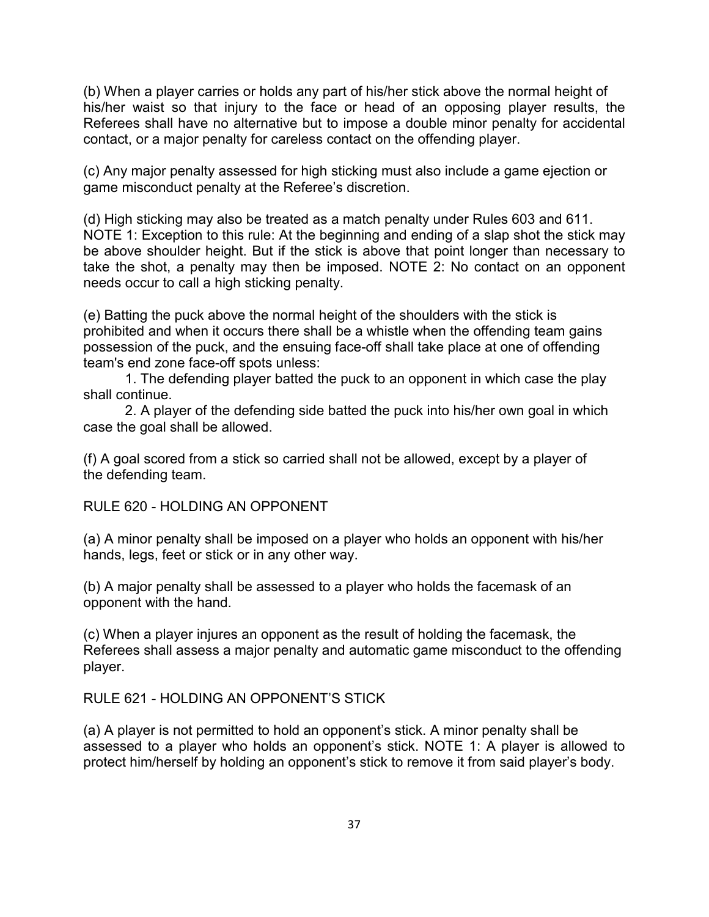(b) When a player carries or holds any part of his/her stick above the normal height of his/her waist so that injury to the face or head of an opposing player results, the Referees shall have no alternative but to impose a double minor penalty for accidental contact, or a major penalty for careless contact on the offending player.

(c) Any major penalty assessed for high sticking must also include a game ejection or game misconduct penalty at the Referee's discretion.

(d) High sticking may also be treated as a match penalty under Rules 603 and 611. NOTE 1: Exception to this rule: At the beginning and ending of a slap shot the stick may be above shoulder height. But if the stick is above that point longer than necessary to take the shot, a penalty may then be imposed. NOTE 2: No contact on an opponent needs occur to call a high sticking penalty.

(e) Batting the puck above the normal height of the shoulders with the stick is prohibited and when it occurs there shall be a whistle when the offending team gains possession of the puck, and the ensuing face-off shall take place at one of offending team's end zone face-off spots unless:

1. The defending player batted the puck to an opponent in which case the play shall continue.
2. A player of the defending side batted the puck into his/her own goal in which case the goal shall be allowed.

(f) A goal scored from a stick so carried shall not be allowed, except by a player of the defending team.

## RULE 620 - HOLDING AN OPPONENT

(a) A minor penalty shall be imposed on a player who holds an opponent with his/her hands, legs, feet or stick or in any other way.

(b) A major penalty shall be assessed to a player who holds the facemask of an opponent with the hand.

(c) When a player injures an opponent as the result of holding the facemask, the Referees shall assess a major penalty and automatic game misconduct to the offending player.

## RULE 621 - HOLDING AN OPPONENT'S STICK

(a) A player is not permitted to hold an opponent's stick. A minor penalty shall be assessed to a player who holds an opponent's stick. NOTE 1: A player is allowed to protect him/herself by holding an opponent's stick to remove it from said player's body.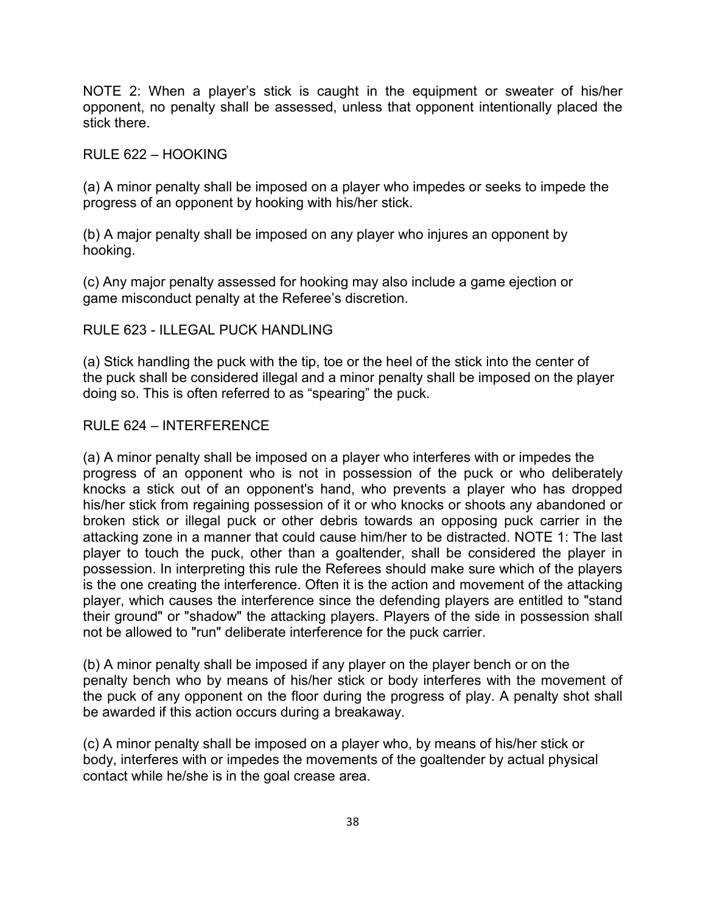NOTE 2: When a player's stick is caught in the equipment or sweater of his/her opponent, no penalty shall be assessed, unless that opponent intentionally placed the stick there.

## RULE 622 – HOOKING

(a) A minor penalty shall be imposed on a player who impedes or seeks to impede the progress of an opponent by hooking with his/her stick.

(b) A major penalty shall be imposed on any player who injures an opponent by hooking.

(c) Any major penalty assessed for hooking may also include a game ejection or game misconduct penalty at the Referee's discretion.

## RULE 623 - ILLEGAL PUCK HANDLING

(a) Stick handling the puck with the tip, toe or the heel of the stick into the center of the puck shall be considered illegal and a minor penalty shall be imposed on the player doing so. This is often referred to as "spearing" the puck.

## RULE 624 – INTERFERENCE

(a) A minor penalty shall be imposed on a player who interferes with or impedes the progress of an opponent who is not in possession of the puck or who deliberately knocks a stick out of an opponent's hand, who prevents a player who has dropped his/her stick from regaining possession of it or who knocks or shoots any abandoned or broken stick or illegal puck or other debris towards an opposing puck carrier in the attacking zone in a manner that could cause him/her to be distracted. NOTE 1: The last player to touch the puck, other than a goaltender, shall be considered the player in possession. In interpreting this rule the Referees should make sure which of the players is the one creating the interference. Often it is the action and movement of the attacking player, which causes the interference since the defending players are entitled to "stand their ground" or "shadow" the attacking players. Players of the side in possession shall not be allowed to "run" deliberate interference for the puck carrier.

(b) A minor penalty shall be imposed if any player on the player bench or on the penalty bench who by means of his/her stick or body interferes with the movement of the puck of any opponent on the floor during the progress of play. A penalty shot shall be awarded if this action occurs during a breakaway.

(c) A minor penalty shall be imposed on a player who, by means of his/her stick or body, interferes with or impedes the movements of the goaltender by actual physical contact while he/she is in the goal crease area.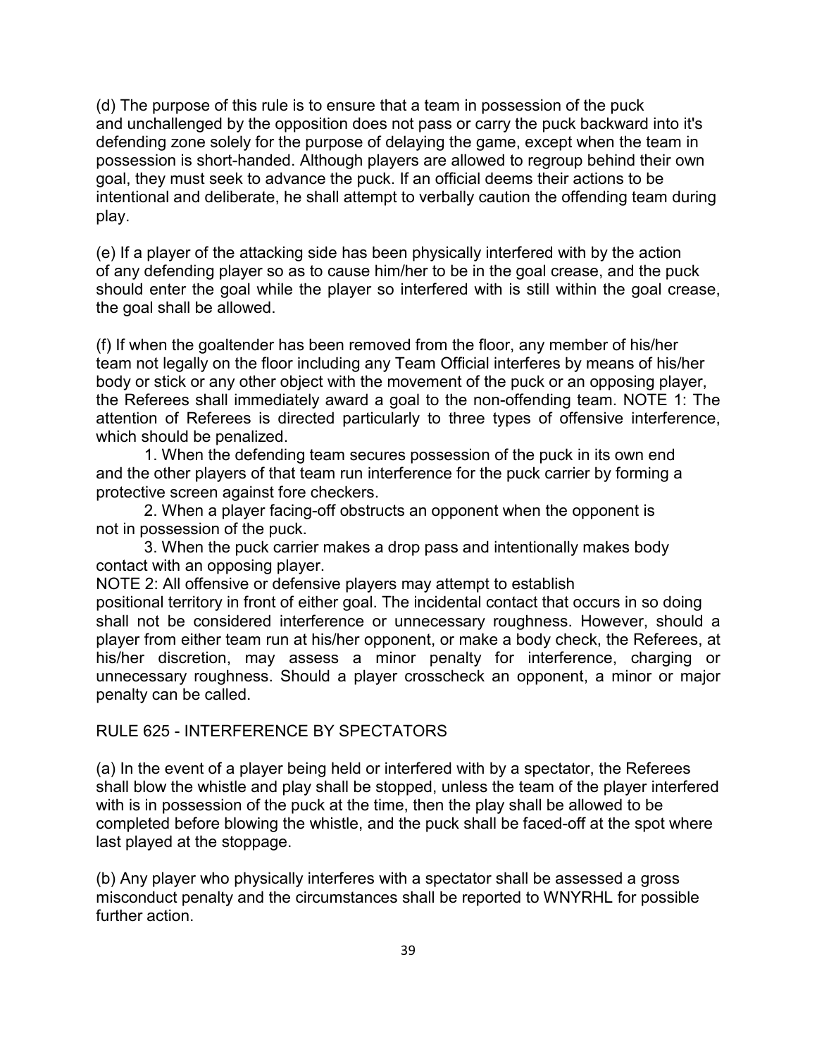(d) The purpose of this rule is to ensure that a team in possession of the puck and unchallenged by the opposition does not pass or carry the puck backward into it's defending zone solely for the purpose of delaying the game, except when the team in possession is short-handed. Although players are allowed to regroup behind their own goal, they must seek to advance the puck. If an official deems their actions to be intentional and deliberate, he shall attempt to verbally caution the offending team during play.

(e) If a player of the attacking side has been physically interfered with by the action of any defending player so as to cause him/her to be in the goal crease, and the puck should enter the goal while the player so interfered with is still within the goal crease, the goal shall be allowed.

(f) If when the goaltender has been removed from the floor, any member of his/her team not legally on the floor including any Team Official interferes by means of his/her body or stick or any other object with the movement of the puck or an opposing player, the Referees shall immediately award a goal to the non-offending team. NOTE 1: The attention of Referees is directed particularly to three types of offensive interference, which should be penalized.

1. When the defending team secures possession of the puck in its own end and the other players of that team run interference for the puck carrier by forming a protective screen against fore checkers.

2. When a player facing-off obstructs an opponent when the opponent is not in possession of the puck.

3. When the puck carrier makes a drop pass and intentionally makes body contact with an opposing player.

NOTE 2: All offensive or defensive players may attempt to establish positional territory in front of either goal. The incidental contact that occurs in so doing shall not be considered interference or unnecessary roughness. However, should a player from either team run at his/her opponent, or make a body check, the Referees, at his/her discretion, may assess a minor penalty for interference, charging or unnecessary roughness. Should a player crosscheck an opponent, a minor or major penalty can be called.

## RULE 625 - INTERFERENCE BY SPECTATORS

(a) In the event of a player being held or interfered with by a spectator, the Referees shall blow the whistle and play shall be stopped, unless the team of the player interfered with is in possession of the puck at the time, then the play shall be allowed to be completed before blowing the whistle, and the puck shall be faced-off at the spot where last played at the stoppage.

(b) Any player who physically interferes with a spectator shall be assessed a gross misconduct penalty and the circumstances shall be reported to WNYRHL for possible further action.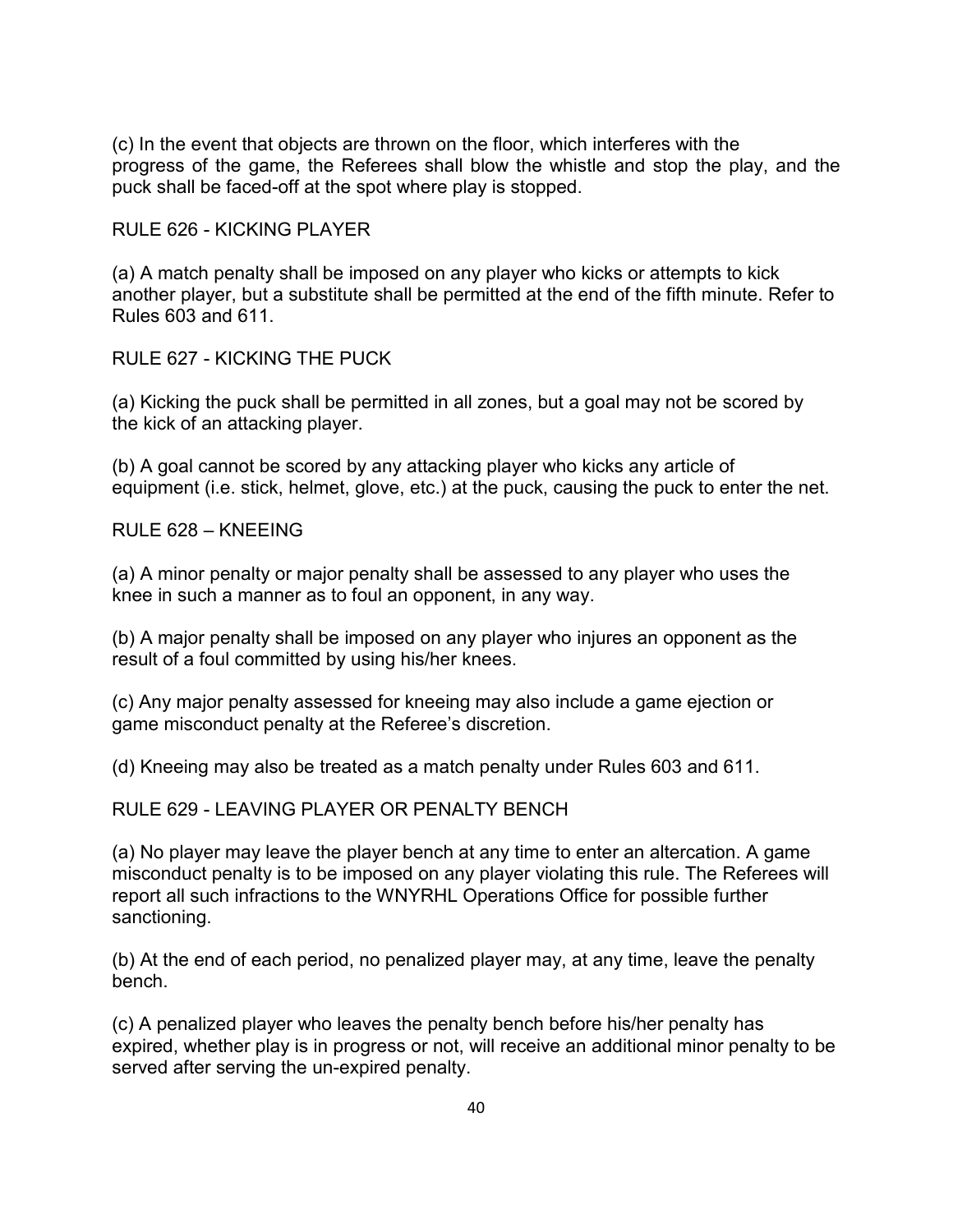(c) In the event that objects are thrown on the floor, which interferes with the progress of the game, the Referees shall blow the whistle and stop the play, and the puck shall be faced-off at the spot where play is stopped.

## RULE 626 - KICKING PLAYER

(a) A match penalty shall be imposed on any player who kicks or attempts to kick another player, but a substitute shall be permitted at the end of the fifth minute. Refer to Rules 603 and 611.

## RULE 627 - KICKING THE PUCK

(a) Kicking the puck shall be permitted in all zones, but a goal may not be scored by the kick of an attacking player.

(b) A goal cannot be scored by any attacking player who kicks any article of equipment (i.e. stick, helmet, glove, etc.) at the puck, causing the puck to enter the net.

## RULE 628 – KNEEING

(a) A minor penalty or major penalty shall be assessed to any player who uses the knee in such a manner as to foul an opponent, in any way.

(b) A major penalty shall be imposed on any player who injures an opponent as the result of a foul committed by using his/her knees.

(c) Any major penalty assessed for kneeing may also include a game ejection or game misconduct penalty at the Referee's discretion.

(d) Kneeing may also be treated as a match penalty under Rules 603 and 611.

## RULE 629 - LEAVING PLAYER OR PENALTY BENCH

(a) No player may leave the player bench at any time to enter an altercation. A game misconduct penalty is to be imposed on any player violating this rule. The Referees will report all such infractions to the WNYRHL Operations Office for possible further sanctioning.

(b) At the end of each period, no penalized player may, at any time, leave the penalty bench.

(c) A penalized player who leaves the penalty bench before his/her penalty has expired, whether play is in progress or not, will receive an additional minor penalty to be served after serving the un-expired penalty.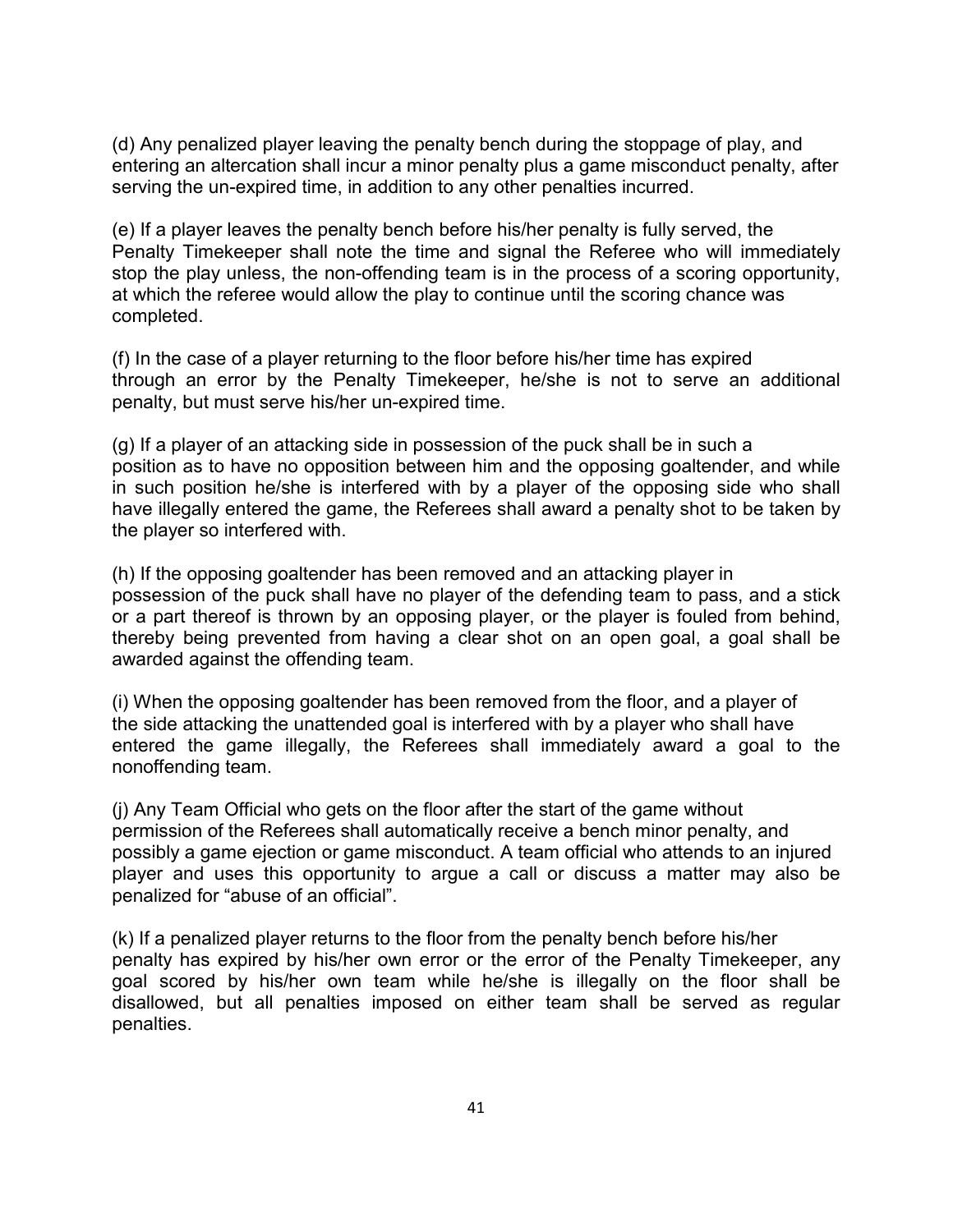(d) Any penalized player leaving the penalty bench during the stoppage of play, and entering an altercation shall incur a minor penalty plus a game misconduct penalty, after serving the un-expired time, in addition to any other penalties incurred.

(e) If a player leaves the penalty bench before his/her penalty is fully served, the Penalty Timekeeper shall note the time and signal the Referee who will immediately stop the play unless, the non-offending team is in the process of a scoring opportunity, at which the referee would allow the play to continue until the scoring chance was completed.

(f) In the case of a player returning to the floor before his/her time has expired through an error by the Penalty Timekeeper, he/she is not to serve an additional penalty, but must serve his/her un-expired time.

(g) If a player of an attacking side in possession of the puck shall be in such a position as to have no opposition between him and the opposing goaltender, and while in such position he/she is interfered with by a player of the opposing side who shall have illegally entered the game, the Referees shall award a penalty shot to be taken by the player so interfered with.

(h) If the opposing goaltender has been removed and an attacking player in possession of the puck shall have no player of the defending team to pass, and a stick or a part thereof is thrown by an opposing player, or the player is fouled from behind, thereby being prevented from having a clear shot on an open goal, a goal shall be awarded against the offending team.

(i) When the opposing goaltender has been removed from the floor, and a player of the side attacking the unattended goal is interfered with by a player who shall have entered the game illegally, the Referees shall immediately award a goal to the nonoffending team.

(j) Any Team Official who gets on the floor after the start of the game without permission of the Referees shall automatically receive a bench minor penalty, and possibly a game ejection or game misconduct. A team official who attends to an injured player and uses this opportunity to argue a call or discuss a matter may also be penalized for "abuse of an official".

(k) If a penalized player returns to the floor from the penalty bench before his/her penalty has expired by his/her own error or the error of the Penalty Timekeeper, any goal scored by his/her own team while he/she is illegally on the floor shall be disallowed, but all penalties imposed on either team shall be served as regular penalties.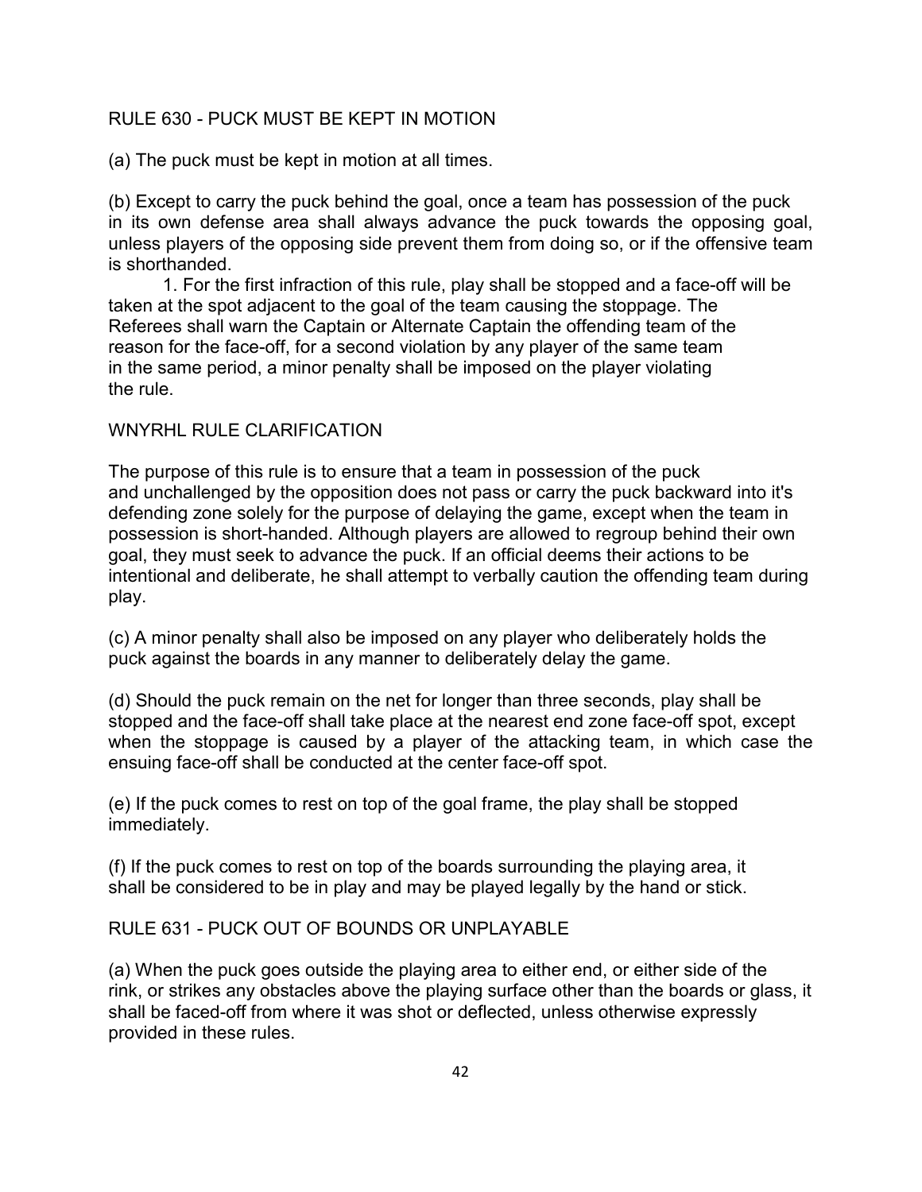## RULE 630 - PUCK MUST BE KEPT IN MOTION

(a) The puck must be kept in motion at all times.

(b) Except to carry the puck behind the goal, once a team has possession of the puck in its own defense area shall always advance the puck towards the opposing goal, unless players of the opposing side prevent them from doing so, or if the offensive team is shorthanded.

1. For the first infraction of this rule, play shall be stopped and a face-off will be taken at the spot adjacent to the goal of the team causing the stoppage. The Referees shall warn the Captain or Alternate Captain the offending team of the reason for the face-off, for a second violation by any player of the same team in the same period, a minor penalty shall be imposed on the player violating the rule.

### WNYRHL RULE CLARIFICATION

The purpose of this rule is to ensure that a team in possession of the puck and unchallenged by the opposition does not pass or carry the puck backward into it's defending zone solely for the purpose of delaying the game, except when the team in possession is short-handed. Although players are allowed to regroup behind their own goal, they must seek to advance the puck. If an official deems their actions to be intentional and deliberate, he shall attempt to verbally caution the offending team during play.

(c) A minor penalty shall also be imposed on any player who deliberately holds the puck against the boards in any manner to deliberately delay the game.

(d) Should the puck remain on the net for longer than three seconds, play shall be stopped and the face-off shall take place at the nearest end zone face-off spot, except when the stoppage is caused by a player of the attacking team, in which case the ensuing face-off shall be conducted at the center face-off spot.

(e) If the puck comes to rest on top of the goal frame, the play shall be stopped immediately.

(f) If the puck comes to rest on top of the boards surrounding the playing area, it shall be considered to be in play and may be played legally by the hand or stick.

## RULE 631 - PUCK OUT OF BOUNDS OR UNPLAYABLE

(a) When the puck goes outside the playing area to either end, or either side of the rink, or strikes any obstacles above the playing surface other than the boards or glass, it shall be faced-off from where it was shot or deflected, unless otherwise expressly provided in these rules.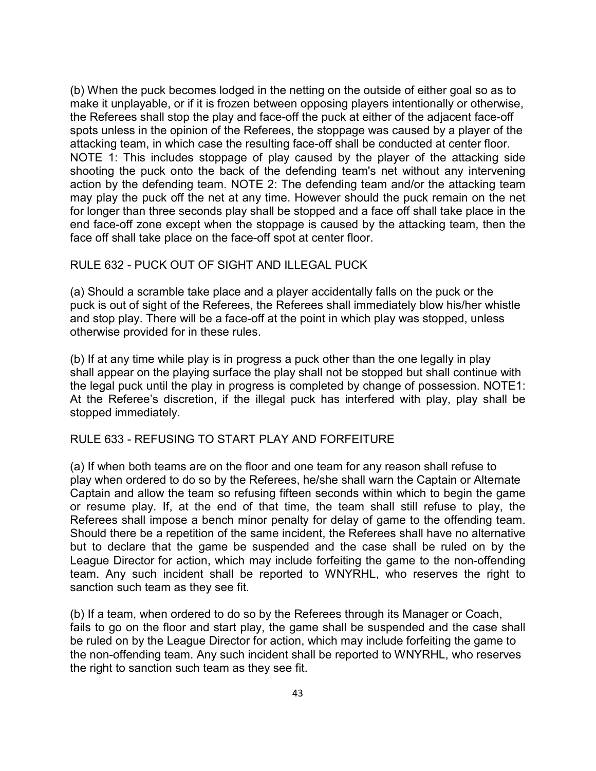(b) When the puck becomes lodged in the netting on the outside of either goal so as to make it unplayable, or if it is frozen between opposing players intentionally or otherwise, the Referees shall stop the play and face-off the puck at either of the adjacent face-off spots unless in the opinion of the Referees, the stoppage was caused by a player of the attacking team, in which case the resulting face-off shall be conducted at center floor. NOTE 1: This includes stoppage of play caused by the player of the attacking side shooting the puck onto the back of the defending team's net without any intervening action by the defending team. NOTE 2: The defending team and/or the attacking team may play the puck off the net at any time. However should the puck remain on the net for longer than three seconds play shall be stopped and a face off shall take place in the end face-off zone except when the stoppage is caused by the attacking team, then the face off shall take place on the face-off spot at center floor.

## RULE 632 - PUCK OUT OF SIGHT AND ILLEGAL PUCK

(a) Should a scramble take place and a player accidentally falls on the puck or the puck is out of sight of the Referees, the Referees shall immediately blow his/her whistle and stop play. There will be a face-off at the point in which play was stopped, unless otherwise provided for in these rules.

(b) If at any time while play is in progress a puck other than the one legally in play shall appear on the playing surface the play shall not be stopped but shall continue with the legal puck until the play in progress is completed by change of possession. NOTE1: At the Referee's discretion, if the illegal puck has interfered with play, play shall be stopped immediately.

## RULE 633 - REFUSING TO START PLAY AND FORFEITURE

(a) If when both teams are on the floor and one team for any reason shall refuse to play when ordered to do so by the Referees, he/she shall warn the Captain or Alternate Captain and allow the team so refusing fifteen seconds within which to begin the game or resume play. If, at the end of that time, the team shall still refuse to play, the Referees shall impose a bench minor penalty for delay of game to the offending team. Should there be a repetition of the same incident, the Referees shall have no alternative but to declare that the game be suspended and the case shall be ruled on by the League Director for action, which may include forfeiting the game to the non-offending team. Any such incident shall be reported to WNYRHL, who reserves the right to sanction such team as they see fit.

(b) If a team, when ordered to do so by the Referees through its Manager or Coach, fails to go on the floor and start play, the game shall be suspended and the case shall be ruled on by the League Director for action, which may include forfeiting the game to the non-offending team. Any such incident shall be reported to WNYRHL, who reserves the right to sanction such team as they see fit.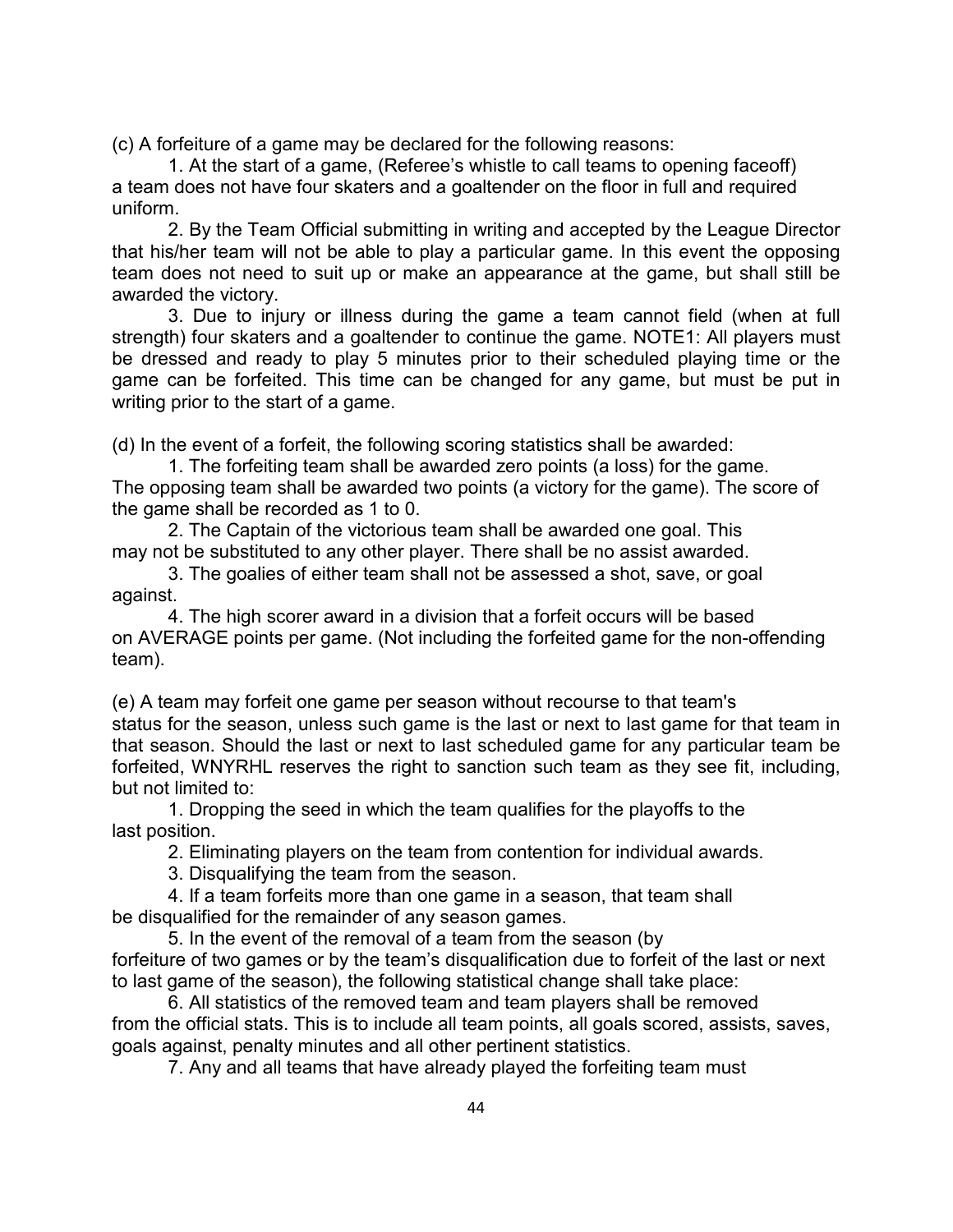(c) A forfeiture of a game may be declared for the following reasons:

1. At the start of a game, (Referee's whistle to call teams to opening faceoff) a team does not have four skaters and a goaltender on the floor in full and required uniform.

2. By the Team Official submitting in writing and accepted by the League Director that his/her team will not be able to play a particular game. In this event the opposing team does not need to suit up or make an appearance at the game, but shall still be awarded the victory.

3. Due to injury or illness during the game a team cannot field (when at full strength) four skaters and a goaltender to continue the game. NOTE1: All players must be dressed and ready to play 5 minutes prior to their scheduled playing time or the game can be forfeited. This time can be changed for any game, but must be put in writing prior to the start of a game.

(d) In the event of a forfeit, the following scoring statistics shall be awarded:

1. The forfeiting team shall be awarded zero points (a loss) for the game. The opposing team shall be awarded two points (a victory for the game). The score of the game shall be recorded as 1 to 0.

2. The Captain of the victorious team shall be awarded one goal. This may not be substituted to any other player. There shall be no assist awarded.

3. The goalies of either team shall not be assessed a shot, save, or goal against.

4. The high scorer award in a division that a forfeit occurs will be based on AVERAGE points per game. (Not including the forfeited game for the non-offending team).

(e) A team may forfeit one game per season without recourse to that team's status for the season, unless such game is the last or next to last game for that team in that season. Should the last or next to last scheduled game for any particular team be forfeited, WNYRHL reserves the right to sanction such team as they see fit, including, but not limited to:

1. Dropping the seed in which the team qualifies for the playoffs to the last position.

2. Eliminating players on the team from contention for individual awards.

3. Disqualifying the team from the season.

4. If a team forfeits more than one game in a season, that team shall be disqualified for the remainder of any season games.

5. In the event of the removal of a team from the season (by forfeiture of two games or by the team's disqualification due to forfeit of the last or next to last game of the season), the following statistical change shall take place:

6. All statistics of the removed team and team players shall be removed from the official stats. This is to include all team points, all goals scored, assists, saves, goals against, penalty minutes and all other pertinent statistics.

7. Any and all teams that have already played the forfeiting team must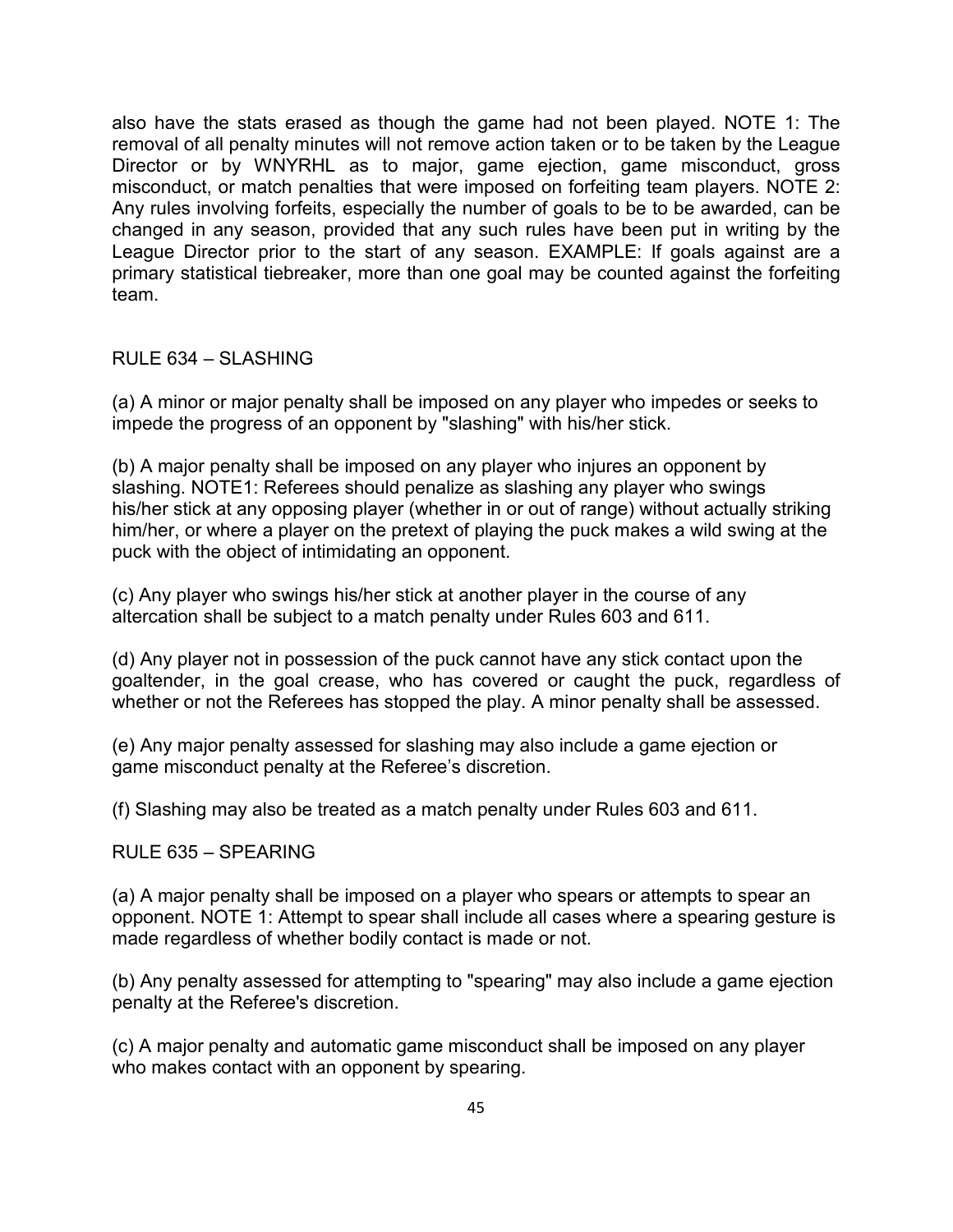also have the stats erased as though the game had not been played. NOTE 1: The removal of all penalty minutes will not remove action taken or to be taken by the League Director or by WNYRHL as to major, game ejection, game misconduct, gross misconduct, or match penalties that were imposed on forfeiting team players. NOTE 2: Any rules involving forfeits, especially the number of goals to be to be awarded, can be changed in any season, provided that any such rules have been put in writing by the League Director prior to the start of any season. EXAMPLE: If goals against are a primary statistical tiebreaker, more than one goal may be counted against the forfeiting team.

## RULE 634 – SLASHING

(a) A minor or major penalty shall be imposed on any player who impedes or seeks to impede the progress of an opponent by "slashing" with his/her stick.

(b) A major penalty shall be imposed on any player who injures an opponent by slashing. NOTE1: Referees should penalize as slashing any player who swings his/her stick at any opposing player (whether in or out of range) without actually striking him/her, or where a player on the pretext of playing the puck makes a wild swing at the puck with the object of intimidating an opponent.

(c) Any player who swings his/her stick at another player in the course of any altercation shall be subject to a match penalty under Rules 603 and 611.

(d) Any player not in possession of the puck cannot have any stick contact upon the goaltender, in the goal crease, who has covered or caught the puck, regardless of whether or not the Referees has stopped the play. A minor penalty shall be assessed.

(e) Any major penalty assessed for slashing may also include a game ejection or game misconduct penalty at the Referee's discretion.

(f) Slashing may also be treated as a match penalty under Rules 603 and 611.

## RULE 635 – SPEARING

(a) A major penalty shall be imposed on a player who spears or attempts to spear an opponent. NOTE 1: Attempt to spear shall include all cases where a spearing gesture is made regardless of whether bodily contact is made or not.

(b) Any penalty assessed for attempting to "spearing" may also include a game ejection penalty at the Referee's discretion.

(c) A major penalty and automatic game misconduct shall be imposed on any player who makes contact with an opponent by spearing.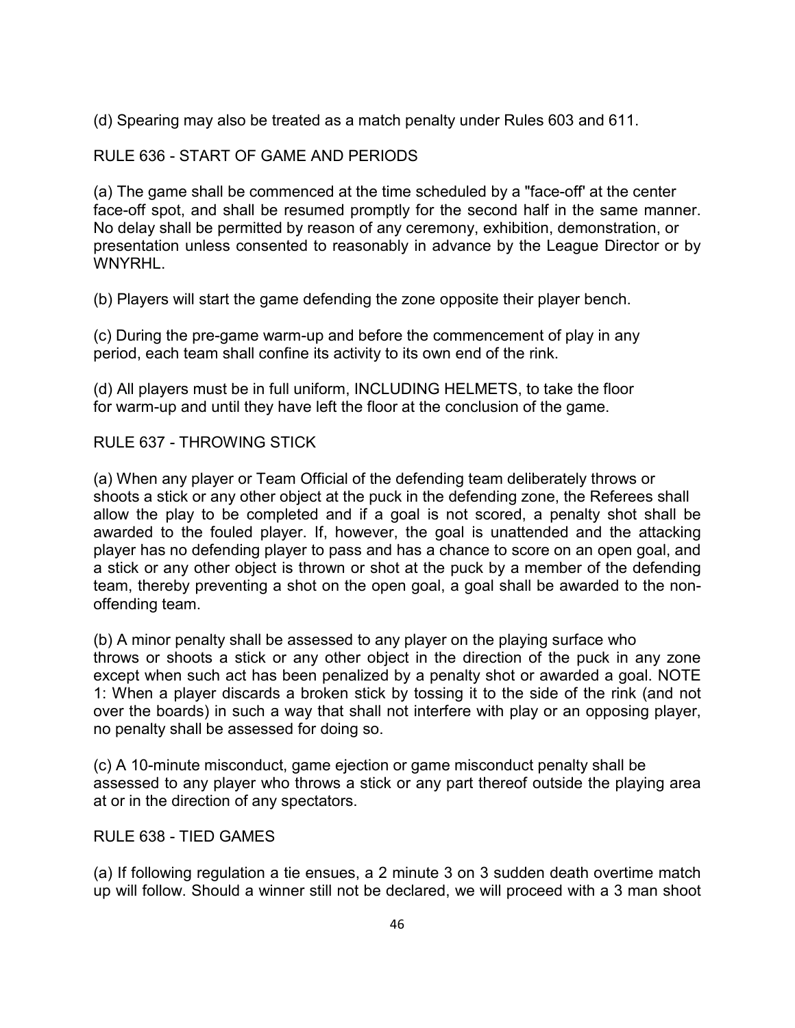(d) Spearing may also be treated as a match penalty under Rules 603 and 611.

## RULE 636 - START OF GAME AND PERIODS

(a) The game shall be commenced at the time scheduled by a "face-off' at the center face-off spot, and shall be resumed promptly for the second half in the same manner. No delay shall be permitted by reason of any ceremony, exhibition, demonstration, or presentation unless consented to reasonably in advance by the League Director or by WNYRHL.

(b) Players will start the game defending the zone opposite their player bench.

(c) During the pre-game warm-up and before the commencement of play in any period, each team shall confine its activity to its own end of the rink.

(d) All players must be in full uniform, INCLUDING HELMETS, to take the floor for warm-up and until they have left the floor at the conclusion of the game.

## RULE 637 - THROWING STICK

(a) When any player or Team Official of the defending team deliberately throws or shoots a stick or any other object at the puck in the defending zone, the Referees shall allow the play to be completed and if a goal is not scored, a penalty shot shall be awarded to the fouled player. If, however, the goal is unattended and the attacking player has no defending player to pass and has a chance to score on an open goal, and a stick or any other object is thrown or shot at the puck by a member of the defending team, thereby preventing a shot on the open goal, a goal shall be awarded to the non-offending team.

(b) A minor penalty shall be assessed to any player on the playing surface who throws or shoots a stick or any other object in the direction of the puck in any zone except when such act has been penalized by a penalty shot or awarded a goal. NOTE 1: When a player discards a broken stick by tossing it to the side of the rink (and not over the boards) in such a way that shall not interfere with play or an opposing player, no penalty shall be assessed for doing so.

(c) A 10-minute misconduct, game ejection or game misconduct penalty shall be assessed to any player who throws a stick or any part thereof outside the playing area at or in the direction of any spectators.

## RULE 638 - TIED GAMES

(a) If following regulation a tie ensues, a 2 minute 3 on 3 sudden death overtime match up will follow. Should a winner still not be declared, we will proceed with a 3 man shoot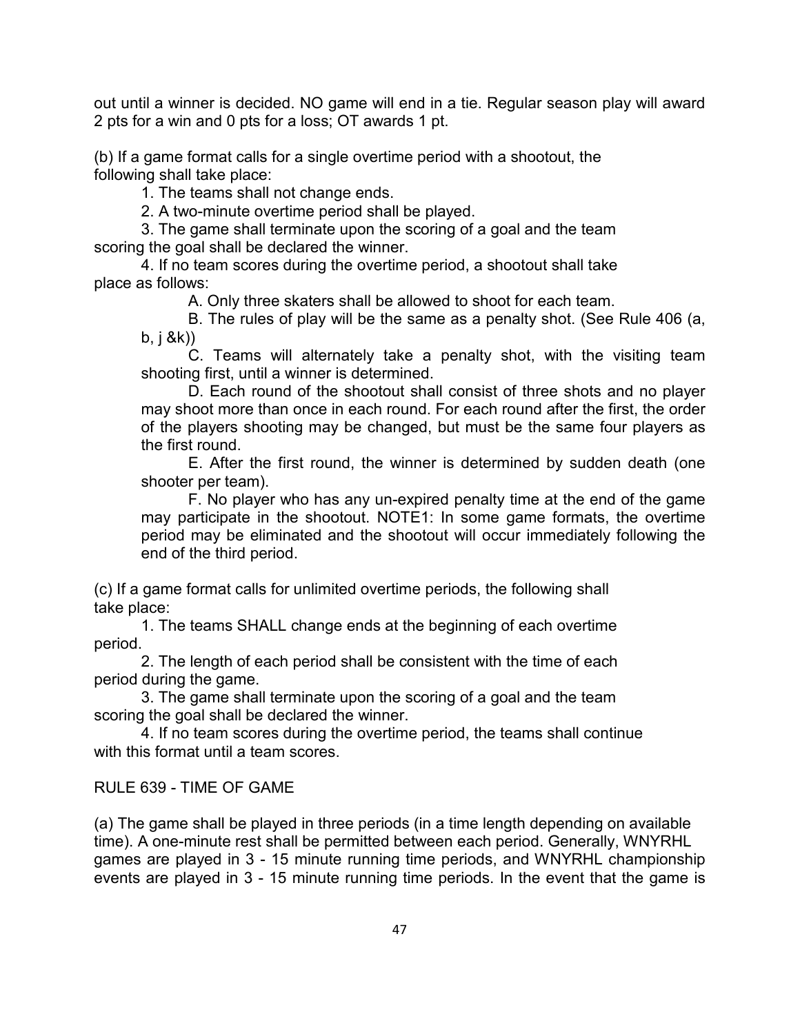out until a winner is decided. NO game will end in a tie. Regular season play will award 2 pts for a win and 0 pts for a loss; OT awards 1 pt.

(b) If a game format calls for a single overtime period with a shootout, the following shall take place:

1. The teams shall not change ends.

2. A two-minute overtime period shall be played.

3. The game shall terminate upon the scoring of a goal and the team scoring the goal shall be declared the winner.

4. If no team scores during the overtime period, a shootout shall take place as follows:

A. Only three skaters shall be allowed to shoot for each team.

B. The rules of play will be the same as a penalty shot. (See Rule 406 (a, b, j &k))

C. Teams will alternately take a penalty shot, with the visiting team shooting first, until a winner is determined.

D. Each round of the shootout shall consist of three shots and no player may shoot more than once in each round. For each round after the first, the order of the players shooting may be changed, but must be the same four players as the first round.

E. After the first round, the winner is determined by sudden death (one shooter per team).

F. No player who has any un-expired penalty time at the end of the game may participate in the shootout. NOTE1: In some game formats, the overtime period may be eliminated and the shootout will occur immediately following the end of the third period.

(c) If a game format calls for unlimited overtime periods, the following shall take place:

1. The teams SHALL change ends at the beginning of each overtime period.

2. The length of each period shall be consistent with the time of each period during the game.

3. The game shall terminate upon the scoring of a goal and the team scoring the goal shall be declared the winner.

4. If no team scores during the overtime period, the teams shall continue with this format until a team scores.

RULE 639 - TIME OF GAME

(a) The game shall be played in three periods (in a time length depending on available time). A one-minute rest shall be permitted between each period. Generally, WNYRHL games are played in 3 - 15 minute running time periods, and WNYRHL championship events are played in 3 - 15 minute running time periods. In the event that the game is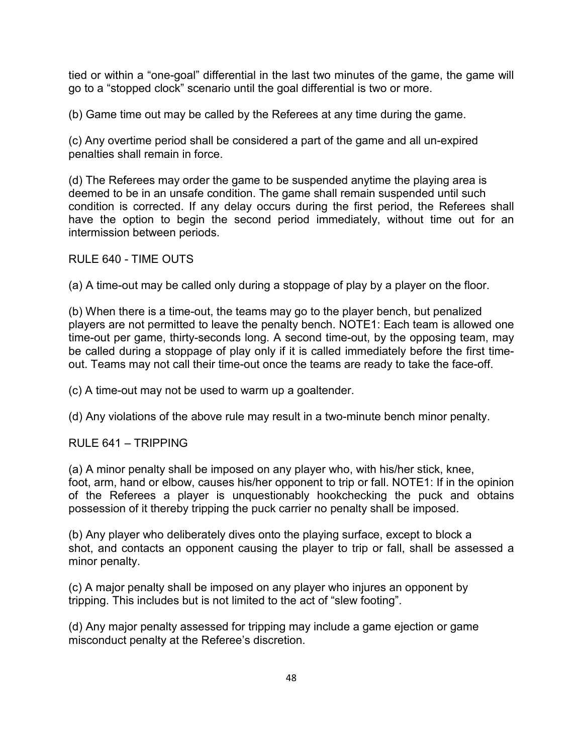tied or within a "one-goal" differential in the last two minutes of the game, the game will go to a "stopped clock" scenario until the goal differential is two or more.

(b) Game time out may be called by the Referees at any time during the game.

(c) Any overtime period shall be considered a part of the game and all un-expired penalties shall remain in force.

(d) The Referees may order the game to be suspended anytime the playing area is deemed to be in an unsafe condition. The game shall remain suspended until such condition is corrected. If any delay occurs during the first period, the Referees shall have the option to begin the second period immediately, without time out for an intermission between periods.

## RULE 640 - TIME OUTS

(a) A time-out may be called only during a stoppage of play by a player on the floor.

(b) When there is a time-out, the teams may go to the player bench, but penalized players are not permitted to leave the penalty bench. NOTE1: Each team is allowed one time-out per game, thirty-seconds long. A second time-out, by the opposing team, may be called during a stoppage of play only if it is called immediately before the first time-out. Teams may not call their time-out once the teams are ready to take the face-off.

(c) A time-out may not be used to warm up a goaltender.

(d) Any violations of the above rule may result in a two-minute bench minor penalty.

## RULE 641 – TRIPPING

(a) A minor penalty shall be imposed on any player who, with his/her stick, knee, foot, arm, hand or elbow, causes his/her opponent to trip or fall. NOTE1: If in the opinion of the Referees a player is unquestionably hookchecking the puck and obtains possession of it thereby tripping the puck carrier no penalty shall be imposed.

(b) Any player who deliberately dives onto the playing surface, except to block a shot, and contacts an opponent causing the player to trip or fall, shall be assessed a minor penalty.

(c) A major penalty shall be imposed on any player who injures an opponent by tripping. This includes but is not limited to the act of "slew footing".

(d) Any major penalty assessed for tripping may include a game ejection or game misconduct penalty at the Referee's discretion.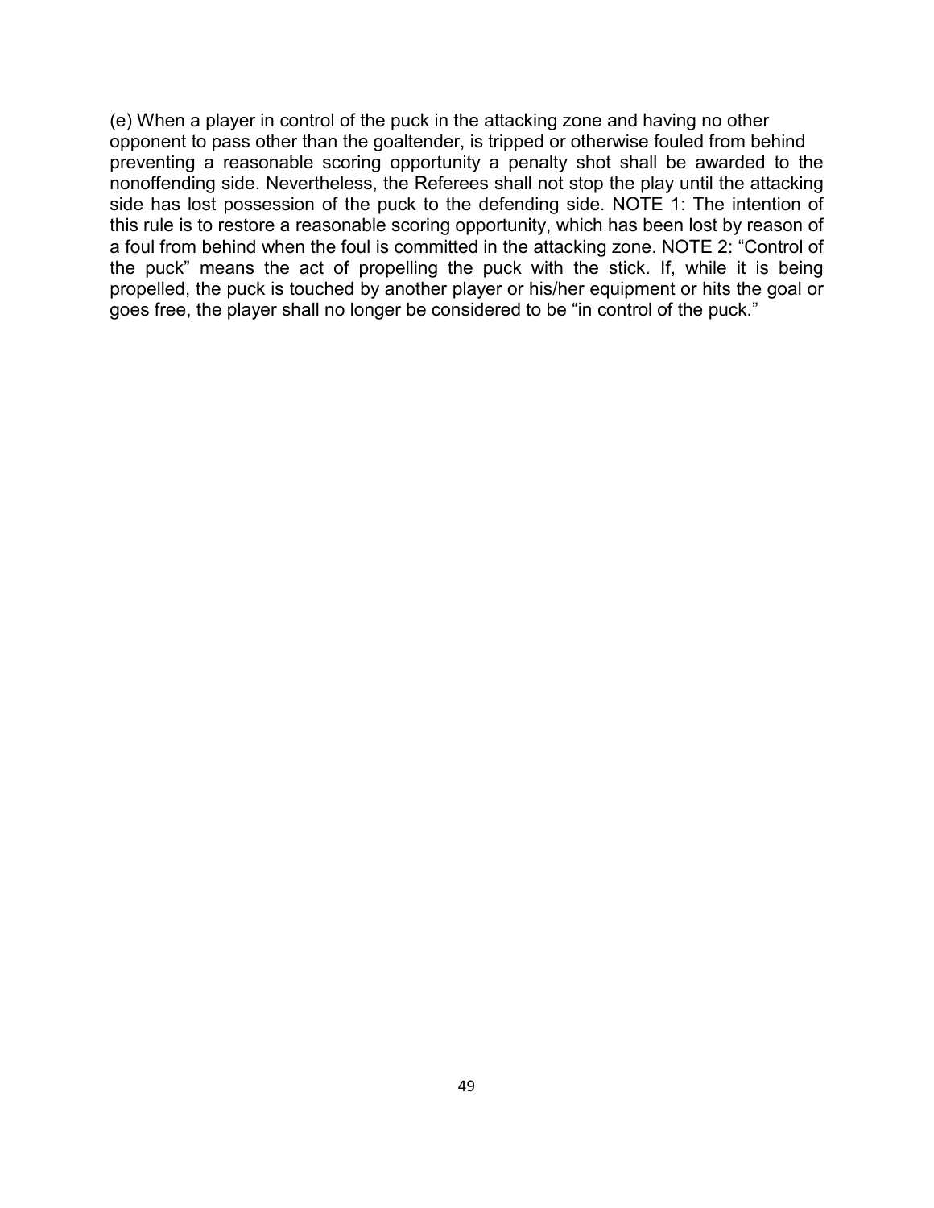(e) When a player in control of the puck in the attacking zone and having no other opponent to pass other than the goaltender, is tripped or otherwise fouled from behind preventing a reasonable scoring opportunity a penalty shot shall be awarded to the nonoffending side. Nevertheless, the Referees shall not stop the play until the attacking side has lost possession of the puck to the defending side. NOTE 1: The intention of this rule is to restore a reasonable scoring opportunity, which has been lost by reason of a foul from behind when the foul is committed in the attacking zone. NOTE 2: “Control of the puck” means the act of propelling the puck with the stick. If, while it is being propelled, the puck is touched by another player or his/her equipment or hits the goal or goes free, the player shall no longer be considered to be “in control of the puck.”